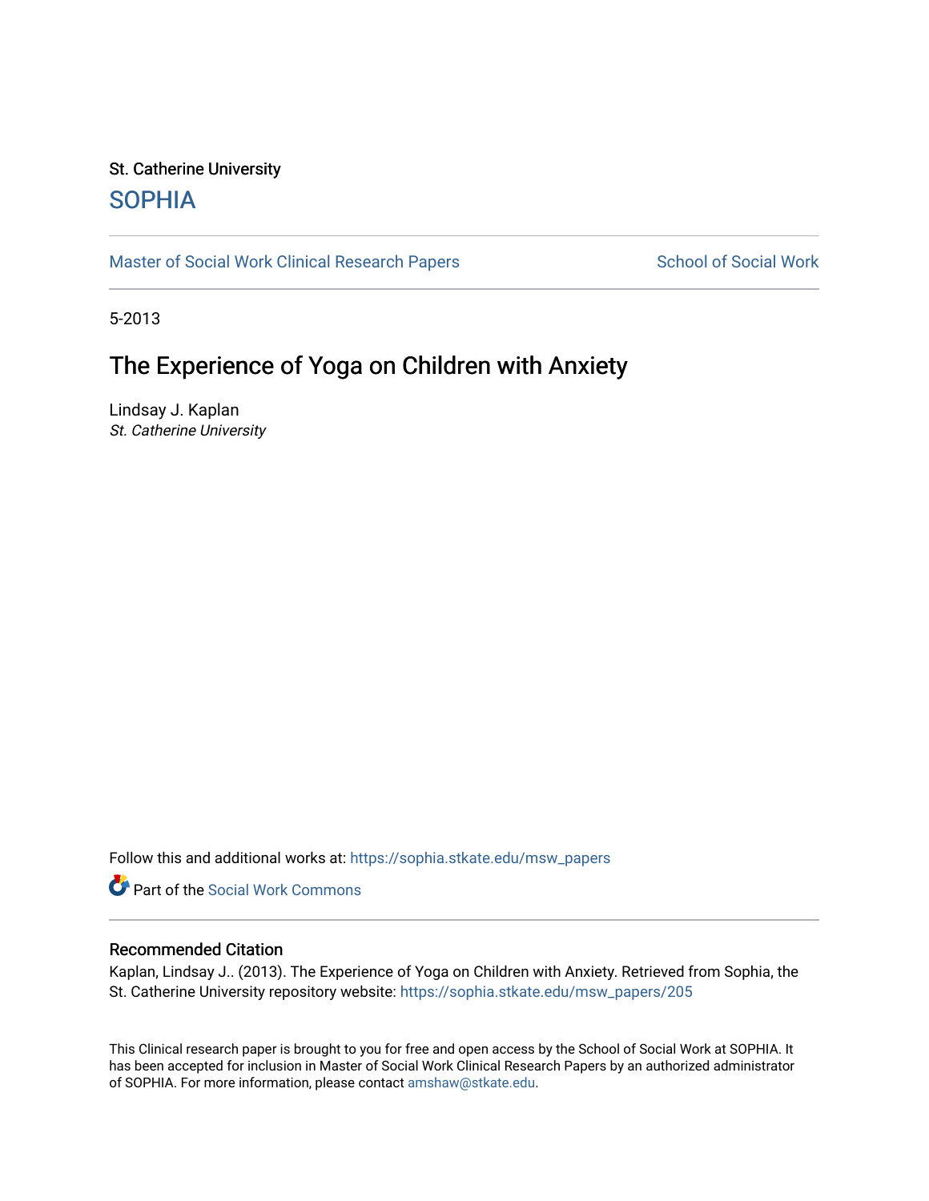St. Catherine University

SOPHIA

Master of Social Work Clinical Research Papers — School of Social Work

5-2013

# The Experience of Yoga on Children with Anxiety

Lindsay J. Kaplan
*St. Catherine University*

Follow this and additional works at: https://sophia.stkate.edu/msw_papers

Part of the Social Work Commons

## Recommended Citation

Kaplan, Lindsay J.. (2013). The Experience of Yoga on Children with Anxiety. Retrieved from Sophia, the St. Catherine University repository website: https://sophia.stkate.edu/msw_papers/205

This Clinical research paper is brought to you for free and open access by the School of Social Work at SOPHIA. It has been accepted for inclusion in Master of Social Work Clinical Research Papers by an authorized administrator of SOPHIA. For more information, please contact amshaw@stkate.edu.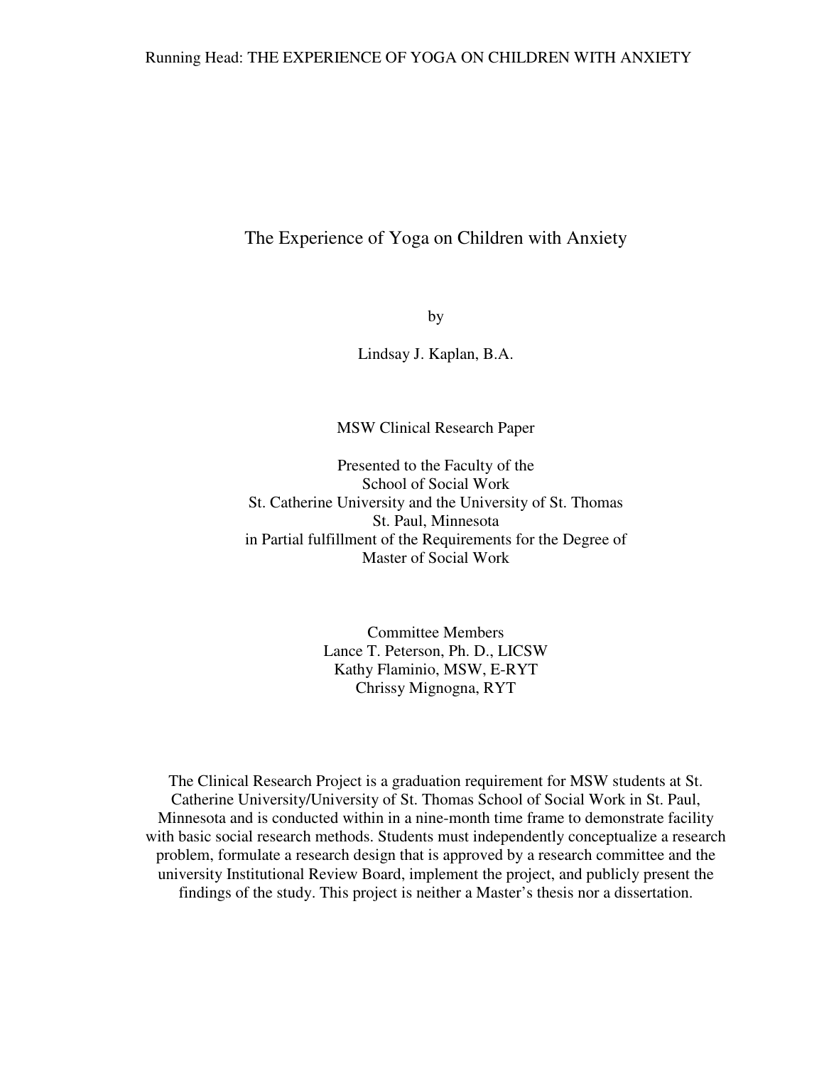# The Experience of Yoga on Children with Anxiety

by

Lindsay J. Kaplan, B.A.

MSW Clinical Research Paper

Presented to the Faculty of the
School of Social Work
St. Catherine University and the University of St. Thomas
St. Paul, Minnesota
in Partial fulfillment of the Requirements for the Degree of
Master of Social Work

Committee Members
Lance T. Peterson, Ph. D., LICSW
Kathy Flaminio, MSW, E-RYT
Chrissy Mignogna, RYT

The Clinical Research Project is a graduation requirement for MSW students at St. Catherine University/University of St. Thomas School of Social Work in St. Paul, Minnesota and is conducted within in a nine-month time frame to demonstrate facility with basic social research methods. Students must independently conceptualize a research problem, formulate a research design that is approved by a research committee and the university Institutional Review Board, implement the project, and publicly present the findings of the study. This project is neither a Master's thesis nor a dissertation.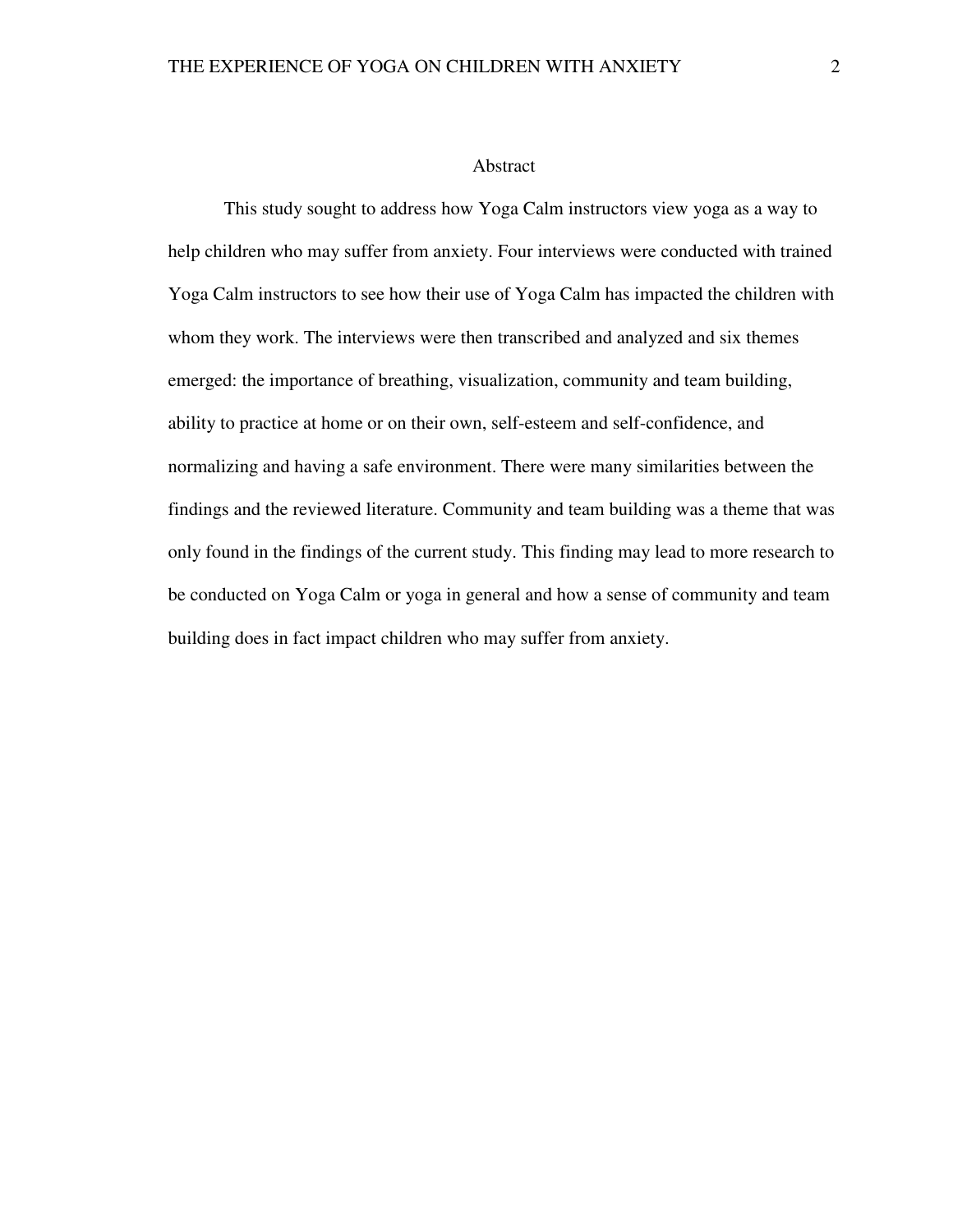# Abstract

This study sought to address how Yoga Calm instructors view yoga as a way to help children who may suffer from anxiety. Four interviews were conducted with trained Yoga Calm instructors to see how their use of Yoga Calm has impacted the children with whom they work. The interviews were then transcribed and analyzed and six themes emerged: the importance of breathing, visualization, community and team building, ability to practice at home or on their own, self-esteem and self-confidence, and normalizing and having a safe environment. There were many similarities between the findings and the reviewed literature. Community and team building was a theme that was only found in the findings of the current study. This finding may lead to more research to be conducted on Yoga Calm or yoga in general and how a sense of community and team building does in fact impact children who may suffer from anxiety.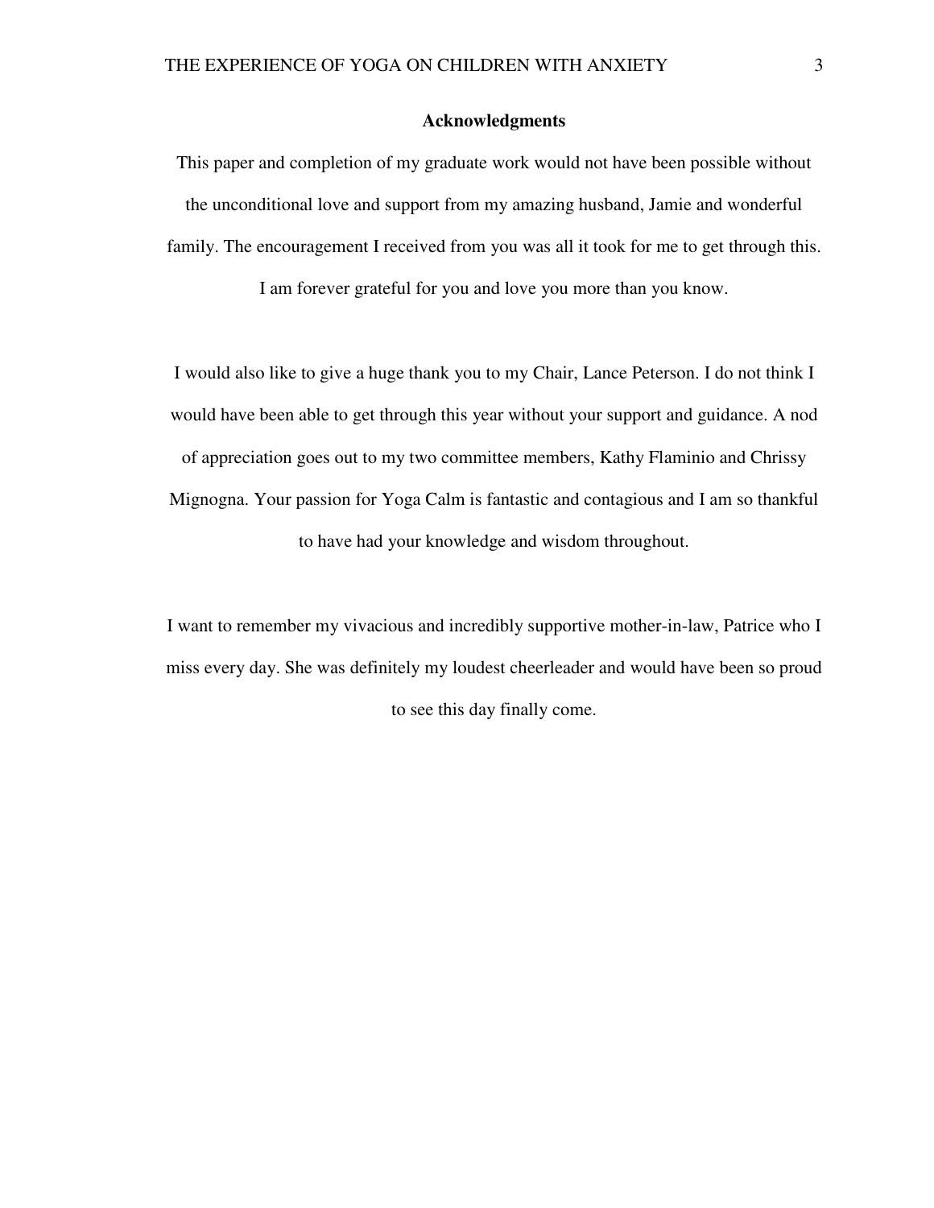# Acknowledgments

This paper and completion of my graduate work would not have been possible without the unconditional love and support from my amazing husband, Jamie and wonderful family. The encouragement I received from you was all it took for me to get through this. I am forever grateful for you and love you more than you know.

I would also like to give a huge thank you to my Chair, Lance Peterson. I do not think I would have been able to get through this year without your support and guidance. A nod of appreciation goes out to my two committee members, Kathy Flaminio and Chrissy Mignogna. Your passion for Yoga Calm is fantastic and contagious and I am so thankful to have had your knowledge and wisdom throughout.

I want to remember my vivacious and incredibly supportive mother-in-law, Patrice who I miss every day. She was definitely my loudest cheerleader and would have been so proud to see this day finally come.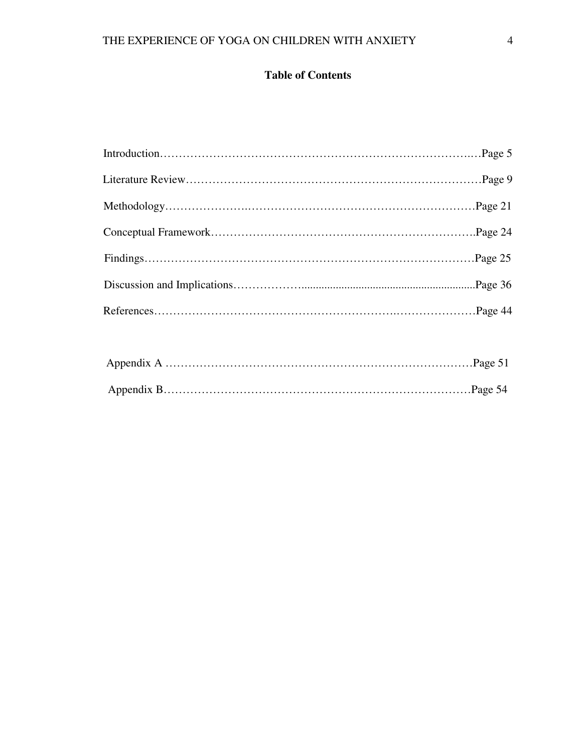# Table of Contents

Introduction……………………………………………………………………….…Page 5

Literature Review……………………………………………………………………Page 9

Methodology…………………..……………………………………………………Page 21

Conceptual Framework…………………………………………………………….Page 24

Findings……………………………………………………………………………Page 25

Discussion and Implications………………..............................................................Page 36

References……………………………………………………….…………………Page 44

Appendix A …………………………………………………………………………Page 51

Appendix B…………………………………………………………………………Page 54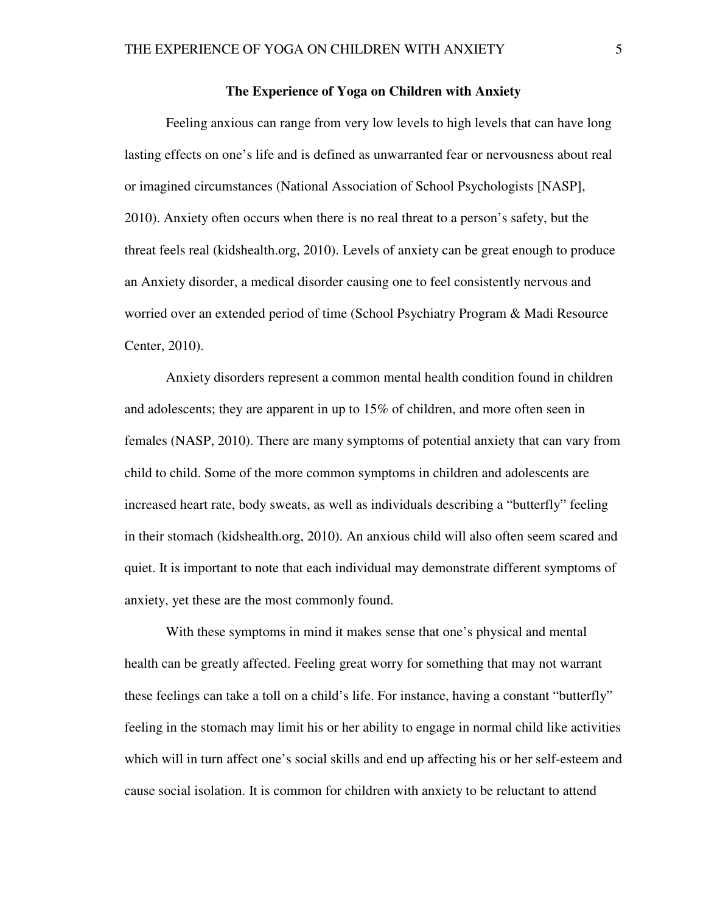# The Experience of Yoga on Children with Anxiety

Feeling anxious can range from very low levels to high levels that can have long lasting effects on one's life and is defined as unwarranted fear or nervousness about real or imagined circumstances (National Association of School Psychologists [NASP], 2010). Anxiety often occurs when there is no real threat to a person's safety, but the threat feels real (kidshealth.org, 2010). Levels of anxiety can be great enough to produce an Anxiety disorder, a medical disorder causing one to feel consistently nervous and worried over an extended period of time (School Psychiatry Program & Madi Resource Center, 2010).

Anxiety disorders represent a common mental health condition found in children and adolescents; they are apparent in up to 15% of children, and more often seen in females (NASP, 2010). There are many symptoms of potential anxiety that can vary from child to child. Some of the more common symptoms in children and adolescents are increased heart rate, body sweats, as well as individuals describing a "butterfly" feeling in their stomach (kidshealth.org, 2010). An anxious child will also often seem scared and quiet. It is important to note that each individual may demonstrate different symptoms of anxiety, yet these are the most commonly found.

With these symptoms in mind it makes sense that one's physical and mental health can be greatly affected. Feeling great worry for something that may not warrant these feelings can take a toll on a child's life. For instance, having a constant "butterfly" feeling in the stomach may limit his or her ability to engage in normal child like activities which will in turn affect one's social skills and end up affecting his or her self-esteem and cause social isolation. It is common for children with anxiety to be reluctant to attend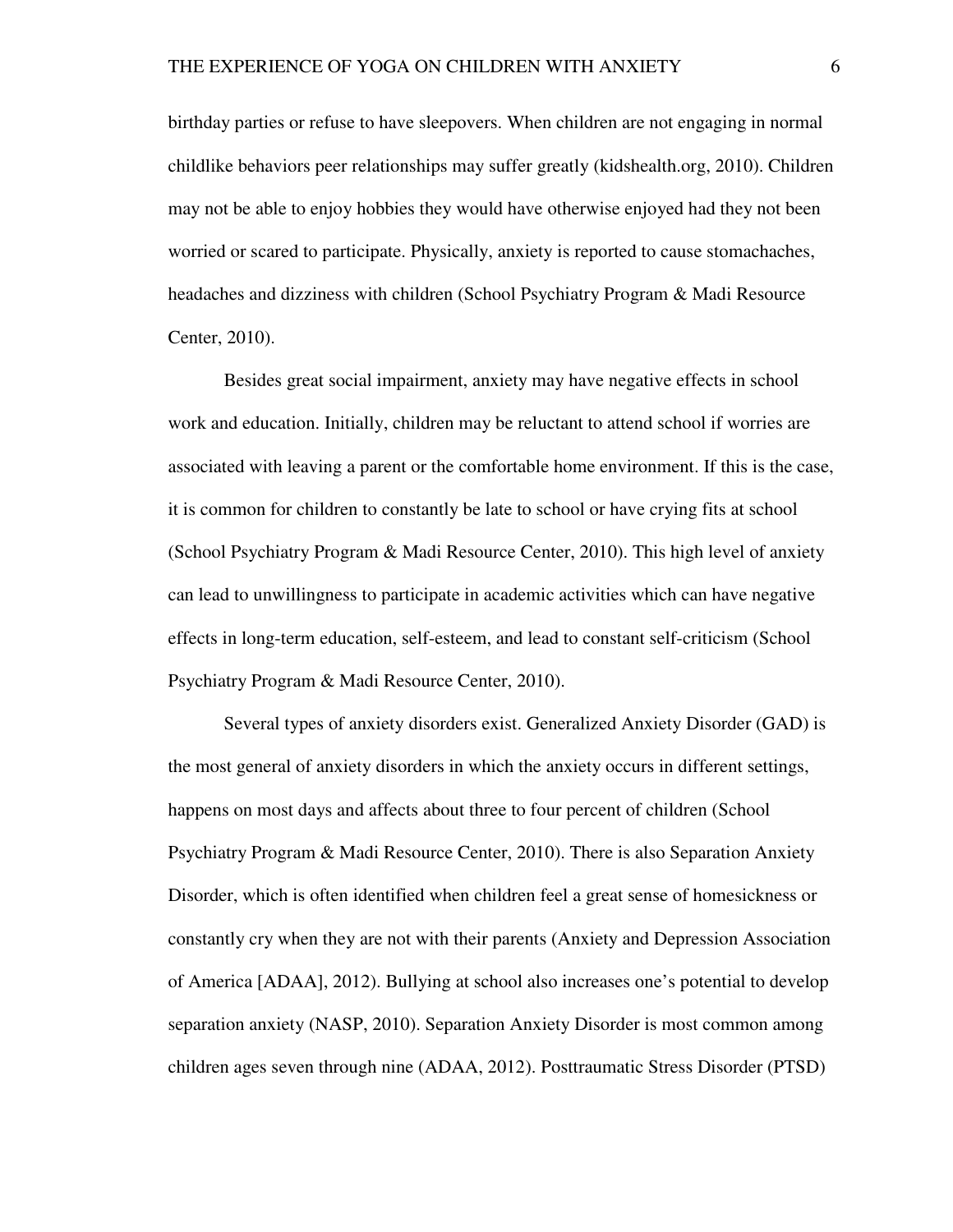birthday parties or refuse to have sleepovers. When children are not engaging in normal childlike behaviors peer relationships may suffer greatly (kidshealth.org, 2010). Children may not be able to enjoy hobbies they would have otherwise enjoyed had they not been worried or scared to participate. Physically, anxiety is reported to cause stomachaches, headaches and dizziness with children (School Psychiatry Program & Madi Resource Center, 2010).

Besides great social impairment, anxiety may have negative effects in school work and education. Initially, children may be reluctant to attend school if worries are associated with leaving a parent or the comfortable home environment. If this is the case, it is common for children to constantly be late to school or have crying fits at school (School Psychiatry Program & Madi Resource Center, 2010). This high level of anxiety can lead to unwillingness to participate in academic activities which can have negative effects in long-term education, self-esteem, and lead to constant self-criticism (School Psychiatry Program & Madi Resource Center, 2010).

Several types of anxiety disorders exist. Generalized Anxiety Disorder (GAD) is the most general of anxiety disorders in which the anxiety occurs in different settings, happens on most days and affects about three to four percent of children (School Psychiatry Program & Madi Resource Center, 2010). There is also Separation Anxiety Disorder, which is often identified when children feel a great sense of homesickness or constantly cry when they are not with their parents (Anxiety and Depression Association of America [ADAA], 2012). Bullying at school also increases one's potential to develop separation anxiety (NASP, 2010). Separation Anxiety Disorder is most common among children ages seven through nine (ADAA, 2012). Posttraumatic Stress Disorder (PTSD)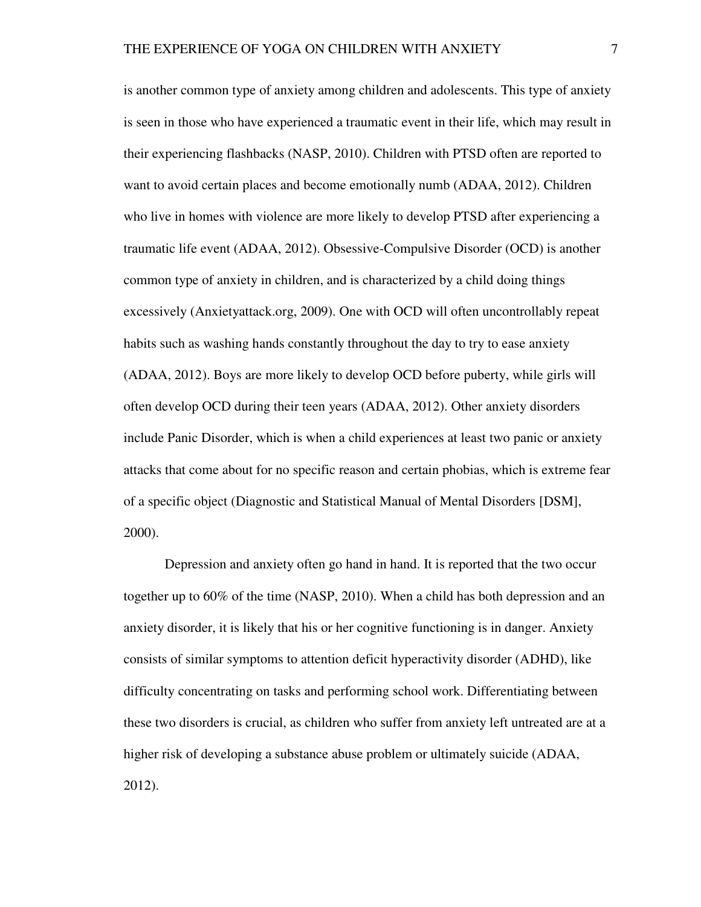is another common type of anxiety among children and adolescents. This type of anxiety is seen in those who have experienced a traumatic event in their life, which may result in their experiencing flashbacks (NASP, 2010). Children with PTSD often are reported to want to avoid certain places and become emotionally numb (ADAA, 2012). Children who live in homes with violence are more likely to develop PTSD after experiencing a traumatic life event (ADAA, 2012). Obsessive-Compulsive Disorder (OCD) is another common type of anxiety in children, and is characterized by a child doing things excessively (Anxietyattack.org, 2009). One with OCD will often uncontrollably repeat habits such as washing hands constantly throughout the day to try to ease anxiety (ADAA, 2012). Boys are more likely to develop OCD before puberty, while girls will often develop OCD during their teen years (ADAA, 2012). Other anxiety disorders include Panic Disorder, which is when a child experiences at least two panic or anxiety attacks that come about for no specific reason and certain phobias, which is extreme fear of a specific object (Diagnostic and Statistical Manual of Mental Disorders [DSM], 2000).

Depression and anxiety often go hand in hand. It is reported that the two occur together up to 60% of the time (NASP, 2010). When a child has both depression and an anxiety disorder, it is likely that his or her cognitive functioning is in danger. Anxiety consists of similar symptoms to attention deficit hyperactivity disorder (ADHD), like difficulty concentrating on tasks and performing school work. Differentiating between these two disorders is crucial, as children who suffer from anxiety left untreated are at a higher risk of developing a substance abuse problem or ultimately suicide (ADAA, 2012).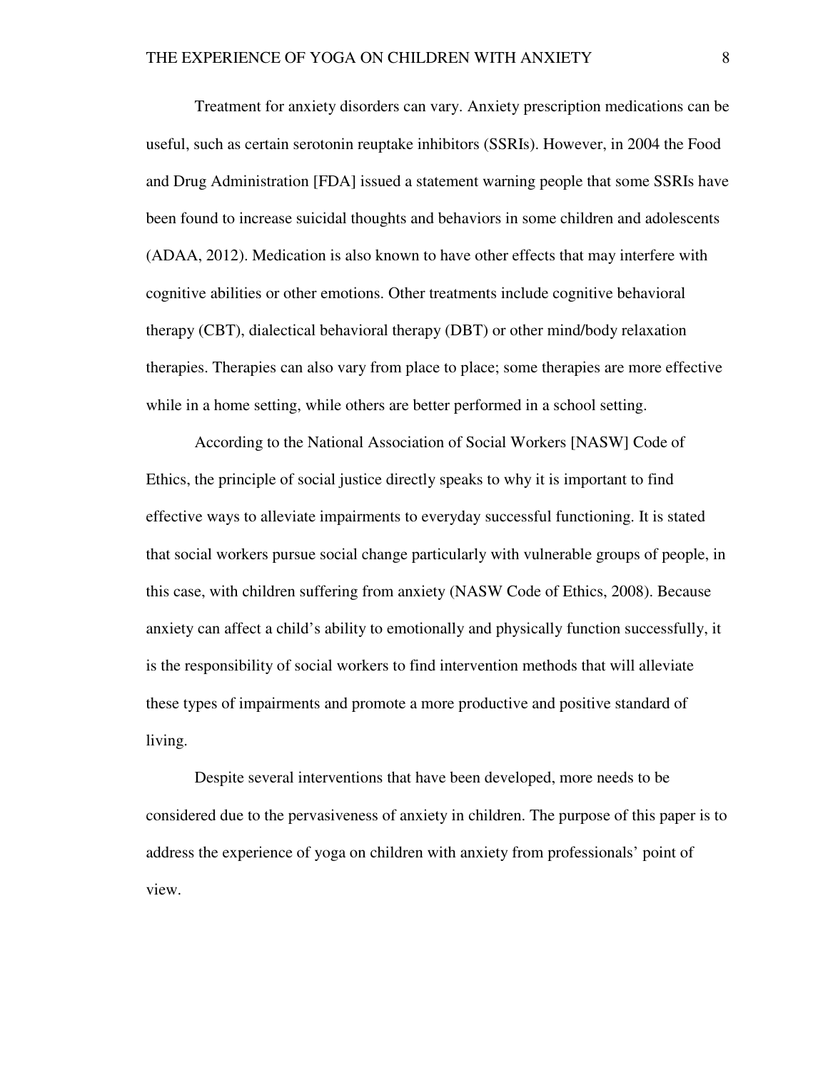Treatment for anxiety disorders can vary. Anxiety prescription medications can be useful, such as certain serotonin reuptake inhibitors (SSRIs). However, in 2004 the Food and Drug Administration [FDA] issued a statement warning people that some SSRIs have been found to increase suicidal thoughts and behaviors in some children and adolescents (ADAA, 2012). Medication is also known to have other effects that may interfere with cognitive abilities or other emotions. Other treatments include cognitive behavioral therapy (CBT), dialectical behavioral therapy (DBT) or other mind/body relaxation therapies. Therapies can also vary from place to place; some therapies are more effective while in a home setting, while others are better performed in a school setting.

According to the National Association of Social Workers [NASW] Code of Ethics, the principle of social justice directly speaks to why it is important to find effective ways to alleviate impairments to everyday successful functioning. It is stated that social workers pursue social change particularly with vulnerable groups of people, in this case, with children suffering from anxiety (NASW Code of Ethics, 2008). Because anxiety can affect a child's ability to emotionally and physically function successfully, it is the responsibility of social workers to find intervention methods that will alleviate these types of impairments and promote a more productive and positive standard of living.

Despite several interventions that have been developed, more needs to be considered due to the pervasiveness of anxiety in children. The purpose of this paper is to address the experience of yoga on children with anxiety from professionals' point of view.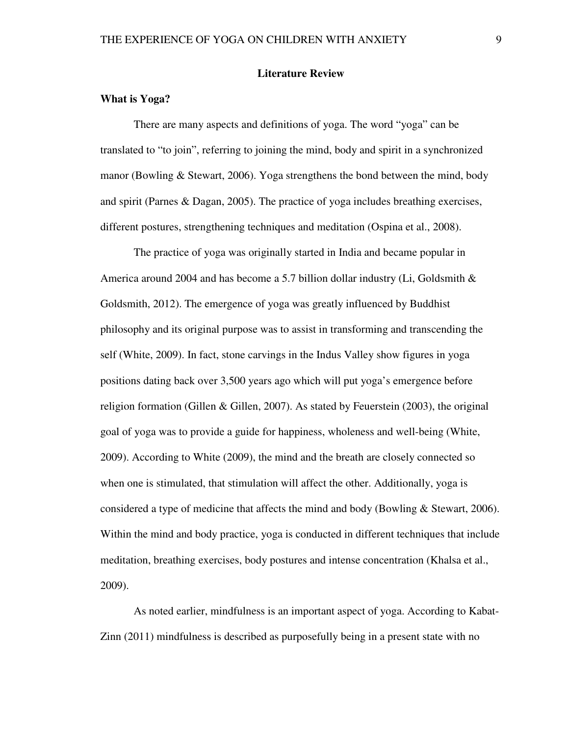## Literature Review

### What is Yoga?

There are many aspects and definitions of yoga. The word "yoga" can be translated to "to join", referring to joining the mind, body and spirit in a synchronized manor (Bowling & Stewart, 2006). Yoga strengthens the bond between the mind, body and spirit (Parnes & Dagan, 2005). The practice of yoga includes breathing exercises, different postures, strengthening techniques and meditation (Ospina et al., 2008).

The practice of yoga was originally started in India and became popular in America around 2004 and has become a 5.7 billion dollar industry (Li, Goldsmith & Goldsmith, 2012). The emergence of yoga was greatly influenced by Buddhist philosophy and its original purpose was to assist in transforming and transcending the self (White, 2009). In fact, stone carvings in the Indus Valley show figures in yoga positions dating back over 3,500 years ago which will put yoga's emergence before religion formation (Gillen & Gillen, 2007). As stated by Feuerstein (2003), the original goal of yoga was to provide a guide for happiness, wholeness and well-being (White, 2009). According to White (2009), the mind and the breath are closely connected so when one is stimulated, that stimulation will affect the other. Additionally, yoga is considered a type of medicine that affects the mind and body (Bowling & Stewart, 2006). Within the mind and body practice, yoga is conducted in different techniques that include meditation, breathing exercises, body postures and intense concentration (Khalsa et al., 2009).

As noted earlier, mindfulness is an important aspect of yoga. According to Kabat-Zinn (2011) mindfulness is described as purposefully being in a present state with no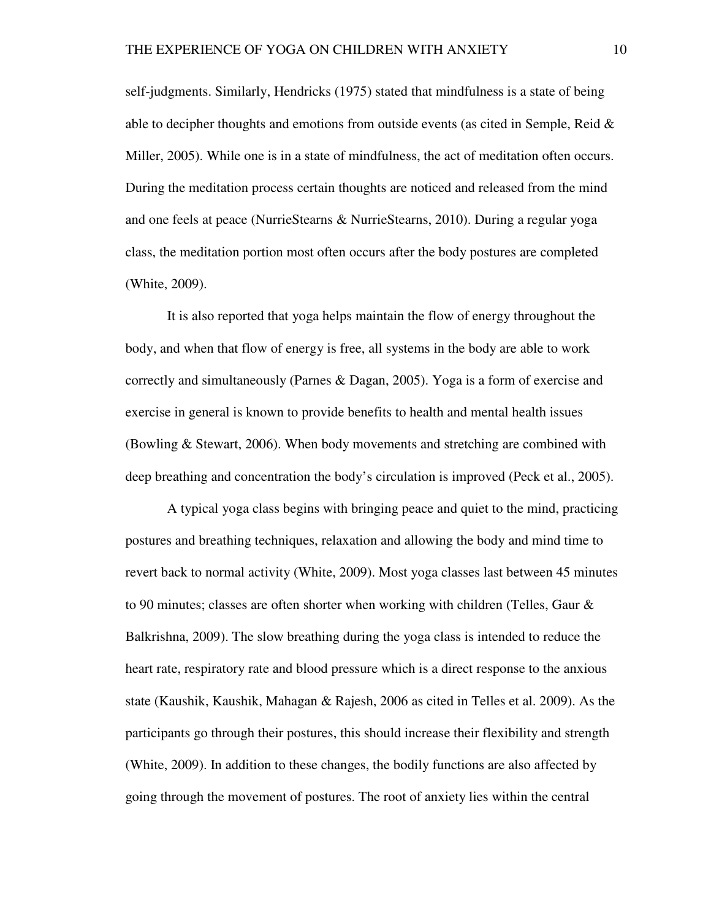self-judgments. Similarly, Hendricks (1975) stated that mindfulness is a state of being able to decipher thoughts and emotions from outside events (as cited in Semple, Reid & Miller, 2005). While one is in a state of mindfulness, the act of meditation often occurs. During the meditation process certain thoughts are noticed and released from the mind and one feels at peace (NurrieStearns & NurrieStearns, 2010). During a regular yoga class, the meditation portion most often occurs after the body postures are completed (White, 2009).

It is also reported that yoga helps maintain the flow of energy throughout the body, and when that flow of energy is free, all systems in the body are able to work correctly and simultaneously (Parnes & Dagan, 2005). Yoga is a form of exercise and exercise in general is known to provide benefits to health and mental health issues (Bowling & Stewart, 2006). When body movements and stretching are combined with deep breathing and concentration the body's circulation is improved (Peck et al., 2005).

A typical yoga class begins with bringing peace and quiet to the mind, practicing postures and breathing techniques, relaxation and allowing the body and mind time to revert back to normal activity (White, 2009). Most yoga classes last between 45 minutes to 90 minutes; classes are often shorter when working with children (Telles, Gaur & Balkrishna, 2009). The slow breathing during the yoga class is intended to reduce the heart rate, respiratory rate and blood pressure which is a direct response to the anxious state (Kaushik, Kaushik, Mahagan & Rajesh, 2006 as cited in Telles et al. 2009). As the participants go through their postures, this should increase their flexibility and strength (White, 2009). In addition to these changes, the bodily functions are also affected by going through the movement of postures. The root of anxiety lies within the central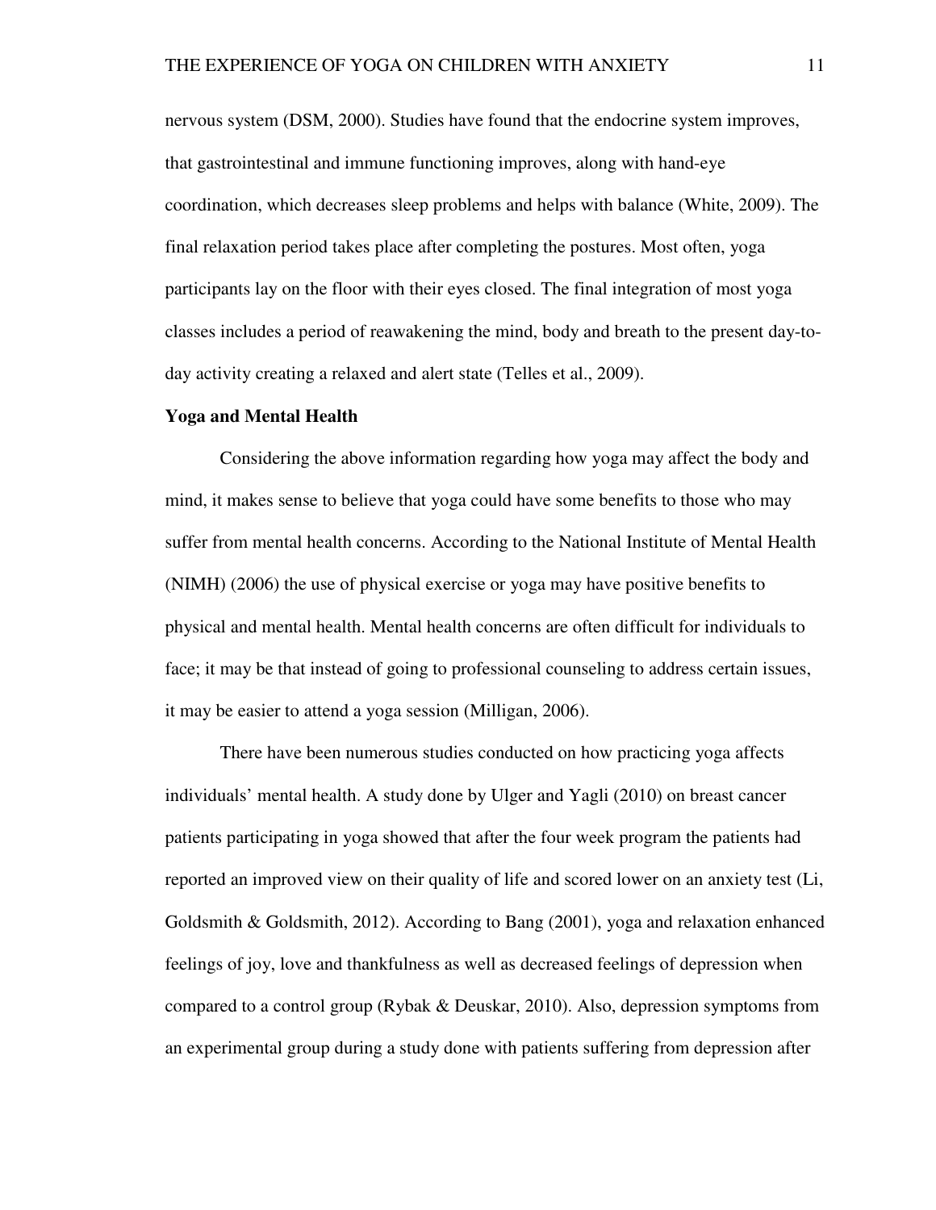nervous system (DSM, 2000). Studies have found that the endocrine system improves, that gastrointestinal and immune functioning improves, along with hand-eye coordination, which decreases sleep problems and helps with balance (White, 2009). The final relaxation period takes place after completing the postures. Most often, yoga participants lay on the floor with their eyes closed. The final integration of most yoga classes includes a period of reawakening the mind, body and breath to the present day-to-day activity creating a relaxed and alert state (Telles et al., 2009).

## Yoga and Mental Health

Considering the above information regarding how yoga may affect the body and mind, it makes sense to believe that yoga could have some benefits to those who may suffer from mental health concerns. According to the National Institute of Mental Health (NIMH) (2006) the use of physical exercise or yoga may have positive benefits to physical and mental health. Mental health concerns are often difficult for individuals to face; it may be that instead of going to professional counseling to address certain issues, it may be easier to attend a yoga session (Milligan, 2006).

There have been numerous studies conducted on how practicing yoga affects individuals' mental health. A study done by Ulger and Yagli (2010) on breast cancer patients participating in yoga showed that after the four week program the patients had reported an improved view on their quality of life and scored lower on an anxiety test (Li, Goldsmith & Goldsmith, 2012). According to Bang (2001), yoga and relaxation enhanced feelings of joy, love and thankfulness as well as decreased feelings of depression when compared to a control group (Rybak & Deuskar, 2010). Also, depression symptoms from an experimental group during a study done with patients suffering from depression after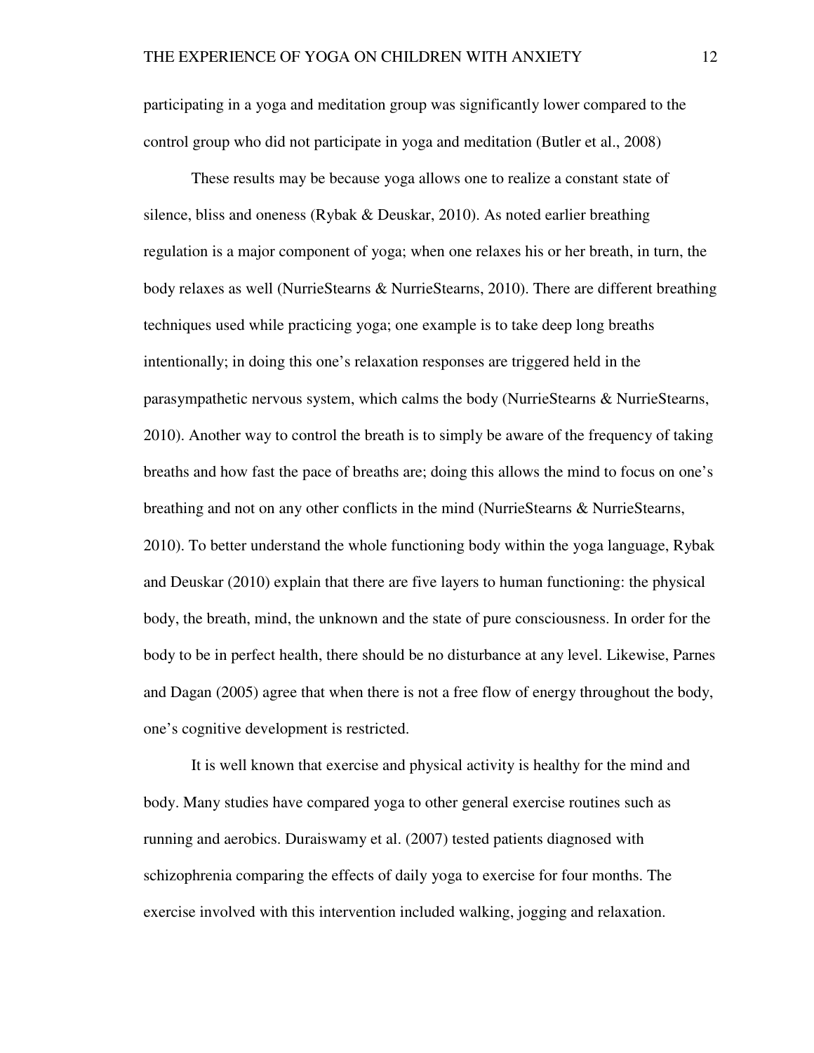participating in a yoga and meditation group was significantly lower compared to the control group who did not participate in yoga and meditation (Butler et al., 2008)

These results may be because yoga allows one to realize a constant state of silence, bliss and oneness (Rybak & Deuskar, 2010). As noted earlier breathing regulation is a major component of yoga; when one relaxes his or her breath, in turn, the body relaxes as well (NurrieStearns & NurrieStearns, 2010). There are different breathing techniques used while practicing yoga; one example is to take deep long breaths intentionally; in doing this one's relaxation responses are triggered held in the parasympathetic nervous system, which calms the body (NurrieStearns & NurrieStearns, 2010). Another way to control the breath is to simply be aware of the frequency of taking breaths and how fast the pace of breaths are; doing this allows the mind to focus on one's breathing and not on any other conflicts in the mind (NurrieStearns & NurrieStearns, 2010). To better understand the whole functioning body within the yoga language, Rybak and Deuskar (2010) explain that there are five layers to human functioning: the physical body, the breath, mind, the unknown and the state of pure consciousness. In order for the body to be in perfect health, there should be no disturbance at any level. Likewise, Parnes and Dagan (2005) agree that when there is not a free flow of energy throughout the body, one's cognitive development is restricted.

It is well known that exercise and physical activity is healthy for the mind and body. Many studies have compared yoga to other general exercise routines such as running and aerobics. Duraiswamy et al. (2007) tested patients diagnosed with schizophrenia comparing the effects of daily yoga to exercise for four months. The exercise involved with this intervention included walking, jogging and relaxation.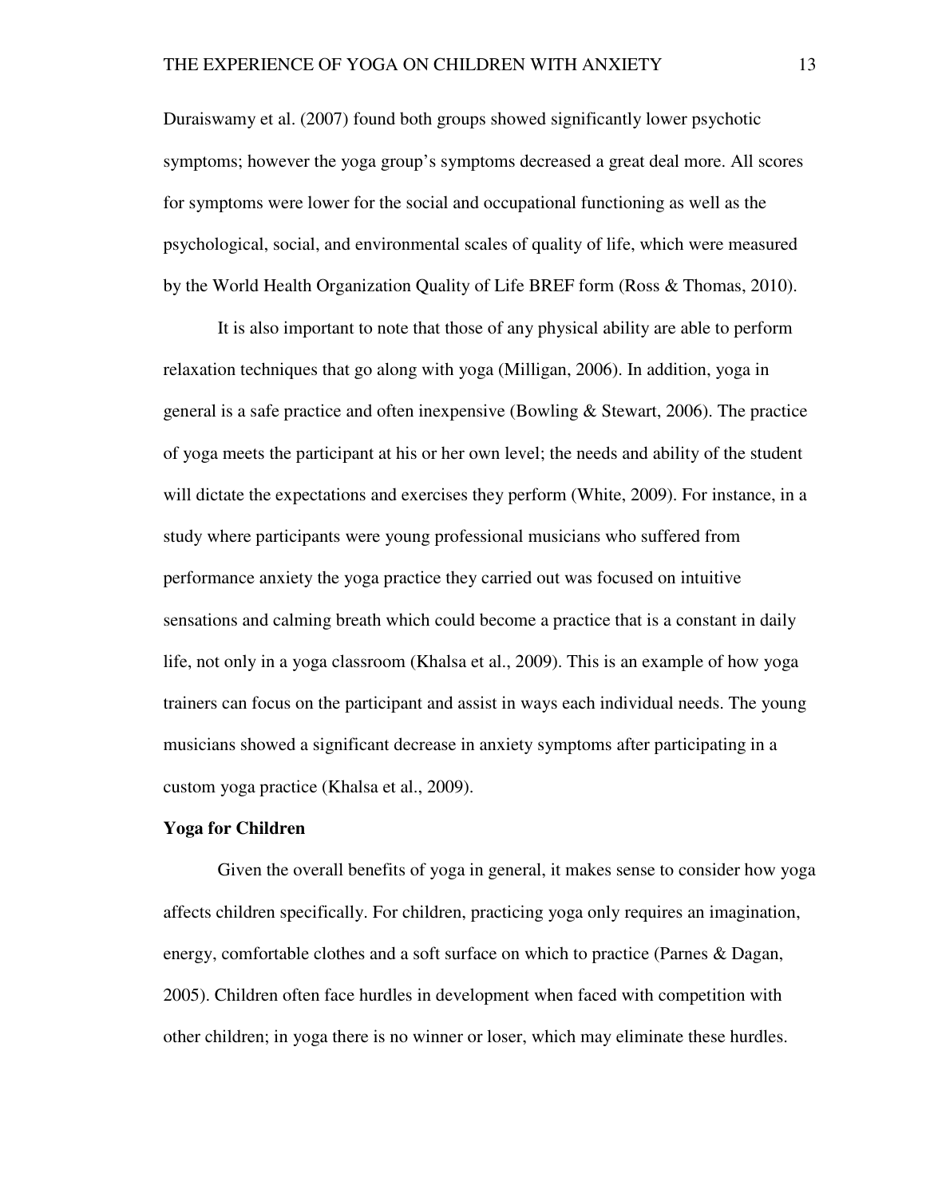Duraiswamy et al. (2007) found both groups showed significantly lower psychotic symptoms; however the yoga group's symptoms decreased a great deal more. All scores for symptoms were lower for the social and occupational functioning as well as the psychological, social, and environmental scales of quality of life, which were measured by the World Health Organization Quality of Life BREF form (Ross & Thomas, 2010).

It is also important to note that those of any physical ability are able to perform relaxation techniques that go along with yoga (Milligan, 2006). In addition, yoga in general is a safe practice and often inexpensive (Bowling & Stewart, 2006). The practice of yoga meets the participant at his or her own level; the needs and ability of the student will dictate the expectations and exercises they perform (White, 2009). For instance, in a study where participants were young professional musicians who suffered from performance anxiety the yoga practice they carried out was focused on intuitive sensations and calming breath which could become a practice that is a constant in daily life, not only in a yoga classroom (Khalsa et al., 2009). This is an example of how yoga trainers can focus on the participant and assist in ways each individual needs. The young musicians showed a significant decrease in anxiety symptoms after participating in a custom yoga practice (Khalsa et al., 2009).

**Yoga for Children**

Given the overall benefits of yoga in general, it makes sense to consider how yoga affects children specifically. For children, practicing yoga only requires an imagination, energy, comfortable clothes and a soft surface on which to practice (Parnes & Dagan, 2005). Children often face hurdles in development when faced with competition with other children; in yoga there is no winner or loser, which may eliminate these hurdles.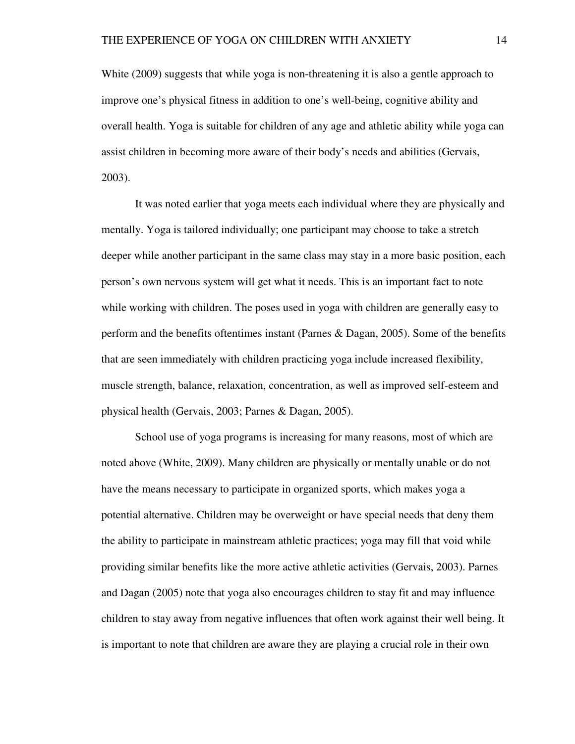White (2009) suggests that while yoga is non-threatening it is also a gentle approach to improve one's physical fitness in addition to one's well-being, cognitive ability and overall health. Yoga is suitable for children of any age and athletic ability while yoga can assist children in becoming more aware of their body's needs and abilities (Gervais, 2003).

It was noted earlier that yoga meets each individual where they are physically and mentally. Yoga is tailored individually; one participant may choose to take a stretch deeper while another participant in the same class may stay in a more basic position, each person's own nervous system will get what it needs. This is an important fact to note while working with children. The poses used in yoga with children are generally easy to perform and the benefits oftentimes instant (Parnes & Dagan, 2005). Some of the benefits that are seen immediately with children practicing yoga include increased flexibility, muscle strength, balance, relaxation, concentration, as well as improved self-esteem and physical health (Gervais, 2003; Parnes & Dagan, 2005).

School use of yoga programs is increasing for many reasons, most of which are noted above (White, 2009). Many children are physically or mentally unable or do not have the means necessary to participate in organized sports, which makes yoga a potential alternative. Children may be overweight or have special needs that deny them the ability to participate in mainstream athletic practices; yoga may fill that void while providing similar benefits like the more active athletic activities (Gervais, 2003). Parnes and Dagan (2005) note that yoga also encourages children to stay fit and may influence children to stay away from negative influences that often work against their well being. It is important to note that children are aware they are playing a crucial role in their own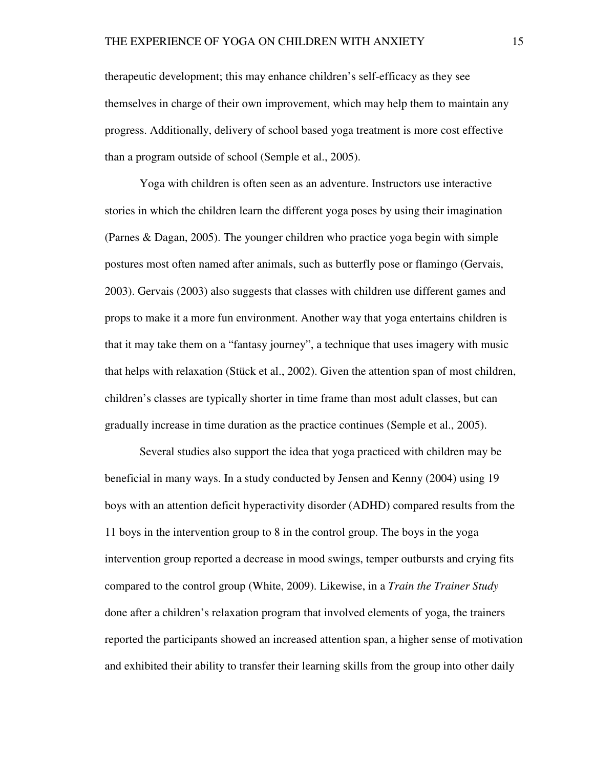therapeutic development; this may enhance children's self-efficacy as they see themselves in charge of their own improvement, which may help them to maintain any progress. Additionally, delivery of school based yoga treatment is more cost effective than a program outside of school (Semple et al., 2005).

Yoga with children is often seen as an adventure. Instructors use interactive stories in which the children learn the different yoga poses by using their imagination (Parnes & Dagan, 2005). The younger children who practice yoga begin with simple postures most often named after animals, such as butterfly pose or flamingo (Gervais, 2003). Gervais (2003) also suggests that classes with children use different games and props to make it a more fun environment. Another way that yoga entertains children is that it may take them on a "fantasy journey", a technique that uses imagery with music that helps with relaxation (Stück et al., 2002). Given the attention span of most children, children's classes are typically shorter in time frame than most adult classes, but can gradually increase in time duration as the practice continues (Semple et al., 2005).

Several studies also support the idea that yoga practiced with children may be beneficial in many ways. In a study conducted by Jensen and Kenny (2004) using 19 boys with an attention deficit hyperactivity disorder (ADHD) compared results from the 11 boys in the intervention group to 8 in the control group. The boys in the yoga intervention group reported a decrease in mood swings, temper outbursts and crying fits compared to the control group (White, 2009). Likewise, in a *Train the Trainer Study* done after a children's relaxation program that involved elements of yoga, the trainers reported the participants showed an increased attention span, a higher sense of motivation and exhibited their ability to transfer their learning skills from the group into other daily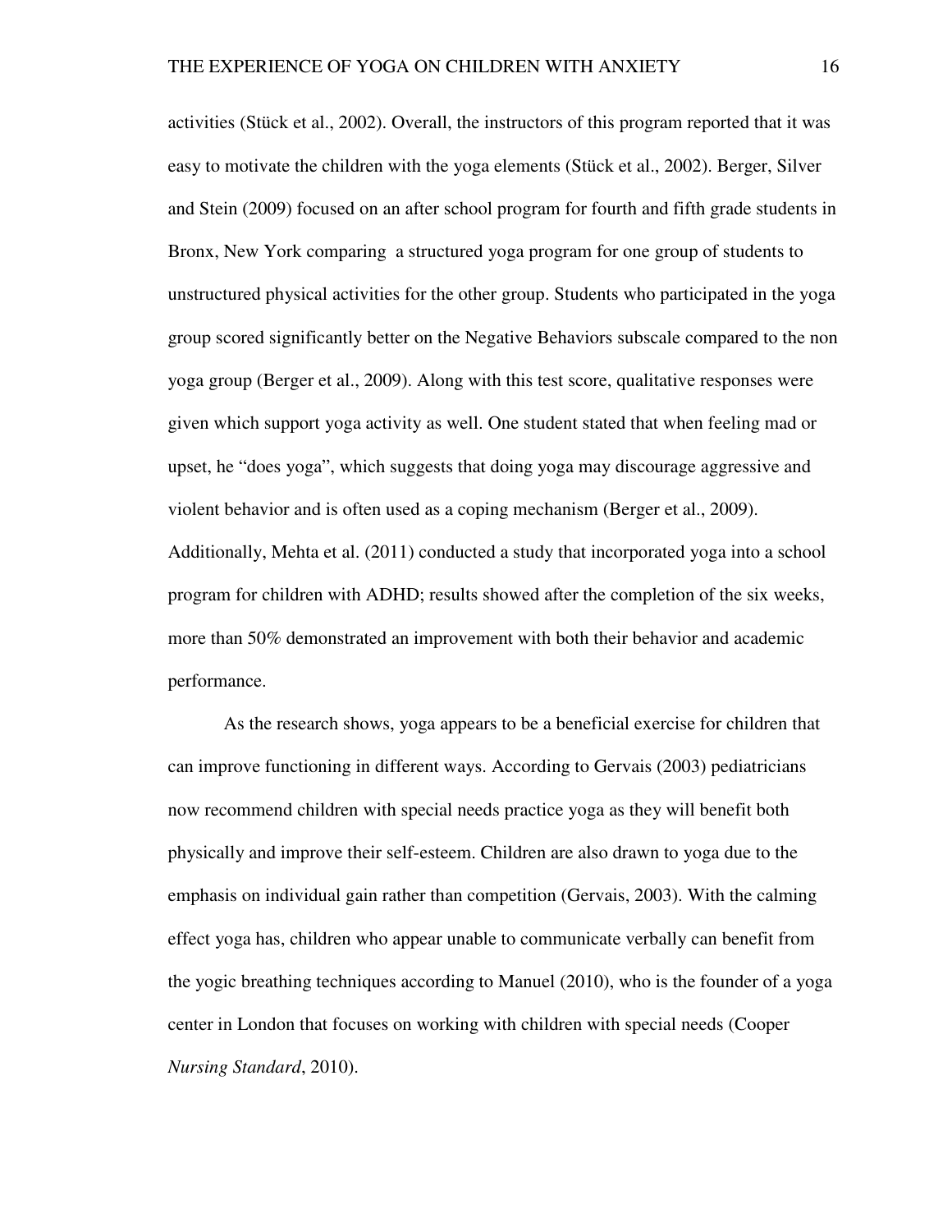activities (Stück et al., 2002). Overall, the instructors of this program reported that it was easy to motivate the children with the yoga elements (Stück et al., 2002). Berger, Silver and Stein (2009) focused on an after school program for fourth and fifth grade students in Bronx, New York comparing  a structured yoga program for one group of students to unstructured physical activities for the other group. Students who participated in the yoga group scored significantly better on the Negative Behaviors subscale compared to the non yoga group (Berger et al., 2009). Along with this test score, qualitative responses were given which support yoga activity as well. One student stated that when feeling mad or upset, he "does yoga", which suggests that doing yoga may discourage aggressive and violent behavior and is often used as a coping mechanism (Berger et al., 2009). Additionally, Mehta et al. (2011) conducted a study that incorporated yoga into a school program for children with ADHD; results showed after the completion of the six weeks, more than 50% demonstrated an improvement with both their behavior and academic performance.

As the research shows, yoga appears to be a beneficial exercise for children that can improve functioning in different ways. According to Gervais (2003) pediatricians now recommend children with special needs practice yoga as they will benefit both physically and improve their self-esteem. Children are also drawn to yoga due to the emphasis on individual gain rather than competition (Gervais, 2003). With the calming effect yoga has, children who appear unable to communicate verbally can benefit from the yogic breathing techniques according to Manuel (2010), who is the founder of a yoga center in London that focuses on working with children with special needs (Cooper *Nursing Standard*, 2010).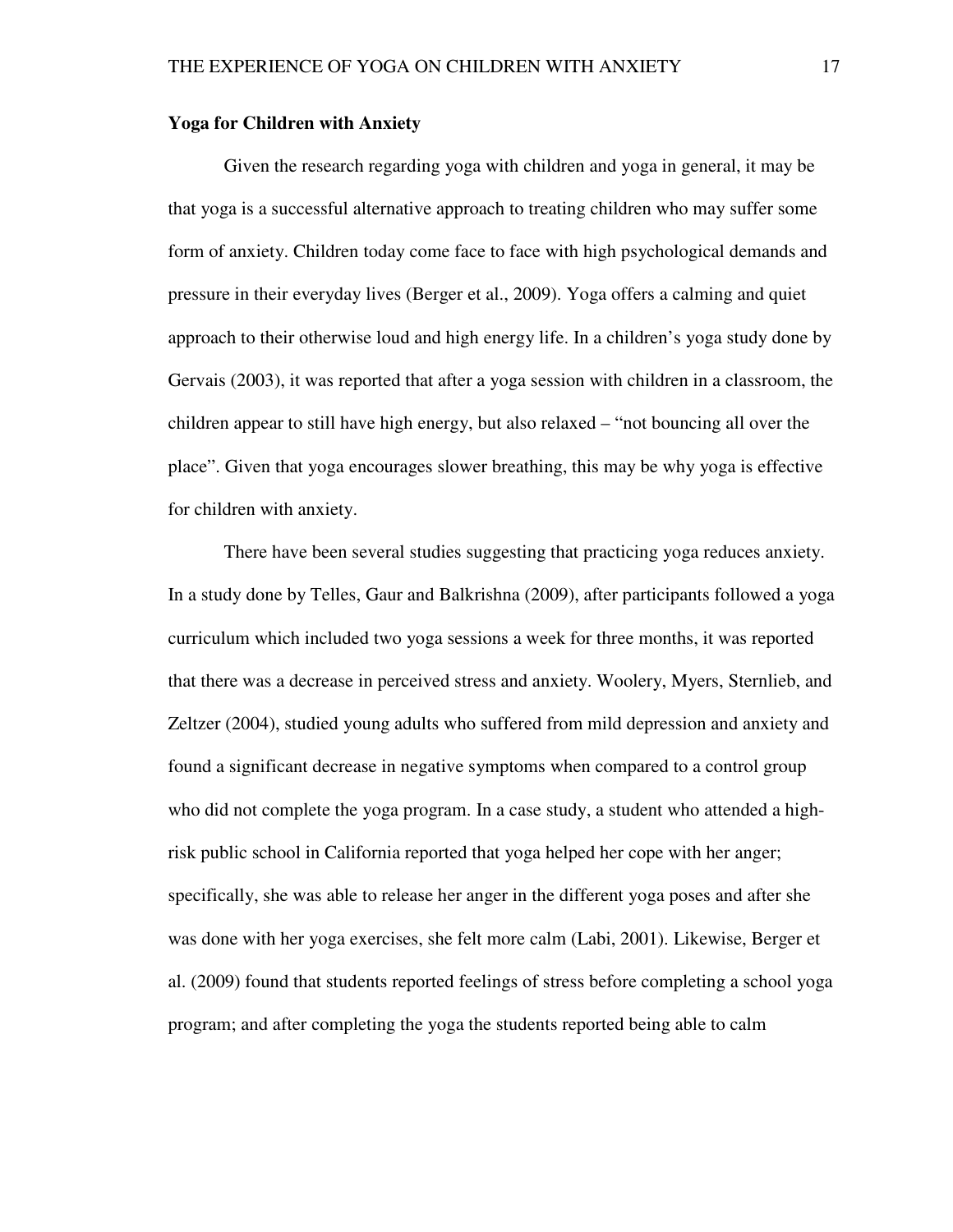**Yoga for Children with Anxiety**

Given the research regarding yoga with children and yoga in general, it may be that yoga is a successful alternative approach to treating children who may suffer some form of anxiety. Children today come face to face with high psychological demands and pressure in their everyday lives (Berger et al., 2009). Yoga offers a calming and quiet approach to their otherwise loud and high energy life. In a children's yoga study done by Gervais (2003), it was reported that after a yoga session with children in a classroom, the children appear to still have high energy, but also relaxed – "not bouncing all over the place". Given that yoga encourages slower breathing, this may be why yoga is effective for children with anxiety.

There have been several studies suggesting that practicing yoga reduces anxiety. In a study done by Telles, Gaur and Balkrishna (2009), after participants followed a yoga curriculum which included two yoga sessions a week for three months, it was reported that there was a decrease in perceived stress and anxiety. Woolery, Myers, Sternlieb, and Zeltzer (2004), studied young adults who suffered from mild depression and anxiety and found a significant decrease in negative symptoms when compared to a control group who did not complete the yoga program. In a case study, a student who attended a high-risk public school in California reported that yoga helped her cope with her anger; specifically, she was able to release her anger in the different yoga poses and after she was done with her yoga exercises, she felt more calm (Labi, 2001). Likewise, Berger et al. (2009) found that students reported feelings of stress before completing a school yoga program; and after completing the yoga the students reported being able to calm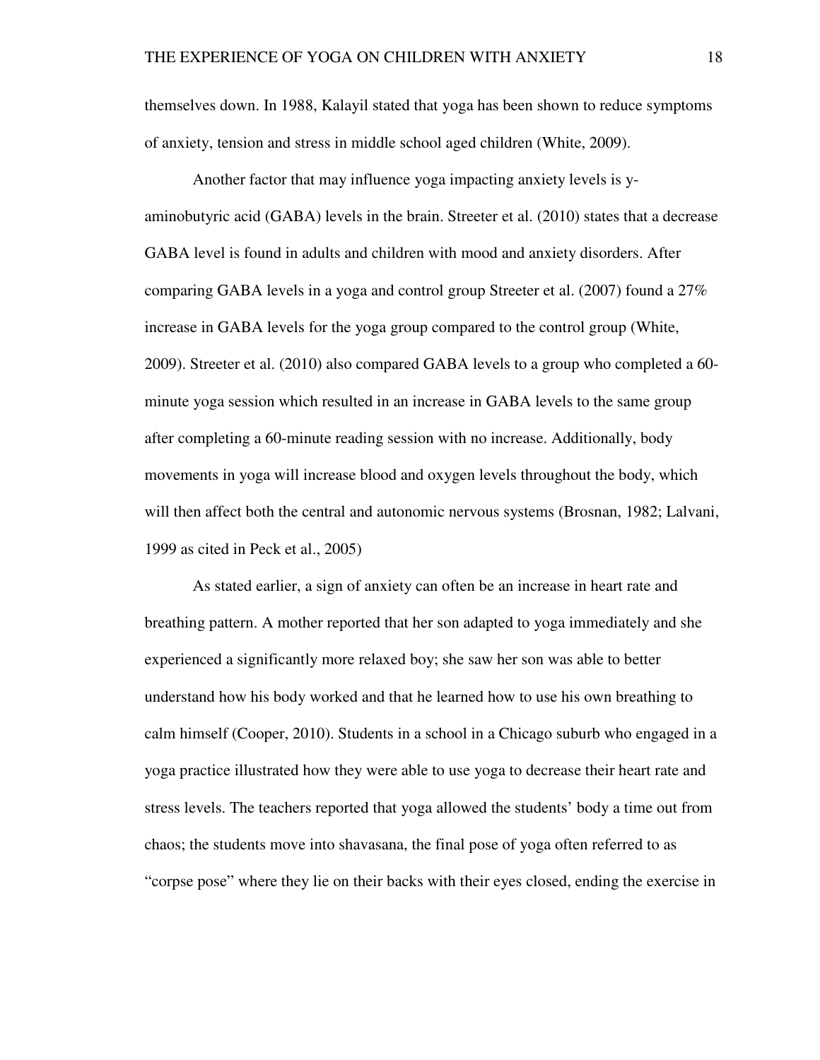themselves down. In 1988, Kalayil stated that yoga has been shown to reduce symptoms of anxiety, tension and stress in middle school aged children (White, 2009).

Another factor that may influence yoga impacting anxiety levels is y-aminobutyric acid (GABA) levels in the brain. Streeter et al. (2010) states that a decrease GABA level is found in adults and children with mood and anxiety disorders. After comparing GABA levels in a yoga and control group Streeter et al. (2007) found a 27% increase in GABA levels for the yoga group compared to the control group (White, 2009). Streeter et al. (2010) also compared GABA levels to a group who completed a 60-minute yoga session which resulted in an increase in GABA levels to the same group after completing a 60-minute reading session with no increase. Additionally, body movements in yoga will increase blood and oxygen levels throughout the body, which will then affect both the central and autonomic nervous systems (Brosnan, 1982; Lalvani, 1999 as cited in Peck et al., 2005)

As stated earlier, a sign of anxiety can often be an increase in heart rate and breathing pattern. A mother reported that her son adapted to yoga immediately and she experienced a significantly more relaxed boy; she saw her son was able to better understand how his body worked and that he learned how to use his own breathing to calm himself (Cooper, 2010). Students in a school in a Chicago suburb who engaged in a yoga practice illustrated how they were able to use yoga to decrease their heart rate and stress levels. The teachers reported that yoga allowed the students' body a time out from chaos; the students move into shavasana, the final pose of yoga often referred to as "corpse pose" where they lie on their backs with their eyes closed, ending the exercise in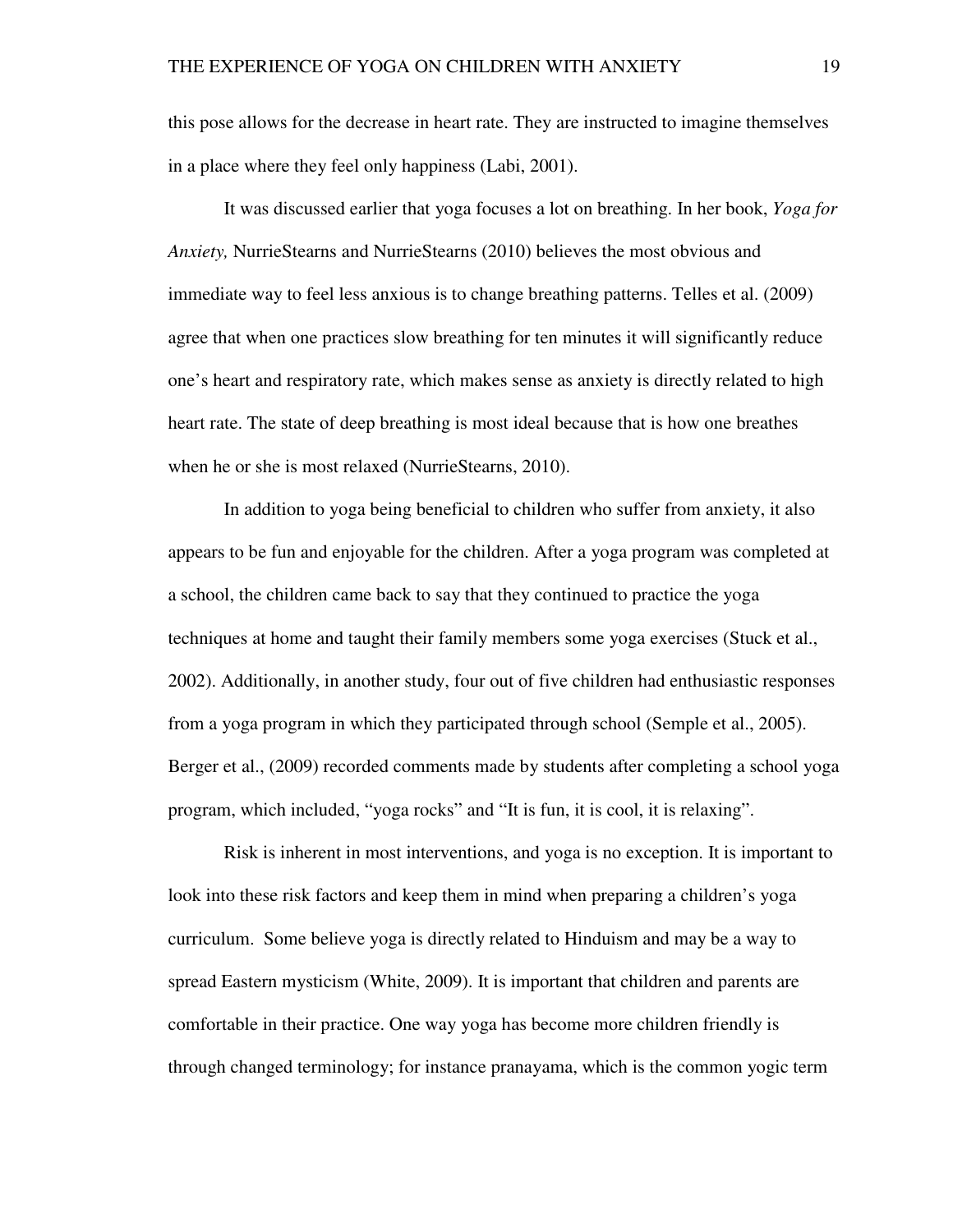this pose allows for the decrease in heart rate. They are instructed to imagine themselves in a place where they feel only happiness (Labi, 2001).

It was discussed earlier that yoga focuses a lot on breathing. In her book, *Yoga for Anxiety,* NurrieStearns and NurrieStearns (2010) believes the most obvious and immediate way to feel less anxious is to change breathing patterns. Telles et al. (2009) agree that when one practices slow breathing for ten minutes it will significantly reduce one's heart and respiratory rate, which makes sense as anxiety is directly related to high heart rate. The state of deep breathing is most ideal because that is how one breathes when he or she is most relaxed (NurrieStearns, 2010).

In addition to yoga being beneficial to children who suffer from anxiety, it also appears to be fun and enjoyable for the children. After a yoga program was completed at a school, the children came back to say that they continued to practice the yoga techniques at home and taught their family members some yoga exercises (Stuck et al., 2002). Additionally, in another study, four out of five children had enthusiastic responses from a yoga program in which they participated through school (Semple et al., 2005). Berger et al., (2009) recorded comments made by students after completing a school yoga program, which included, "yoga rocks" and "It is fun, it is cool, it is relaxing".

Risk is inherent in most interventions, and yoga is no exception. It is important to look into these risk factors and keep them in mind when preparing a children's yoga curriculum. Some believe yoga is directly related to Hinduism and may be a way to spread Eastern mysticism (White, 2009). It is important that children and parents are comfortable in their practice. One way yoga has become more children friendly is through changed terminology; for instance pranayama, which is the common yogic term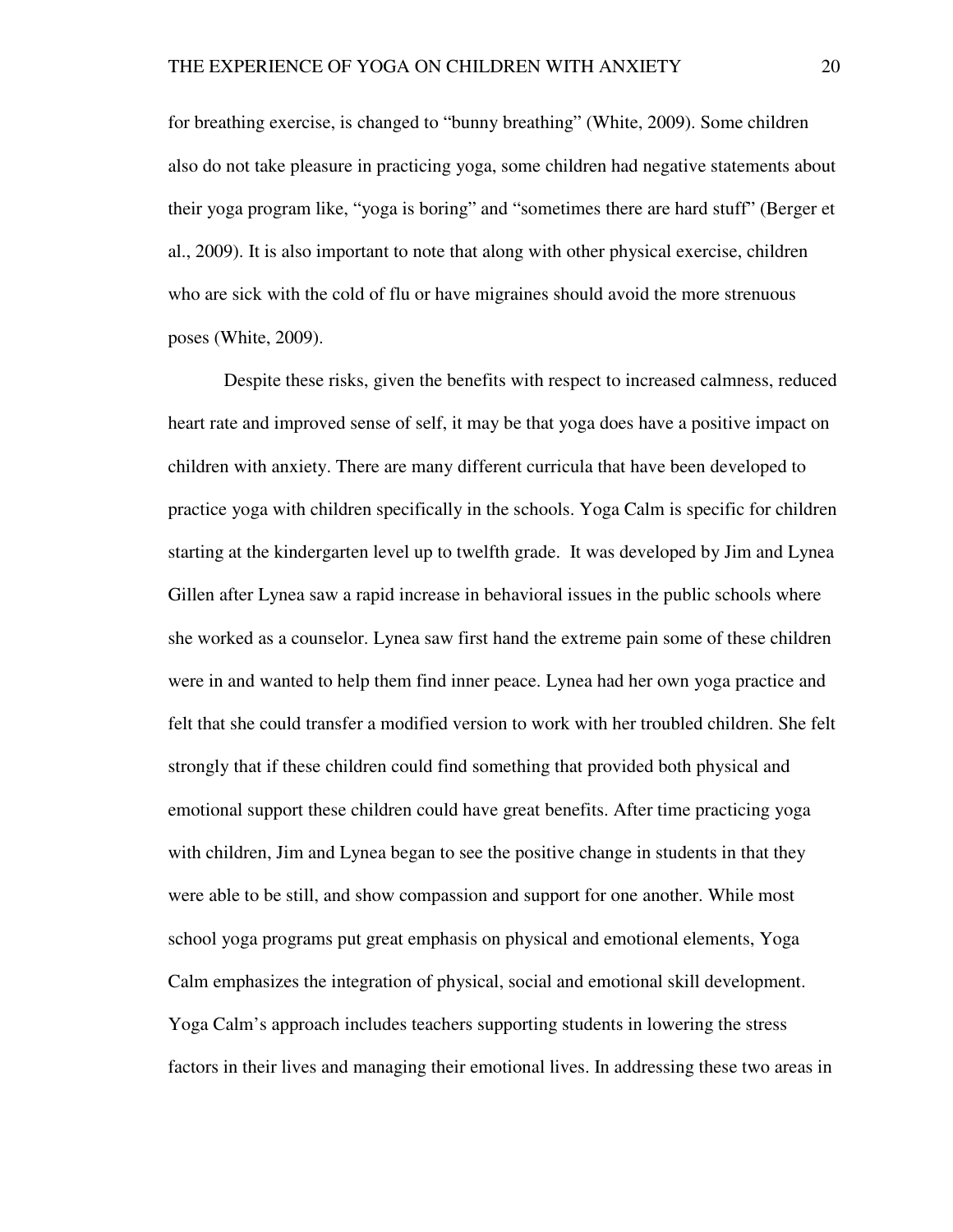for breathing exercise, is changed to "bunny breathing" (White, 2009). Some children also do not take pleasure in practicing yoga, some children had negative statements about their yoga program like, "yoga is boring" and "sometimes there are hard stuff" (Berger et al., 2009). It is also important to note that along with other physical exercise, children who are sick with the cold of flu or have migraines should avoid the more strenuous poses (White, 2009).

Despite these risks, given the benefits with respect to increased calmness, reduced heart rate and improved sense of self, it may be that yoga does have a positive impact on children with anxiety. There are many different curricula that have been developed to practice yoga with children specifically in the schools. Yoga Calm is specific for children starting at the kindergarten level up to twelfth grade. It was developed by Jim and Lynea Gillen after Lynea saw a rapid increase in behavioral issues in the public schools where she worked as a counselor. Lynea saw first hand the extreme pain some of these children were in and wanted to help them find inner peace. Lynea had her own yoga practice and felt that she could transfer a modified version to work with her troubled children. She felt strongly that if these children could find something that provided both physical and emotional support these children could have great benefits. After time practicing yoga with children, Jim and Lynea began to see the positive change in students in that they were able to be still, and show compassion and support for one another. While most school yoga programs put great emphasis on physical and emotional elements, Yoga Calm emphasizes the integration of physical, social and emotional skill development. Yoga Calm's approach includes teachers supporting students in lowering the stress factors in their lives and managing their emotional lives. In addressing these two areas in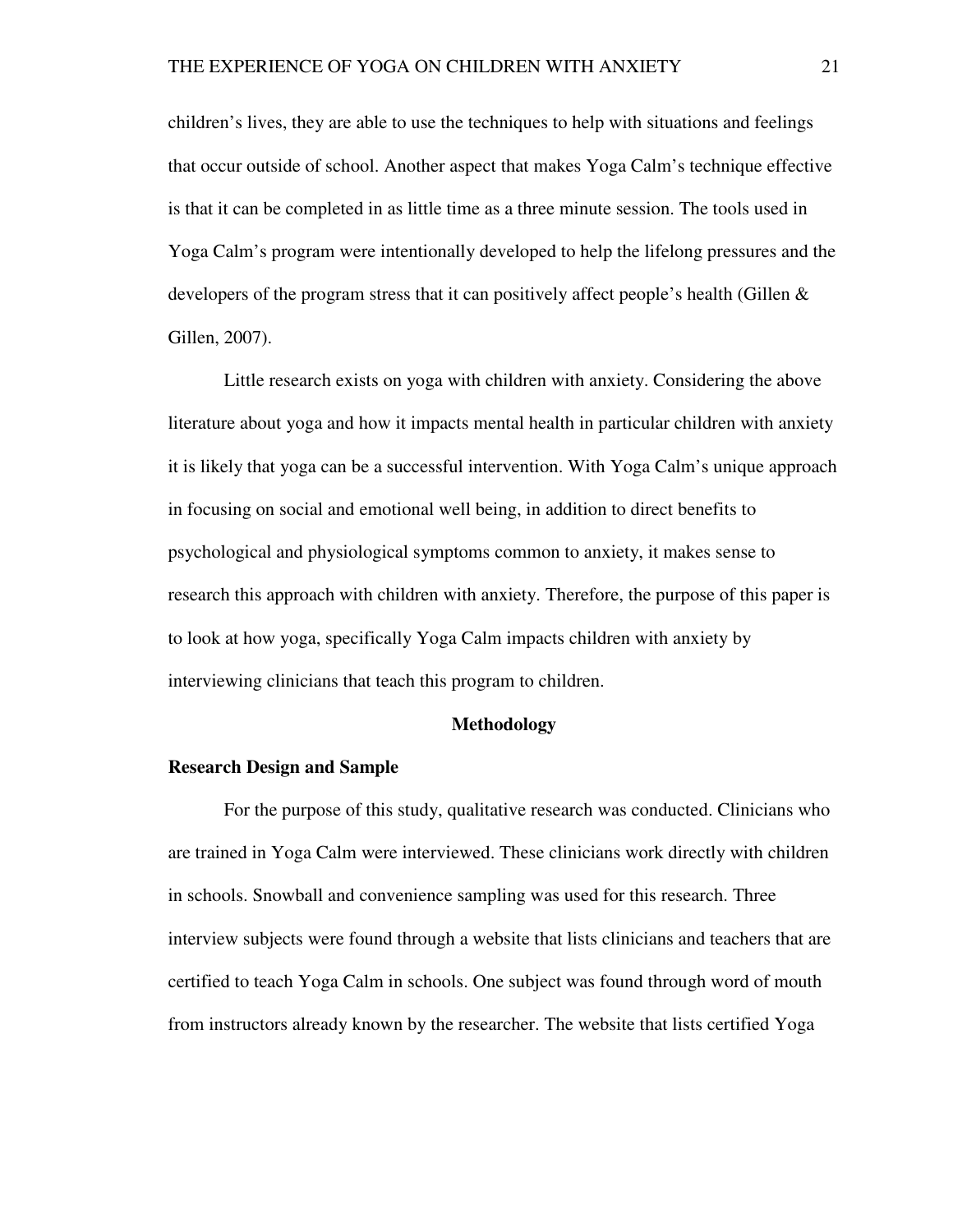children's lives, they are able to use the techniques to help with situations and feelings that occur outside of school. Another aspect that makes Yoga Calm's technique effective is that it can be completed in as little time as a three minute session. The tools used in Yoga Calm's program were intentionally developed to help the lifelong pressures and the developers of the program stress that it can positively affect people's health (Gillen & Gillen, 2007).

Little research exists on yoga with children with anxiety. Considering the above literature about yoga and how it impacts mental health in particular children with anxiety it is likely that yoga can be a successful intervention. With Yoga Calm's unique approach in focusing on social and emotional well being, in addition to direct benefits to psychological and physiological symptoms common to anxiety, it makes sense to research this approach with children with anxiety. Therefore, the purpose of this paper is to look at how yoga, specifically Yoga Calm impacts children with anxiety by interviewing clinicians that teach this program to children.

## Methodology

### Research Design and Sample

For the purpose of this study, qualitative research was conducted. Clinicians who are trained in Yoga Calm were interviewed. These clinicians work directly with children in schools. Snowball and convenience sampling was used for this research. Three interview subjects were found through a website that lists clinicians and teachers that are certified to teach Yoga Calm in schools. One subject was found through word of mouth from instructors already known by the researcher. The website that lists certified Yoga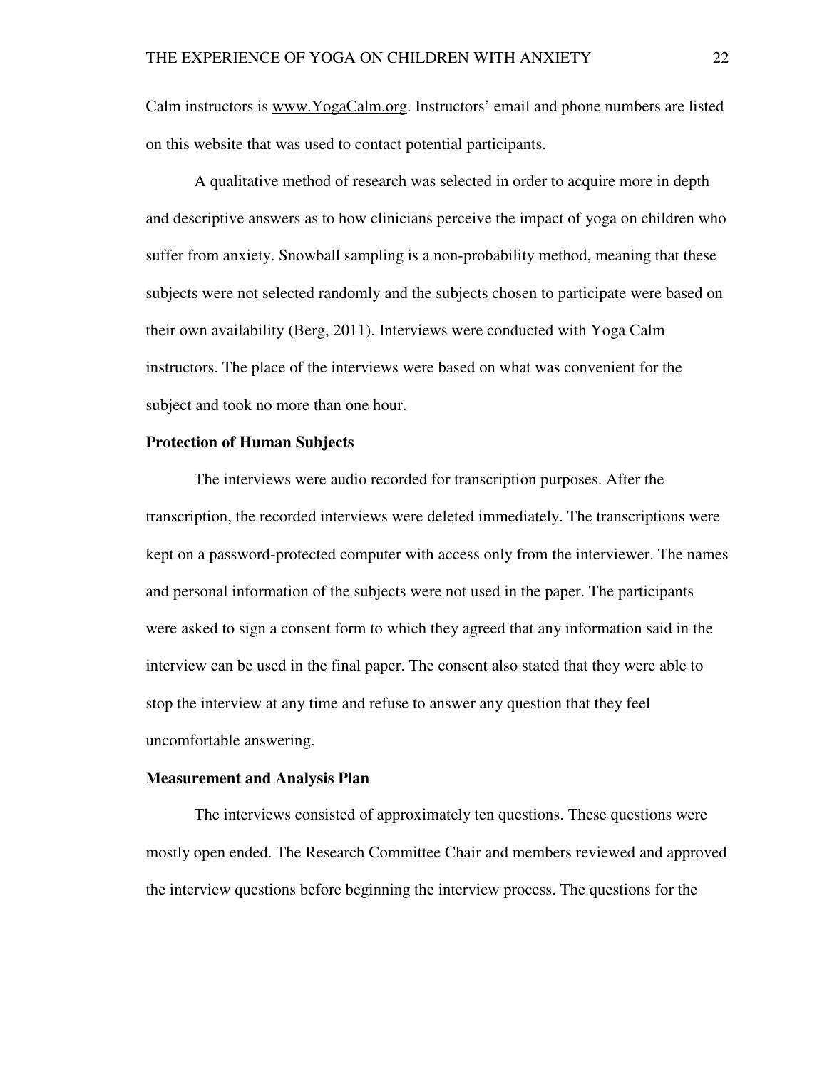Calm instructors is www.YogaCalm.org. Instructors' email and phone numbers are listed on this website that was used to contact potential participants.

A qualitative method of research was selected in order to acquire more in depth and descriptive answers as to how clinicians perceive the impact of yoga on children who suffer from anxiety. Snowball sampling is a non-probability method, meaning that these subjects were not selected randomly and the subjects chosen to participate were based on their own availability (Berg, 2011). Interviews were conducted with Yoga Calm instructors. The place of the interviews were based on what was convenient for the subject and took no more than one hour.

**Protection of Human Subjects**

The interviews were audio recorded for transcription purposes. After the transcription, the recorded interviews were deleted immediately. The transcriptions were kept on a password-protected computer with access only from the interviewer. The names and personal information of the subjects were not used in the paper. The participants were asked to sign a consent form to which they agreed that any information said in the interview can be used in the final paper. The consent also stated that they were able to stop the interview at any time and refuse to answer any question that they feel uncomfortable answering.

**Measurement and Analysis Plan**

The interviews consisted of approximately ten questions. These questions were mostly open ended. The Research Committee Chair and members reviewed and approved the interview questions before beginning the interview process. The questions for the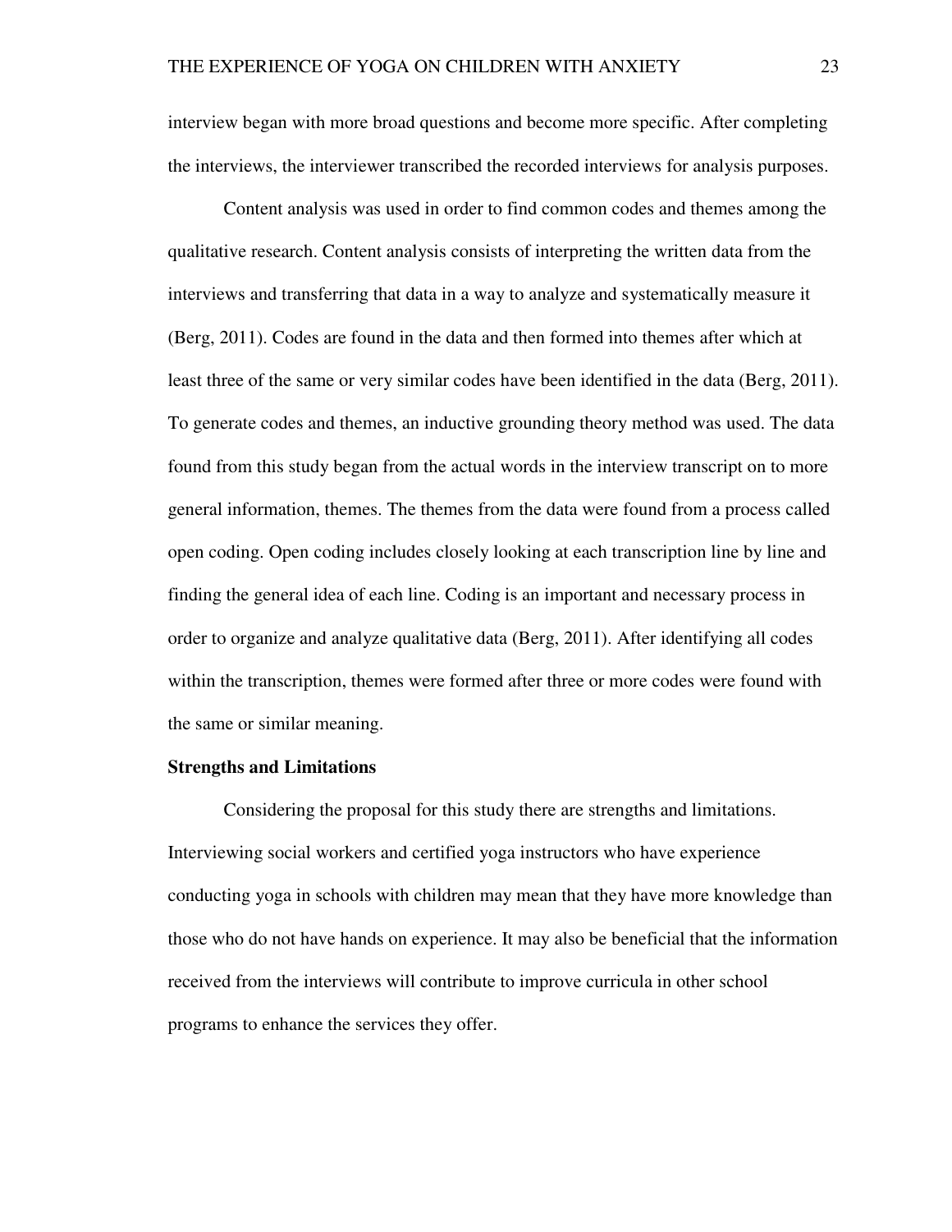interview began with more broad questions and become more specific. After completing the interviews, the interviewer transcribed the recorded interviews for analysis purposes.

Content analysis was used in order to find common codes and themes among the qualitative research. Content analysis consists of interpreting the written data from the interviews and transferring that data in a way to analyze and systematically measure it (Berg, 2011). Codes are found in the data and then formed into themes after which at least three of the same or very similar codes have been identified in the data (Berg, 2011). To generate codes and themes, an inductive grounding theory method was used. The data found from this study began from the actual words in the interview transcript on to more general information, themes. The themes from the data were found from a process called open coding. Open coding includes closely looking at each transcription line by line and finding the general idea of each line. Coding is an important and necessary process in order to organize and analyze qualitative data (Berg, 2011). After identifying all codes within the transcription, themes were formed after three or more codes were found with the same or similar meaning.

## Strengths and Limitations

Considering the proposal for this study there are strengths and limitations. Interviewing social workers and certified yoga instructors who have experience conducting yoga in schools with children may mean that they have more knowledge than those who do not have hands on experience. It may also be beneficial that the information received from the interviews will contribute to improve curricula in other school programs to enhance the services they offer.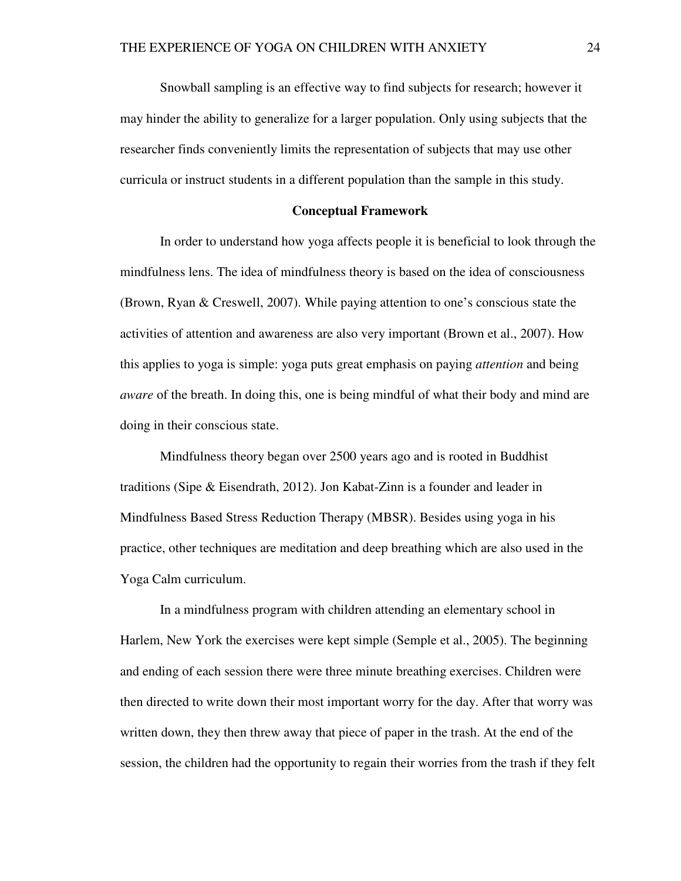Snowball sampling is an effective way to find subjects for research; however it may hinder the ability to generalize for a larger population. Only using subjects that the researcher finds conveniently limits the representation of subjects that may use other curricula or instruct students in a different population than the sample in this study.

## Conceptual Framework

In order to understand how yoga affects people it is beneficial to look through the mindfulness lens. The idea of mindfulness theory is based on the idea of consciousness (Brown, Ryan & Creswell, 2007). While paying attention to one's conscious state the activities of attention and awareness are also very important (Brown et al., 2007). How this applies to yoga is simple: yoga puts great emphasis on paying *attention* and being *aware* of the breath. In doing this, one is being mindful of what their body and mind are doing in their conscious state.

Mindfulness theory began over 2500 years ago and is rooted in Buddhist traditions (Sipe & Eisendrath, 2012). Jon Kabat-Zinn is a founder and leader in Mindfulness Based Stress Reduction Therapy (MBSR). Besides using yoga in his practice, other techniques are meditation and deep breathing which are also used in the Yoga Calm curriculum.

In a mindfulness program with children attending an elementary school in Harlem, New York the exercises were kept simple (Semple et al., 2005). The beginning and ending of each session there were three minute breathing exercises. Children were then directed to write down their most important worry for the day. After that worry was written down, they then threw away that piece of paper in the trash. At the end of the session, the children had the opportunity to regain their worries from the trash if they felt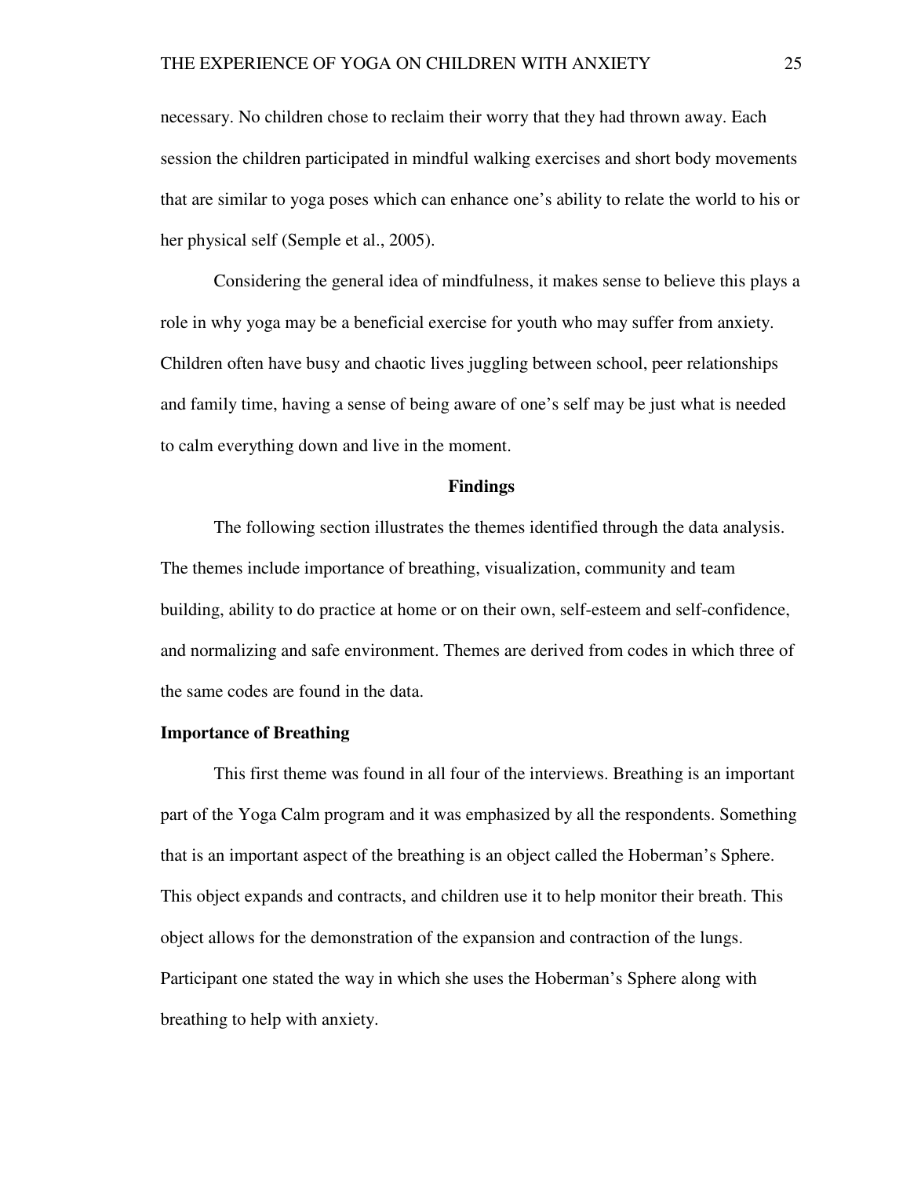necessary. No children chose to reclaim their worry that they had thrown away. Each session the children participated in mindful walking exercises and short body movements that are similar to yoga poses which can enhance one's ability to relate the world to his or her physical self (Semple et al., 2005).

Considering the general idea of mindfulness, it makes sense to believe this plays a role in why yoga may be a beneficial exercise for youth who may suffer from anxiety. Children often have busy and chaotic lives juggling between school, peer relationships and family time, having a sense of being aware of one's self may be just what is needed to calm everything down and live in the moment.

## Findings

The following section illustrates the themes identified through the data analysis. The themes include importance of breathing, visualization, community and team building, ability to do practice at home or on their own, self-esteem and self-confidence, and normalizing and safe environment. Themes are derived from codes in which three of the same codes are found in the data.

### Importance of Breathing

This first theme was found in all four of the interviews. Breathing is an important part of the Yoga Calm program and it was emphasized by all the respondents. Something that is an important aspect of the breathing is an object called the Hoberman's Sphere. This object expands and contracts, and children use it to help monitor their breath. This object allows for the demonstration of the expansion and contraction of the lungs. Participant one stated the way in which she uses the Hoberman's Sphere along with breathing to help with anxiety.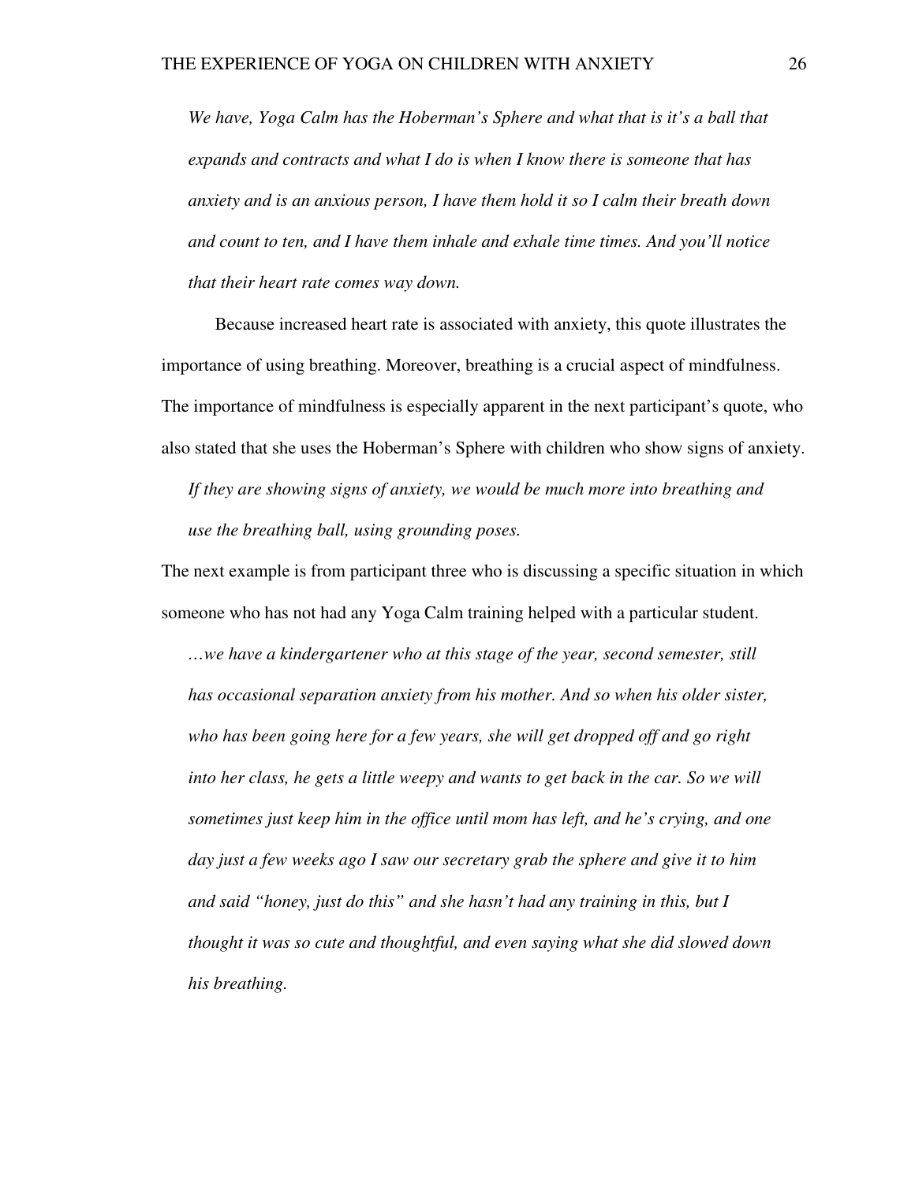*We have, Yoga Calm has the Hoberman's Sphere and what that is it's a ball that expands and contracts and what I do is when I know there is someone that has anxiety and is an anxious person, I have them hold it so I calm their breath down and count to ten, and I have them inhale and exhale time times. And you'll notice that their heart rate comes way down.*

Because increased heart rate is associated with anxiety, this quote illustrates the importance of using breathing. Moreover, breathing is a crucial aspect of mindfulness. The importance of mindfulness is especially apparent in the next participant's quote, who also stated that she uses the Hoberman's Sphere with children who show signs of anxiety.

*If they are showing signs of anxiety, we would be much more into breathing and use the breathing ball, using grounding poses.*

The next example is from participant three who is discussing a specific situation in which someone who has not had any Yoga Calm training helped with a particular student.

*…we have a kindergartener who at this stage of the year, second semester, still has occasional separation anxiety from his mother. And so when his older sister, who has been going here for a few years, she will get dropped off and go right into her class, he gets a little weepy and wants to get back in the car. So we will sometimes just keep him in the office until mom has left, and he's crying, and one day just a few weeks ago I saw our secretary grab the sphere and give it to him and said "honey, just do this" and she hasn't had any training in this, but I thought it was so cute and thoughtful, and even saying what she did slowed down his breathing.*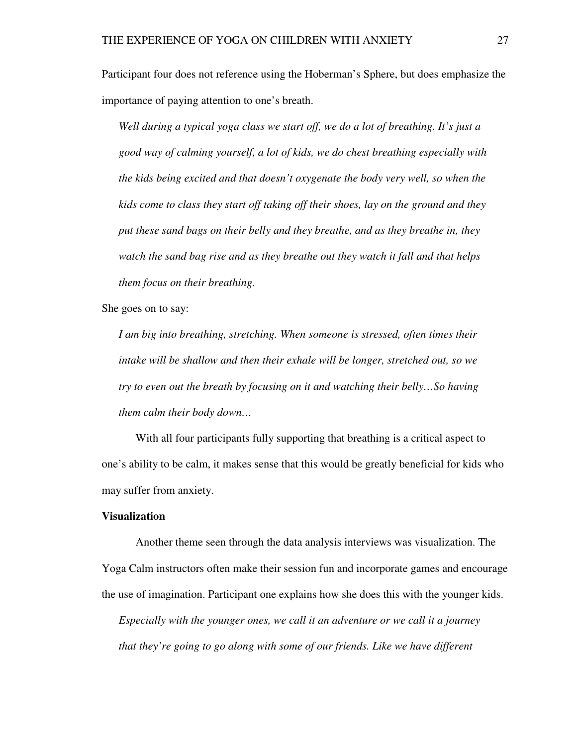Participant four does not reference using the Hoberman's Sphere, but does emphasize the importance of paying attention to one's breath.

> *Well during a typical yoga class we start off, we do a lot of breathing. It's just a good way of calming yourself, a lot of kids, we do chest breathing especially with the kids being excited and that doesn't oxygenate the body very well, so when the kids come to class they start off taking off their shoes, lay on the ground and they put these sand bags on their belly and they breathe, and as they breathe in, they watch the sand bag rise and as they breathe out they watch it fall and that helps them focus on their breathing.*

She goes on to say:

> *I am big into breathing, stretching. When someone is stressed, often times their intake will be shallow and then their exhale will be longer, stretched out, so we try to even out the breath by focusing on it and watching their belly…So having them calm their body down…*

With all four participants fully supporting that breathing is a critical aspect to one's ability to be calm, it makes sense that this would be greatly beneficial for kids who may suffer from anxiety.

**Visualization**

Another theme seen through the data analysis interviews was visualization. The Yoga Calm instructors often make their session fun and incorporate games and encourage the use of imagination. Participant one explains how she does this with the younger kids.

> *Especially with the younger ones, we call it an adventure or we call it a journey that they're going to go along with some of our friends. Like we have different*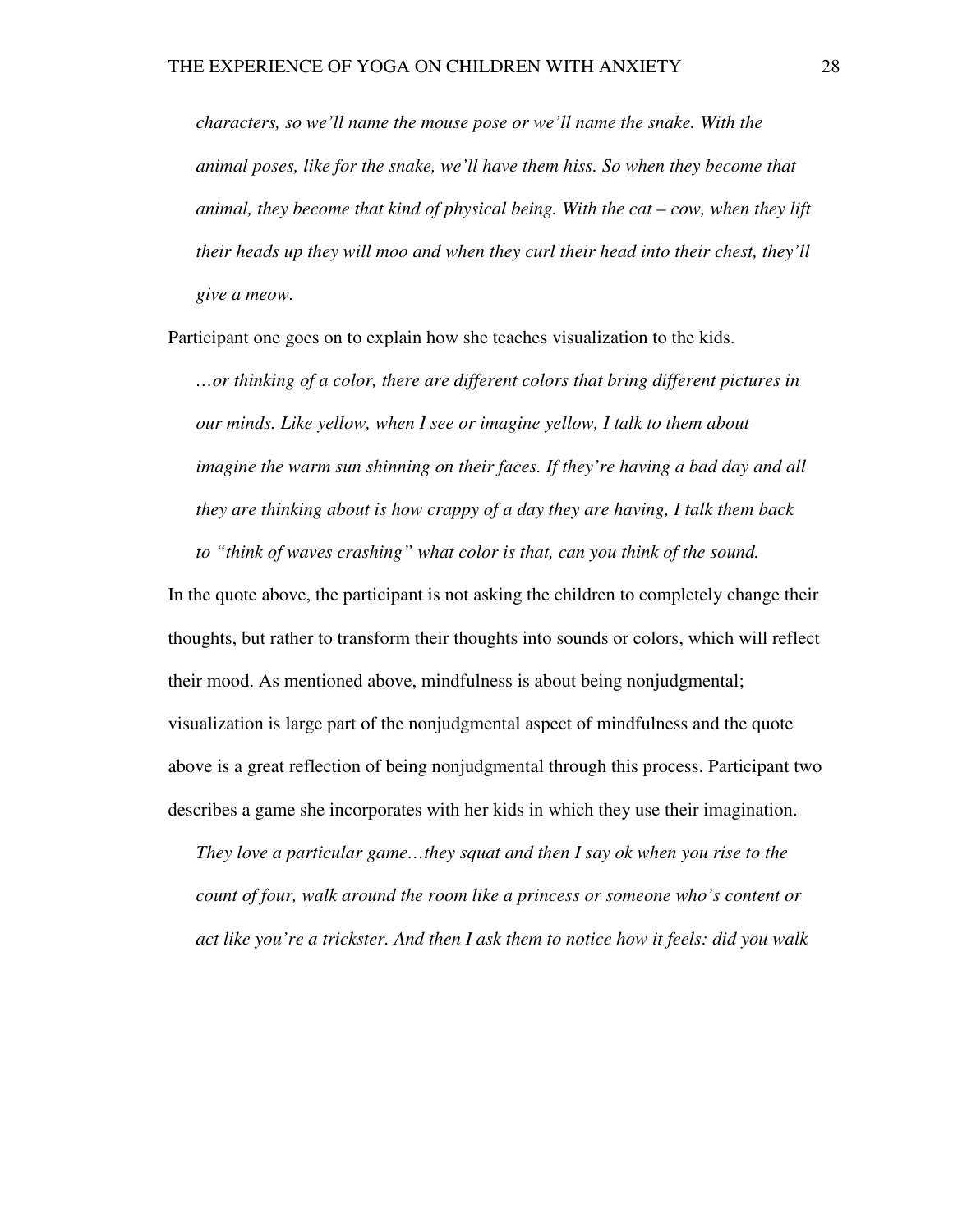*characters, so we'll name the mouse pose or we'll name the snake. With the animal poses, like for the snake, we'll have them hiss. So when they become that animal, they become that kind of physical being. With the cat – cow, when they lift their heads up they will moo and when they curl their head into their chest, they'll give a meow.*

Participant one goes on to explain how she teaches visualization to the kids.

*…or thinking of a color, there are different colors that bring different pictures in our minds. Like yellow, when I see or imagine yellow, I talk to them about imagine the warm sun shinning on their faces. If they're having a bad day and all they are thinking about is how crappy of a day they are having, I talk them back to "think of waves crashing" what color is that, can you think of the sound.*

In the quote above, the participant is not asking the children to completely change their thoughts, but rather to transform their thoughts into sounds or colors, which will reflect their mood. As mentioned above, mindfulness is about being nonjudgmental; visualization is large part of the nonjudgmental aspect of mindfulness and the quote above is a great reflection of being nonjudgmental through this process. Participant two describes a game she incorporates with her kids in which they use their imagination.

*They love a particular game…they squat and then I say ok when you rise to the count of four, walk around the room like a princess or someone who's content or act like you're a trickster. And then I ask them to notice how it feels: did you walk*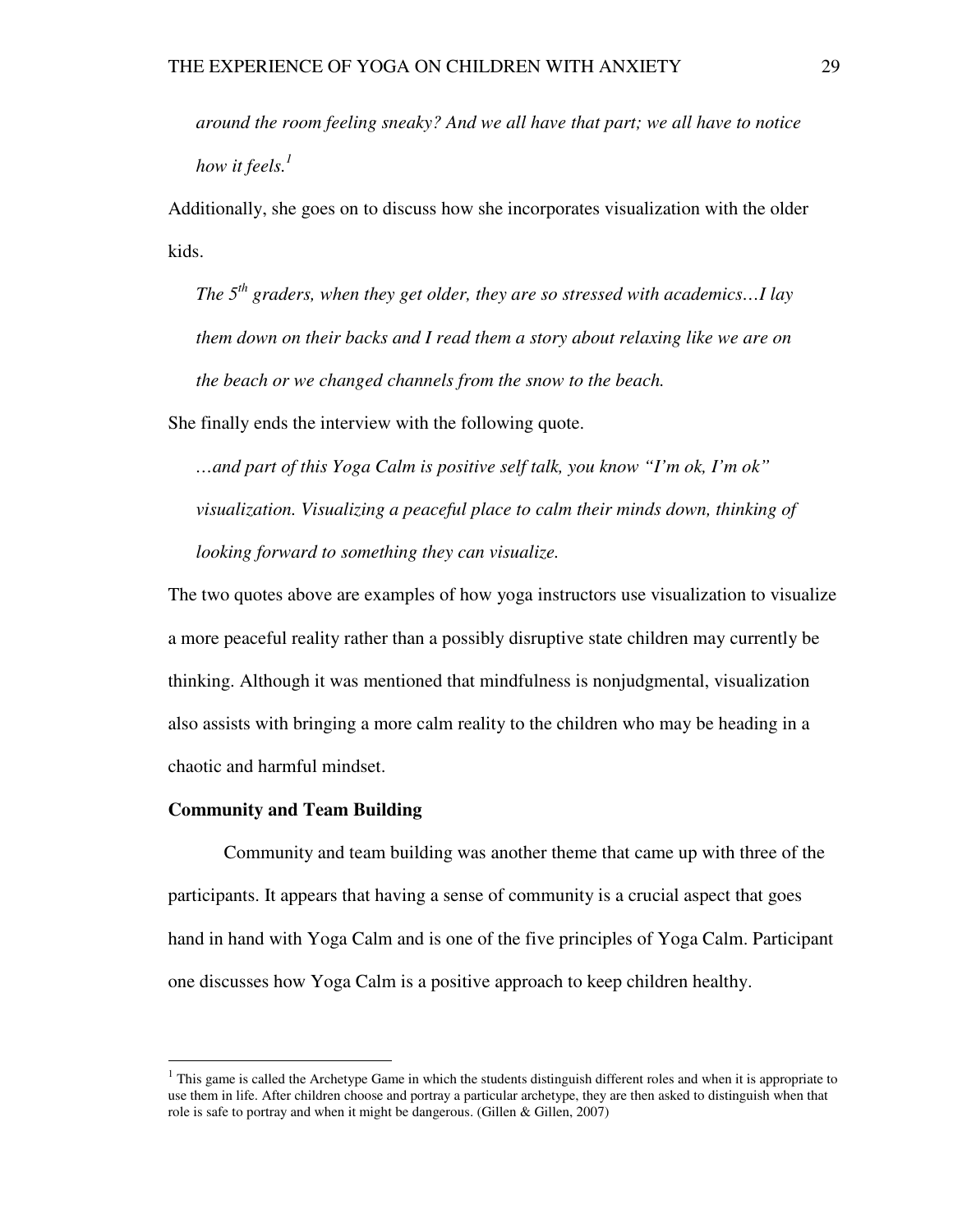*around the room feeling sneaky? And we all have that part; we all have to notice how it feels.*[1]

Additionally, she goes on to discuss how she incorporates visualization with the older kids.

> *The 5th graders, when they get older, they are so stressed with academics…I lay them down on their backs and I read them a story about relaxing like we are on the beach or we changed channels from the snow to the beach.*

She finally ends the interview with the following quote.

> *…and part of this Yoga Calm is positive self talk, you know "I'm ok, I'm ok" visualization. Visualizing a peaceful place to calm their minds down, thinking of looking forward to something they can visualize.*

The two quotes above are examples of how yoga instructors use visualization to visualize a more peaceful reality rather than a possibly disruptive state children may currently be thinking. Although it was mentioned that mindfulness is nonjudgmental, visualization also assists with bringing a more calm reality to the children who may be heading in a chaotic and harmful mindset.

**Community and Team Building**

Community and team building was another theme that came up with three of the participants. It appears that having a sense of community is a crucial aspect that goes hand in hand with Yoga Calm and is one of the five principles of Yoga Calm. Participant one discusses how Yoga Calm is a positive approach to keep children healthy.

---

[1] This game is called the Archetype Game in which the students distinguish different roles and when it is appropriate to use them in life. After children choose and portray a particular archetype, they are then asked to distinguish when that role is safe to portray and when it might be dangerous. (Gillen & Gillen, 2007)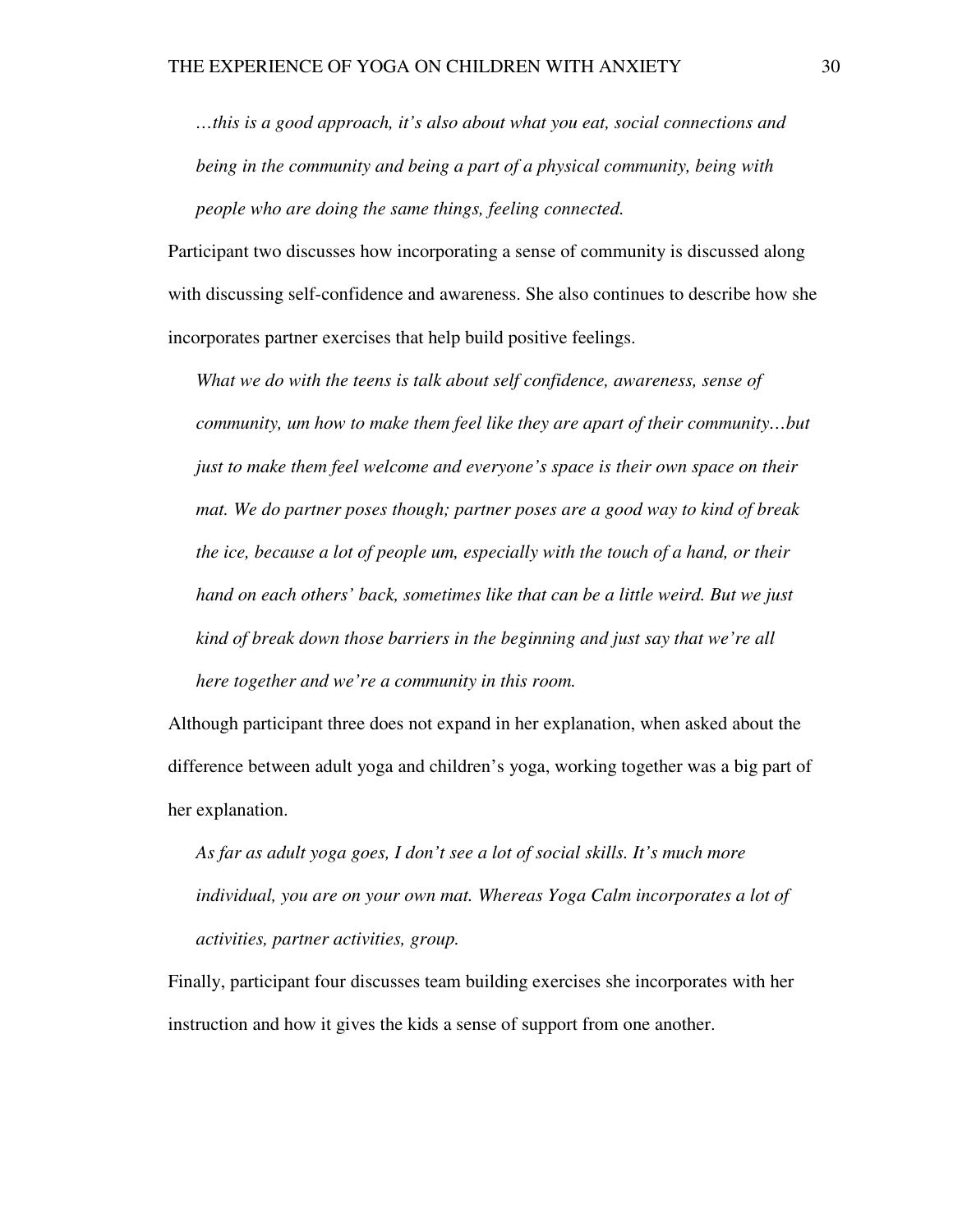*…this is a good approach, it's also about what you eat, social connections and being in the community and being a part of a physical community, being with people who are doing the same things, feeling connected.*

Participant two discusses how incorporating a sense of community is discussed along with discussing self-confidence and awareness. She also continues to describe how she incorporates partner exercises that help build positive feelings.

*What we do with the teens is talk about self confidence, awareness, sense of community, um how to make them feel like they are apart of their community…but just to make them feel welcome and everyone's space is their own space on their mat. We do partner poses though; partner poses are a good way to kind of break the ice, because a lot of people um, especially with the touch of a hand, or their hand on each others' back, sometimes like that can be a little weird. But we just kind of break down those barriers in the beginning and just say that we're all here together and we're a community in this room.*

Although participant three does not expand in her explanation, when asked about the difference between adult yoga and children's yoga, working together was a big part of her explanation.

*As far as adult yoga goes, I don't see a lot of social skills. It's much more individual, you are on your own mat. Whereas Yoga Calm incorporates a lot of activities, partner activities, group.*

Finally, participant four discusses team building exercises she incorporates with her instruction and how it gives the kids a sense of support from one another.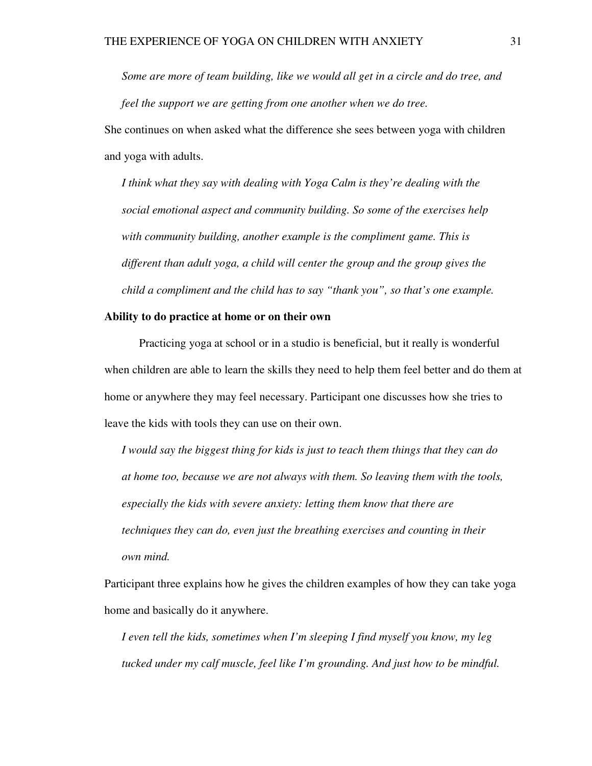> *Some are more of team building, like we would all get in a circle and do tree, and feel the support we are getting from one another when we do tree.*

She continues on when asked what the difference she sees between yoga with children and yoga with adults.

> *I think what they say with dealing with Yoga Calm is they're dealing with the social emotional aspect and community building. So some of the exercises help with community building, another example is the compliment game. This is different than adult yoga, a child will center the group and the group gives the child a compliment and the child has to say "thank you", so that's one example.*

**Ability to do practice at home or on their own**

Practicing yoga at school or in a studio is beneficial, but it really is wonderful when children are able to learn the skills they need to help them feel better and do them at home or anywhere they may feel necessary. Participant one discusses how she tries to leave the kids with tools they can use on their own.

> *I would say the biggest thing for kids is just to teach them things that they can do at home too, because we are not always with them. So leaving them with the tools, especially the kids with severe anxiety: letting them know that there are techniques they can do, even just the breathing exercises and counting in their own mind.*

Participant three explains how he gives the children examples of how they can take yoga home and basically do it anywhere.

> *I even tell the kids, sometimes when I'm sleeping I find myself you know, my leg tucked under my calf muscle, feel like I'm grounding. And just how to be mindful.*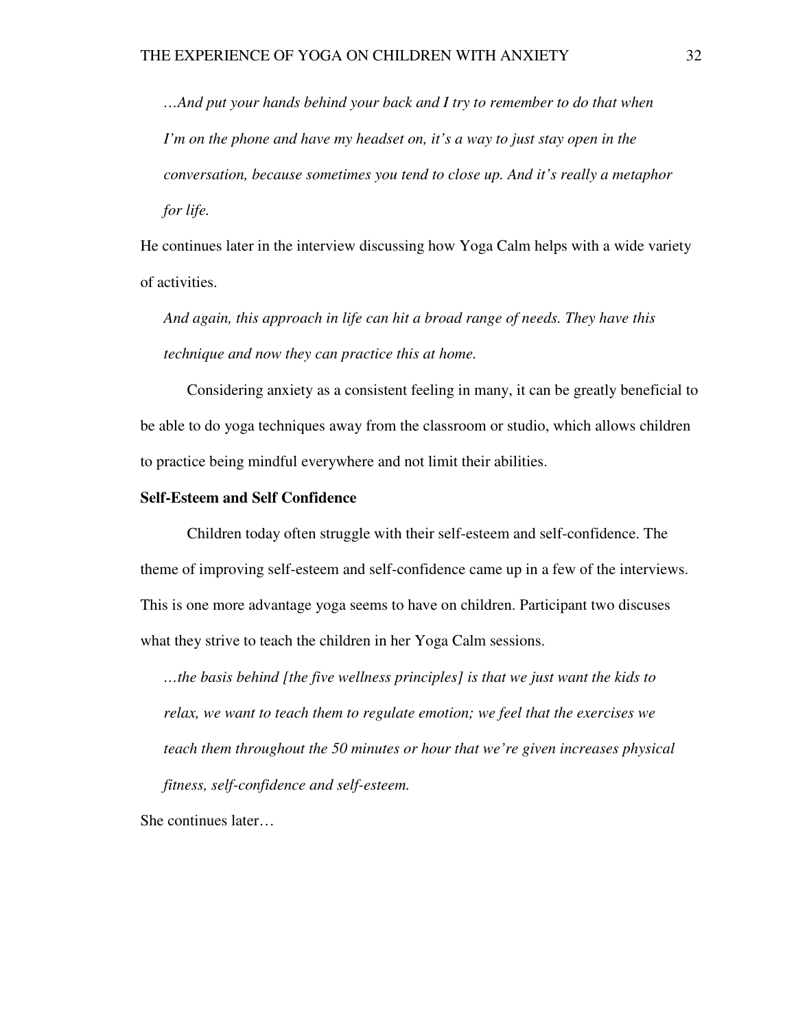> *…And put your hands behind your back and I try to remember to do that when I'm on the phone and have my headset on, it's a way to just stay open in the conversation, because sometimes you tend to close up. And it's really a metaphor for life.*

He continues later in the interview discussing how Yoga Calm helps with a wide variety of activities.

> *And again, this approach in life can hit a broad range of needs. They have this technique and now they can practice this at home.*

Considering anxiety as a consistent feeling in many, it can be greatly beneficial to be able to do yoga techniques away from the classroom or studio, which allows children to practice being mindful everywhere and not limit their abilities.

**Self-Esteem and Self Confidence**

Children today often struggle with their self-esteem and self-confidence. The theme of improving self-esteem and self-confidence came up in a few of the interviews. This is one more advantage yoga seems to have on children. Participant two discuses what they strive to teach the children in her Yoga Calm sessions.

> *…the basis behind [the five wellness principles] is that we just want the kids to relax, we want to teach them to regulate emotion; we feel that the exercises we teach them throughout the 50 minutes or hour that we're given increases physical fitness, self-confidence and self-esteem.*

She continues later…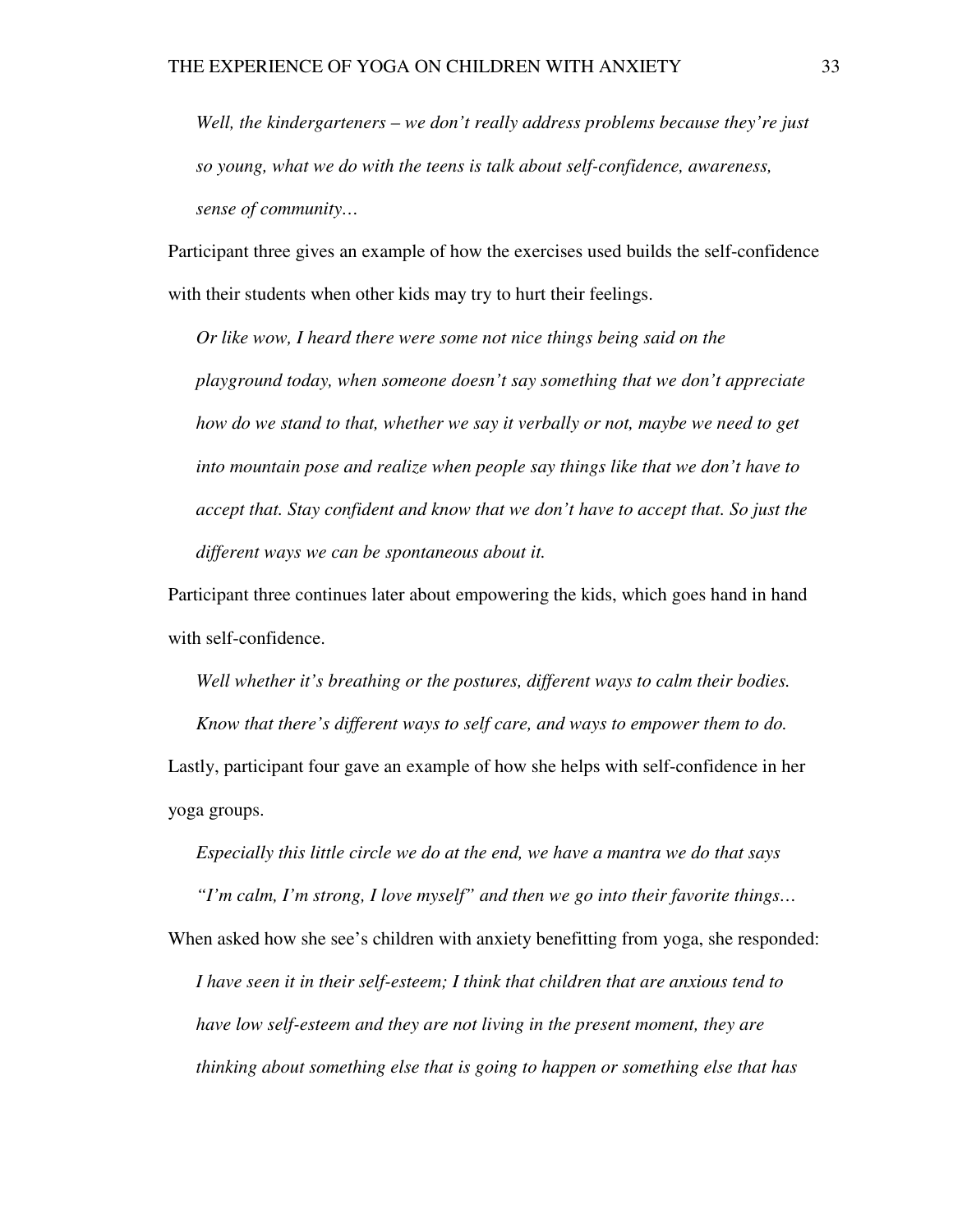*Well, the kindergarteners – we don't really address problems because they're just so young, what we do with the teens is talk about self-confidence, awareness, sense of community…*

Participant three gives an example of how the exercises used builds the self-confidence with their students when other kids may try to hurt their feelings.

*Or like wow, I heard there were some not nice things being said on the playground today, when someone doesn't say something that we don't appreciate how do we stand to that, whether we say it verbally or not, maybe we need to get into mountain pose and realize when people say things like that we don't have to accept that. Stay confident and know that we don't have to accept that. So just the different ways we can be spontaneous about it.*

Participant three continues later about empowering the kids, which goes hand in hand with self-confidence.

*Well whether it's breathing or the postures, different ways to calm their bodies. Know that there's different ways to self care, and ways to empower them to do.*

Lastly, participant four gave an example of how she helps with self-confidence in her yoga groups.

*Especially this little circle we do at the end, we have a mantra we do that says "I'm calm, I'm strong, I love myself" and then we go into their favorite things…*

When asked how she see's children with anxiety benefitting from yoga, she responded:

*I have seen it in their self-esteem; I think that children that are anxious tend to have low self-esteem and they are not living in the present moment, they are thinking about something else that is going to happen or something else that has*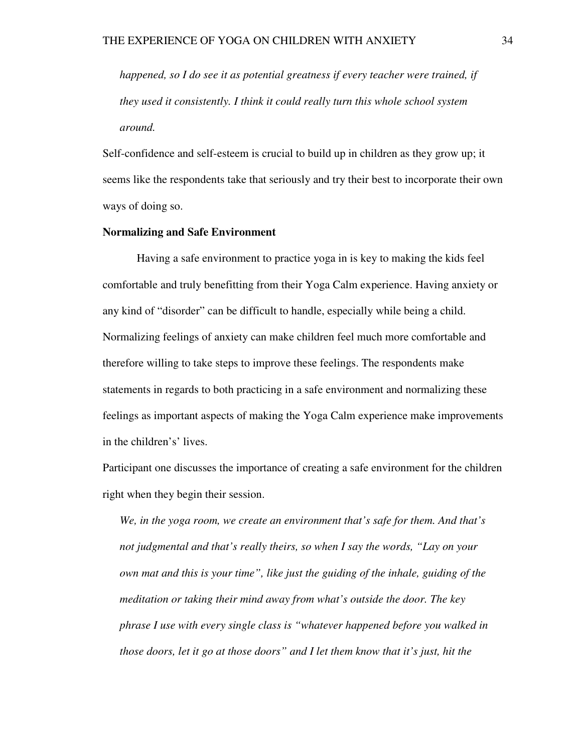*happened, so I do see it as potential greatness if every teacher were trained, if they used it consistently. I think it could really turn this whole school system around.*

Self-confidence and self-esteem is crucial to build up in children as they grow up; it seems like the respondents take that seriously and try their best to incorporate their own ways of doing so.

**Normalizing and Safe Environment**

Having a safe environment to practice yoga in is key to making the kids feel comfortable and truly benefitting from their Yoga Calm experience. Having anxiety or any kind of "disorder" can be difficult to handle, especially while being a child. Normalizing feelings of anxiety can make children feel much more comfortable and therefore willing to take steps to improve these feelings. The respondents make statements in regards to both practicing in a safe environment and normalizing these feelings as important aspects of making the Yoga Calm experience make improvements in the children's' lives.

Participant one discusses the importance of creating a safe environment for the children right when they begin their session.

*We, in the yoga room, we create an environment that's safe for them. And that's not judgmental and that's really theirs, so when I say the words, "Lay on your own mat and this is your time", like just the guiding of the inhale, guiding of the meditation or taking their mind away from what's outside the door. The key phrase I use with every single class is "whatever happened before you walked in those doors, let it go at those doors" and I let them know that it's just, hit the*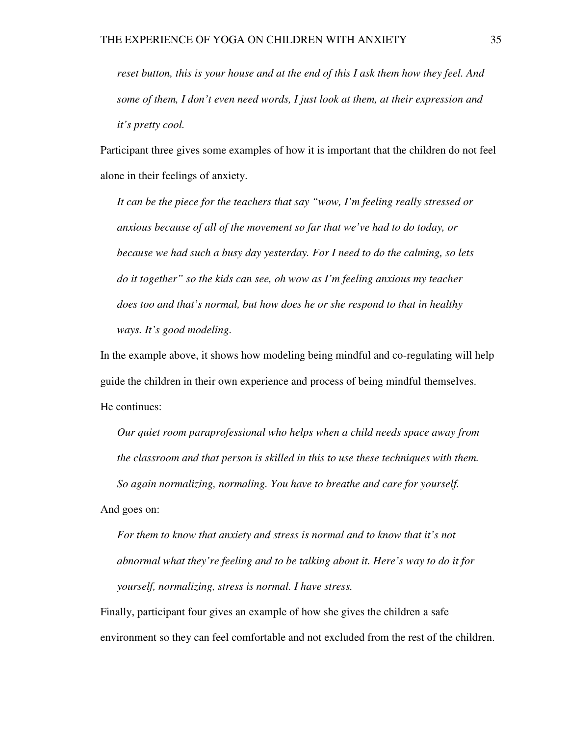*reset button, this is your house and at the end of this I ask them how they feel. And some of them, I don't even need words, I just look at them, at their expression and it's pretty cool.*

Participant three gives some examples of how it is important that the children do not feel alone in their feelings of anxiety.

> *It can be the piece for the teachers that say "wow, I'm feeling really stressed or anxious because of all of the movement so far that we've had to do today, or because we had such a busy day yesterday. For I need to do the calming, so lets do it together" so the kids can see, oh wow as I'm feeling anxious my teacher does too and that's normal, but how does he or she respond to that in healthy ways. It's good modeling.*

In the example above, it shows how modeling being mindful and co-regulating will help guide the children in their own experience and process of being mindful themselves. He continues:

> *Our quiet room paraprofessional who helps when a child needs space away from the classroom and that person is skilled in this to use these techniques with them. So again normalizing, normaling. You have to breathe and care for yourself.*

And goes on:

> *For them to know that anxiety and stress is normal and to know that it's not abnormal what they're feeling and to be talking about it. Here's way to do it for yourself, normalizing, stress is normal. I have stress.*

Finally, participant four gives an example of how she gives the children a safe environment so they can feel comfortable and not excluded from the rest of the children.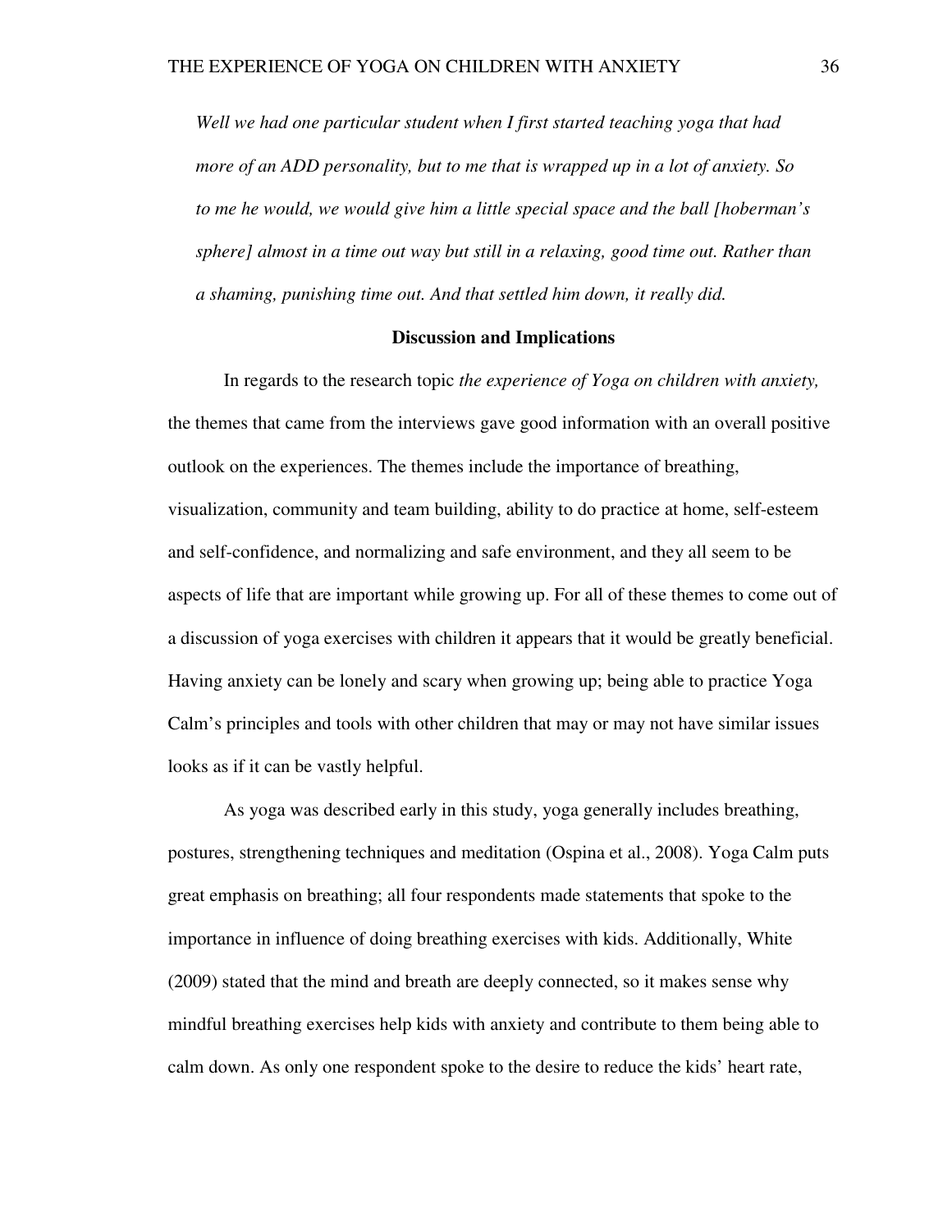*Well we had one particular student when I first started teaching yoga that had more of an ADD personality, but to me that is wrapped up in a lot of anxiety. So to me he would, we would give him a little special space and the ball [hoberman's sphere] almost in a time out way but still in a relaxing, good time out. Rather than a shaming, punishing time out. And that settled him down, it really did.*

## Discussion and Implications

In regards to the research topic *the experience of Yoga on children with anxiety,* the themes that came from the interviews gave good information with an overall positive outlook on the experiences. The themes include the importance of breathing, visualization, community and team building, ability to do practice at home, self-esteem and self-confidence, and normalizing and safe environment, and they all seem to be aspects of life that are important while growing up. For all of these themes to come out of a discussion of yoga exercises with children it appears that it would be greatly beneficial. Having anxiety can be lonely and scary when growing up; being able to practice Yoga Calm's principles and tools with other children that may or may not have similar issues looks as if it can be vastly helpful.

As yoga was described early in this study, yoga generally includes breathing, postures, strengthening techniques and meditation (Ospina et al., 2008). Yoga Calm puts great emphasis on breathing; all four respondents made statements that spoke to the importance in influence of doing breathing exercises with kids. Additionally, White (2009) stated that the mind and breath are deeply connected, so it makes sense why mindful breathing exercises help kids with anxiety and contribute to them being able to calm down. As only one respondent spoke to the desire to reduce the kids' heart rate,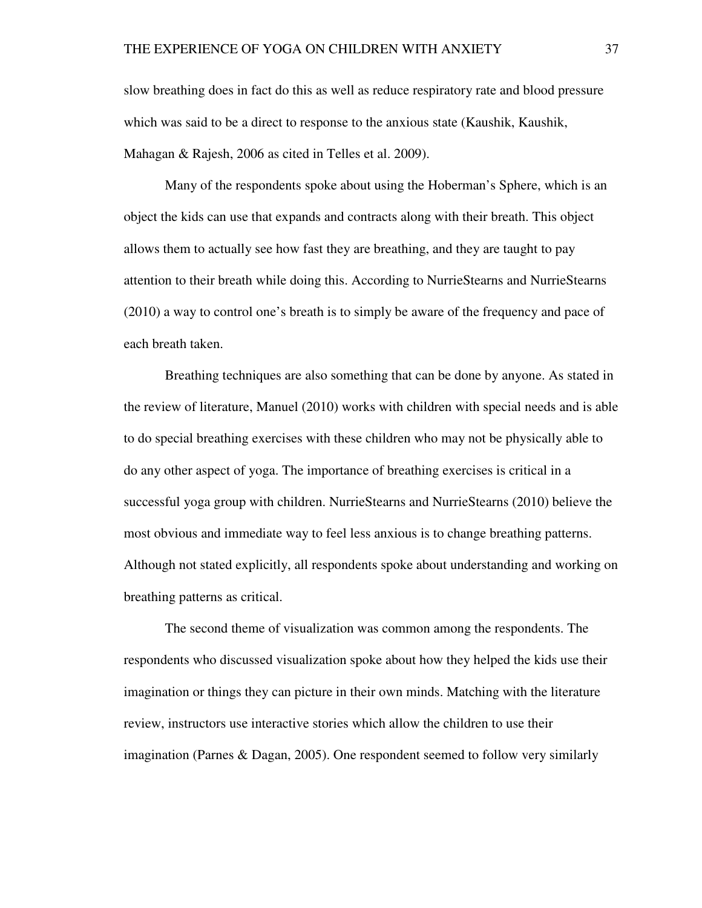slow breathing does in fact do this as well as reduce respiratory rate and blood pressure which was said to be a direct to response to the anxious state (Kaushik, Kaushik, Mahagan & Rajesh, 2006 as cited in Telles et al. 2009).

Many of the respondents spoke about using the Hoberman's Sphere, which is an object the kids can use that expands and contracts along with their breath. This object allows them to actually see how fast they are breathing, and they are taught to pay attention to their breath while doing this. According to NurrieStearns and NurrieStearns (2010) a way to control one's breath is to simply be aware of the frequency and pace of each breath taken.

Breathing techniques are also something that can be done by anyone. As stated in the review of literature, Manuel (2010) works with children with special needs and is able to do special breathing exercises with these children who may not be physically able to do any other aspect of yoga. The importance of breathing exercises is critical in a successful yoga group with children. NurrieStearns and NurrieStearns (2010) believe the most obvious and immediate way to feel less anxious is to change breathing patterns. Although not stated explicitly, all respondents spoke about understanding and working on breathing patterns as critical.

The second theme of visualization was common among the respondents. The respondents who discussed visualization spoke about how they helped the kids use their imagination or things they can picture in their own minds. Matching with the literature review, instructors use interactive stories which allow the children to use their imagination (Parnes & Dagan, 2005). One respondent seemed to follow very similarly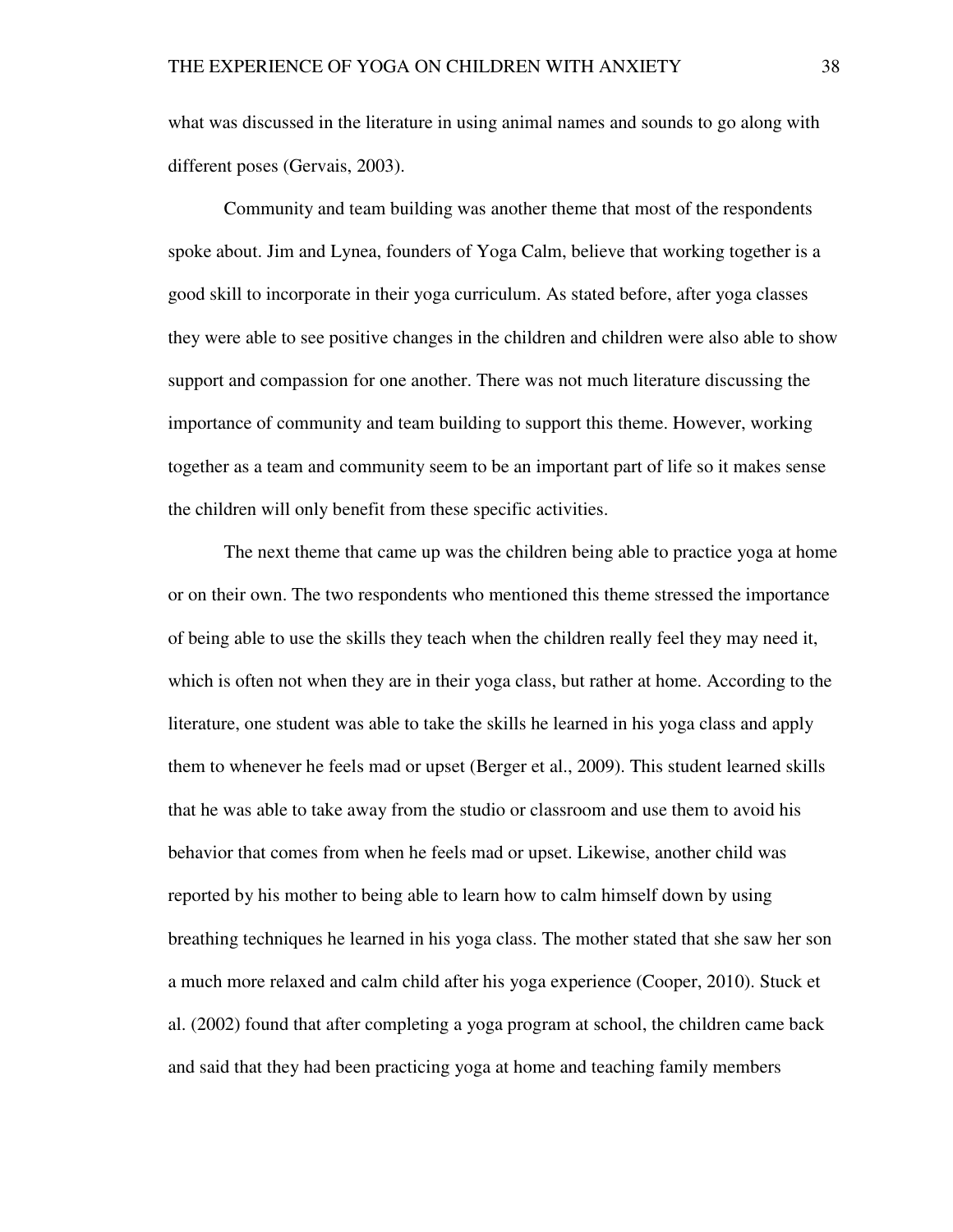what was discussed in the literature in using animal names and sounds to go along with different poses (Gervais, 2003).

Community and team building was another theme that most of the respondents spoke about. Jim and Lynea, founders of Yoga Calm, believe that working together is a good skill to incorporate in their yoga curriculum. As stated before, after yoga classes they were able to see positive changes in the children and children were also able to show support and compassion for one another. There was not much literature discussing the importance of community and team building to support this theme. However, working together as a team and community seem to be an important part of life so it makes sense the children will only benefit from these specific activities.

The next theme that came up was the children being able to practice yoga at home or on their own. The two respondents who mentioned this theme stressed the importance of being able to use the skills they teach when the children really feel they may need it, which is often not when they are in their yoga class, but rather at home. According to the literature, one student was able to take the skills he learned in his yoga class and apply them to whenever he feels mad or upset (Berger et al., 2009). This student learned skills that he was able to take away from the studio or classroom and use them to avoid his behavior that comes from when he feels mad or upset. Likewise, another child was reported by his mother to being able to learn how to calm himself down by using breathing techniques he learned in his yoga class. The mother stated that she saw her son a much more relaxed and calm child after his yoga experience (Cooper, 2010). Stuck et al. (2002) found that after completing a yoga program at school, the children came back and said that they had been practicing yoga at home and teaching family members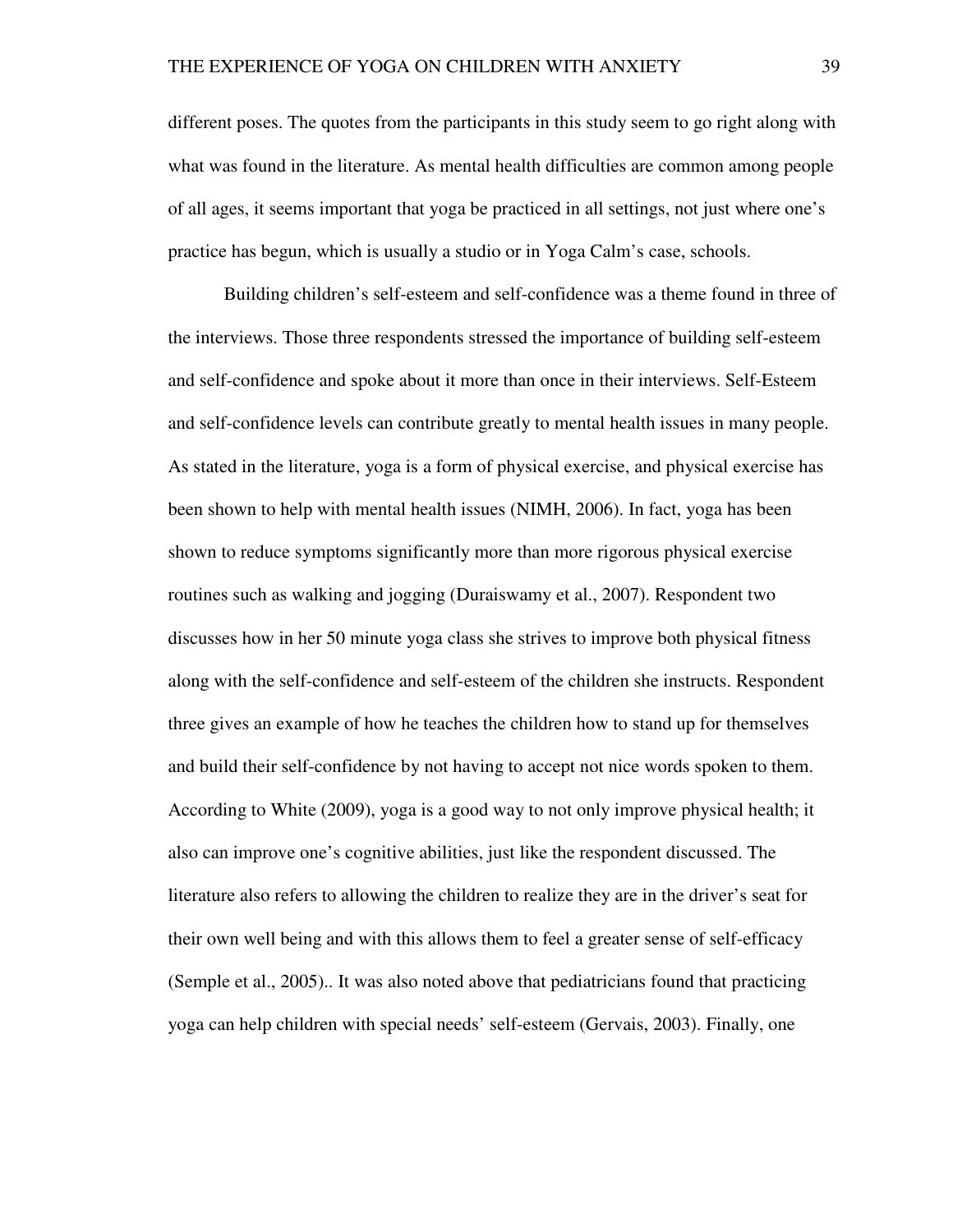different poses. The quotes from the participants in this study seem to go right along with what was found in the literature. As mental health difficulties are common among people of all ages, it seems important that yoga be practiced in all settings, not just where one's practice has begun, which is usually a studio or in Yoga Calm's case, schools.

Building children's self-esteem and self-confidence was a theme found in three of the interviews. Those three respondents stressed the importance of building self-esteem and self-confidence and spoke about it more than once in their interviews. Self-Esteem and self-confidence levels can contribute greatly to mental health issues in many people. As stated in the literature, yoga is a form of physical exercise, and physical exercise has been shown to help with mental health issues (NIMH, 2006). In fact, yoga has been shown to reduce symptoms significantly more than more rigorous physical exercise routines such as walking and jogging (Duraiswamy et al., 2007). Respondent two discusses how in her 50 minute yoga class she strives to improve both physical fitness along with the self-confidence and self-esteem of the children she instructs. Respondent three gives an example of how he teaches the children how to stand up for themselves and build their self-confidence by not having to accept not nice words spoken to them. According to White (2009), yoga is a good way to not only improve physical health; it also can improve one's cognitive abilities, just like the respondent discussed. The literature also refers to allowing the children to realize they are in the driver's seat for their own well being and with this allows them to feel a greater sense of self-efficacy (Semple et al., 2005).. It was also noted above that pediatricians found that practicing yoga can help children with special needs' self-esteem (Gervais, 2003). Finally, one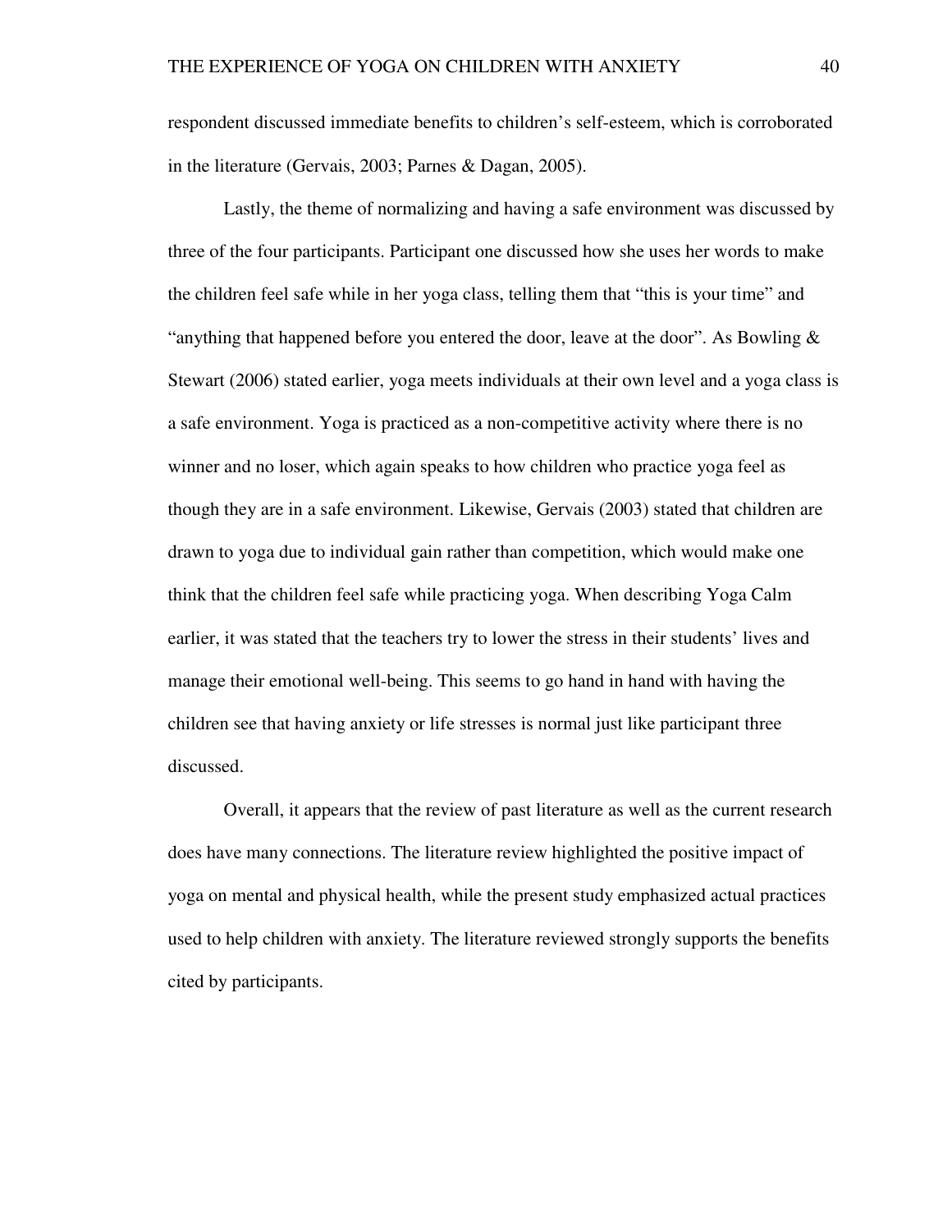respondent discussed immediate benefits to children's self-esteem, which is corroborated in the literature (Gervais, 2003; Parnes & Dagan, 2005).

Lastly, the theme of normalizing and having a safe environment was discussed by three of the four participants. Participant one discussed how she uses her words to make the children feel safe while in her yoga class, telling them that "this is your time" and "anything that happened before you entered the door, leave at the door". As Bowling & Stewart (2006) stated earlier, yoga meets individuals at their own level and a yoga class is a safe environment. Yoga is practiced as a non-competitive activity where there is no winner and no loser, which again speaks to how children who practice yoga feel as though they are in a safe environment. Likewise, Gervais (2003) stated that children are drawn to yoga due to individual gain rather than competition, which would make one think that the children feel safe while practicing yoga. When describing Yoga Calm earlier, it was stated that the teachers try to lower the stress in their students' lives and manage their emotional well-being. This seems to go hand in hand with having the children see that having anxiety or life stresses is normal just like participant three discussed.

Overall, it appears that the review of past literature as well as the current research does have many connections. The literature review highlighted the positive impact of yoga on mental and physical health, while the present study emphasized actual practices used to help children with anxiety. The literature reviewed strongly supports the benefits cited by participants.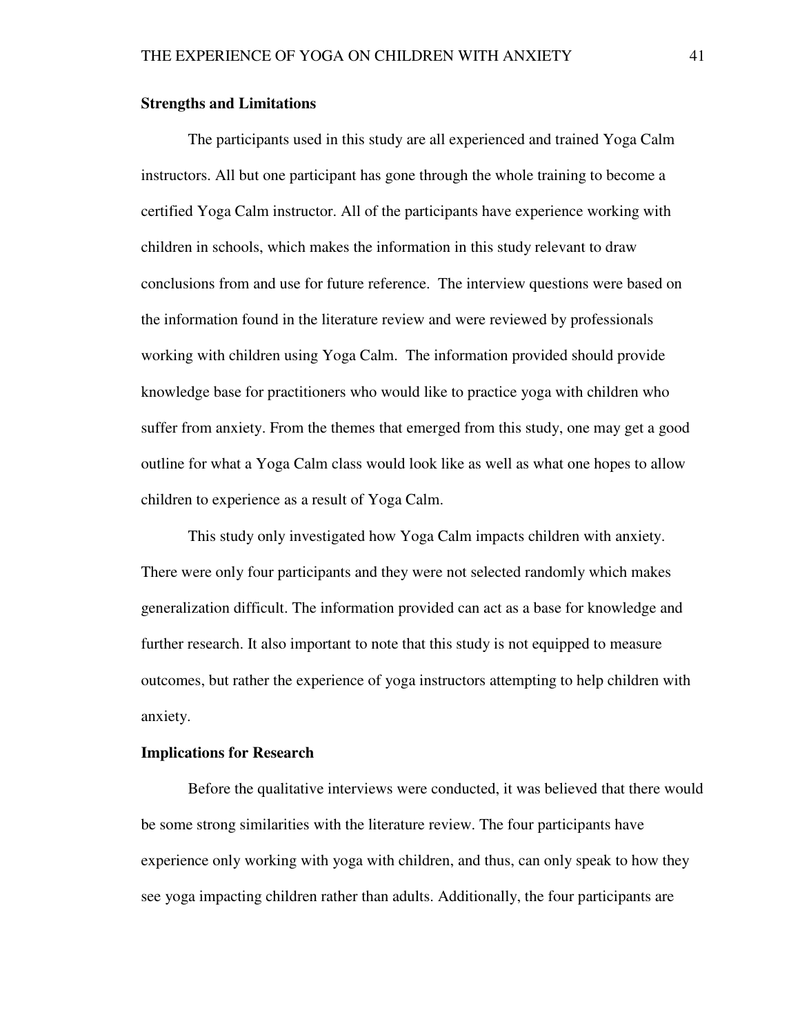**Strengths and Limitations**

The participants used in this study are all experienced and trained Yoga Calm instructors. All but one participant has gone through the whole training to become a certified Yoga Calm instructor. All of the participants have experience working with children in schools, which makes the information in this study relevant to draw conclusions from and use for future reference. The interview questions were based on the information found in the literature review and were reviewed by professionals working with children using Yoga Calm. The information provided should provide knowledge base for practitioners who would like to practice yoga with children who suffer from anxiety. From the themes that emerged from this study, one may get a good outline for what a Yoga Calm class would look like as well as what one hopes to allow children to experience as a result of Yoga Calm.

This study only investigated how Yoga Calm impacts children with anxiety. There were only four participants and they were not selected randomly which makes generalization difficult. The information provided can act as a base for knowledge and further research. It also important to note that this study is not equipped to measure outcomes, but rather the experience of yoga instructors attempting to help children with anxiety.

**Implications for Research**

Before the qualitative interviews were conducted, it was believed that there would be some strong similarities with the literature review. The four participants have experience only working with yoga with children, and thus, can only speak to how they see yoga impacting children rather than adults. Additionally, the four participants are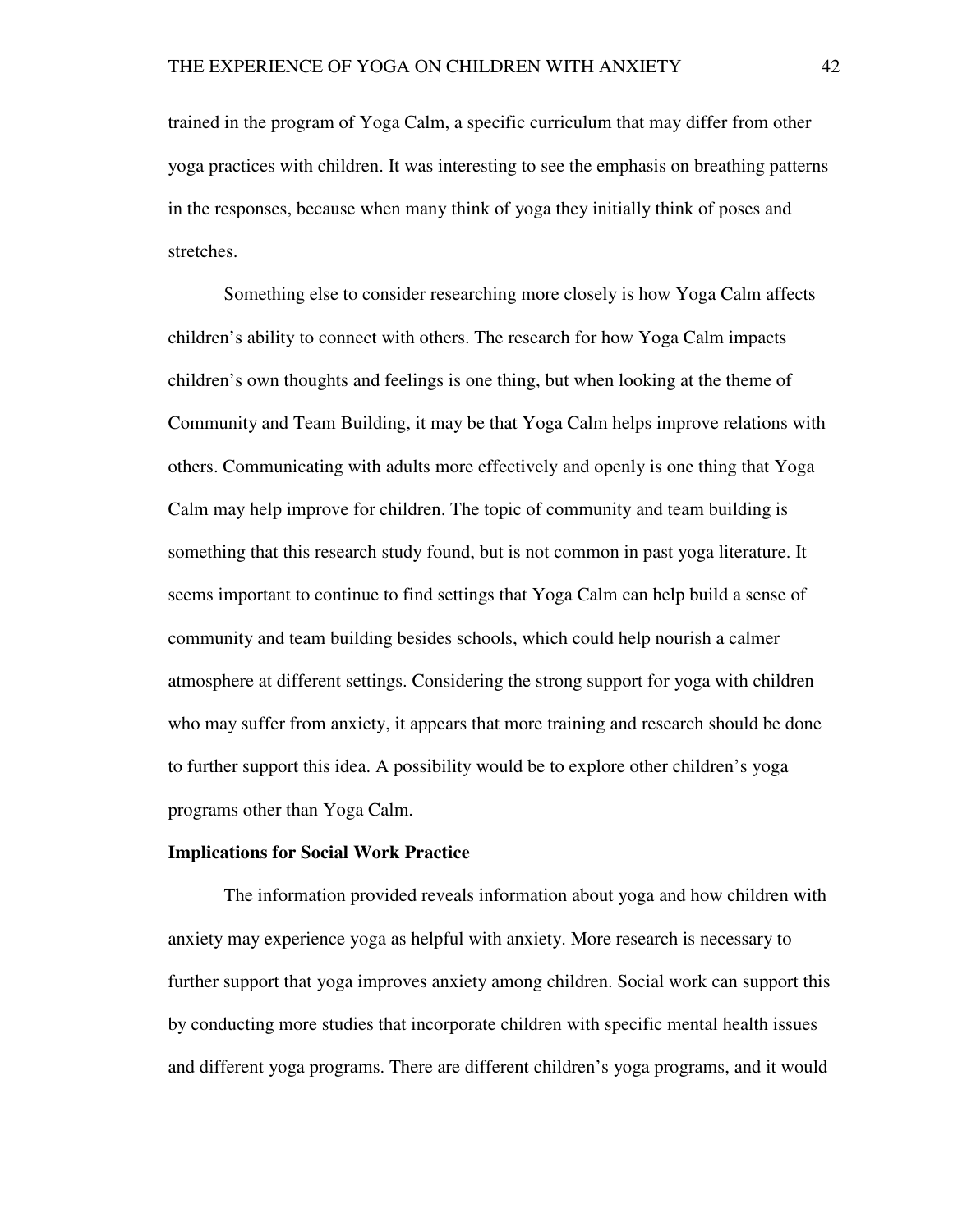trained in the program of Yoga Calm, a specific curriculum that may differ from other yoga practices with children. It was interesting to see the emphasis on breathing patterns in the responses, because when many think of yoga they initially think of poses and stretches.

Something else to consider researching more closely is how Yoga Calm affects children's ability to connect with others. The research for how Yoga Calm impacts children's own thoughts and feelings is one thing, but when looking at the theme of Community and Team Building, it may be that Yoga Calm helps improve relations with others. Communicating with adults more effectively and openly is one thing that Yoga Calm may help improve for children. The topic of community and team building is something that this research study found, but is not common in past yoga literature. It seems important to continue to find settings that Yoga Calm can help build a sense of community and team building besides schools, which could help nourish a calmer atmosphere at different settings. Considering the strong support for yoga with children who may suffer from anxiety, it appears that more training and research should be done to further support this idea. A possibility would be to explore other children's yoga programs other than Yoga Calm.

**Implications for Social Work Practice**

The information provided reveals information about yoga and how children with anxiety may experience yoga as helpful with anxiety. More research is necessary to further support that yoga improves anxiety among children. Social work can support this by conducting more studies that incorporate children with specific mental health issues and different yoga programs. There are different children's yoga programs, and it would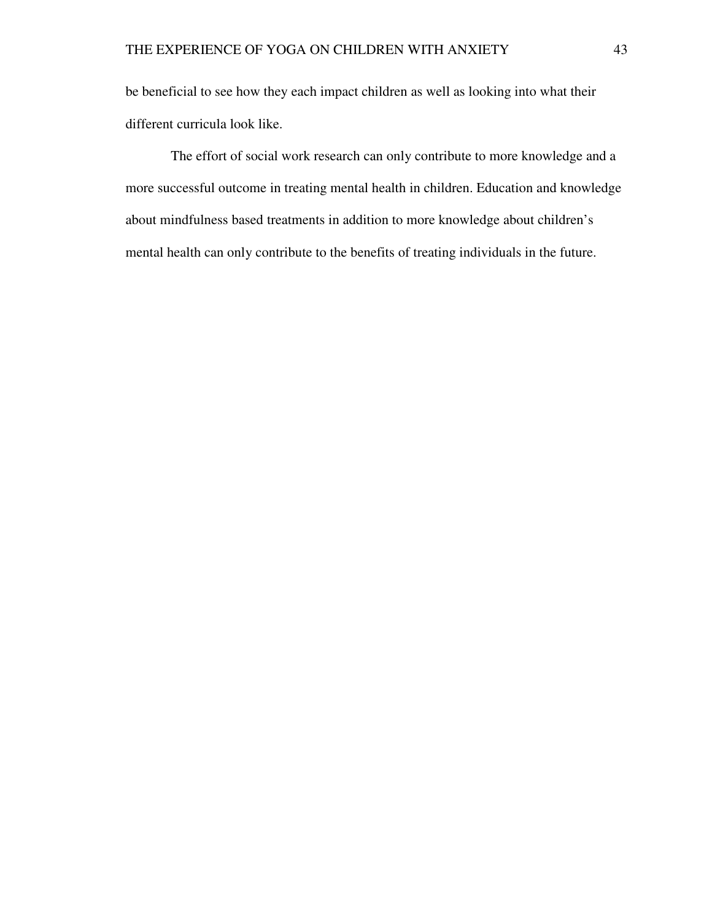be beneficial to see how they each impact children as well as looking into what their different curricula look like.

The effort of social work research can only contribute to more knowledge and a more successful outcome in treating mental health in children. Education and knowledge about mindfulness based treatments in addition to more knowledge about children's mental health can only contribute to the benefits of treating individuals in the future.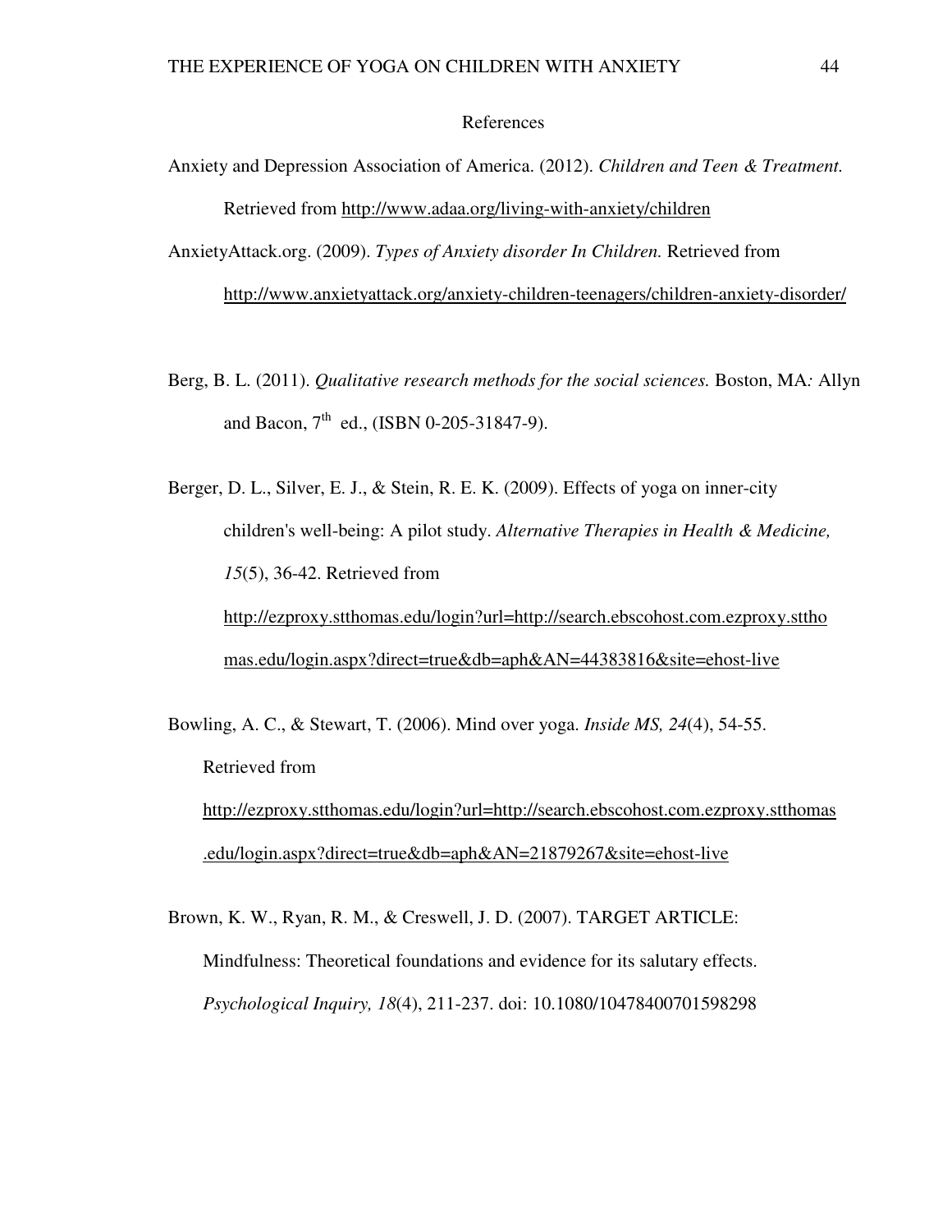## References

Anxiety and Depression Association of America. (2012). *Children and Teen & Treatment.* Retrieved from http://www.adaa.org/living-with-anxiety/children

AnxietyAttack.org. (2009). *Types of Anxiety disorder In Children.* Retrieved from http://www.anxietyattack.org/anxiety-children-teenagers/children-anxiety-disorder/

Berg, B. L. (2011). *Qualitative research methods for the social sciences.* Boston, MA*:* Allyn and Bacon, 7th ed., (ISBN 0-205-31847-9).

Berger, D. L., Silver, E. J., & Stein, R. E. K. (2009). Effects of yoga on inner-city children's well-being: A pilot study. *Alternative Therapies in Health & Medicine, 15*(5), 36-42. Retrieved from http://ezproxy.stthomas.edu/login?url=http://search.ebscohost.com.ezproxy.stthomas.edu/login.aspx?direct=true&db=aph&AN=44383816&site=ehost-live

Bowling, A. C., & Stewart, T. (2006). Mind over yoga. *Inside MS, 24*(4), 54-55. Retrieved from http://ezproxy.stthomas.edu/login?url=http://search.ebscohost.com.ezproxy.stthomas.edu/login.aspx?direct=true&db=aph&AN=21879267&site=ehost-live

Brown, K. W., Ryan, R. M., & Creswell, J. D. (2007). TARGET ARTICLE: Mindfulness: Theoretical foundations and evidence for its salutary effects. *Psychological Inquiry, 18*(4), 211-237. doi: 10.1080/10478400701598298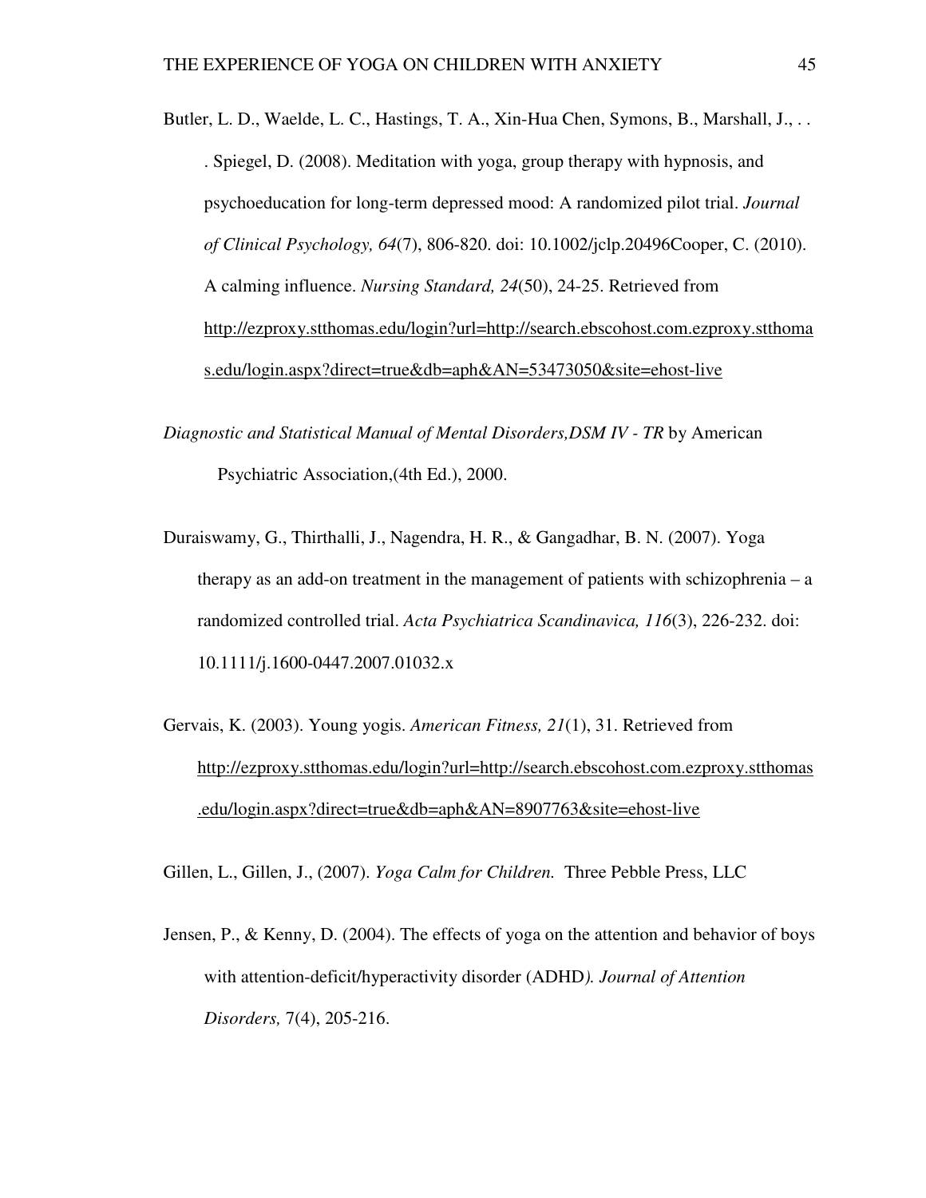Butler, L. D., Waelde, L. C., Hastings, T. A., Xin-Hua Chen, Symons, B., Marshall, J., . . . Spiegel, D. (2008). Meditation with yoga, group therapy with hypnosis, and psychoeducation for long-term depressed mood: A randomized pilot trial. *Journal of Clinical Psychology, 64*(7), 806-820. doi: 10.1002/jclp.20496Cooper, C. (2010). A calming influence. *Nursing Standard, 24*(50), 24-25. Retrieved from http://ezproxy.stthomas.edu/login?url=http://search.ebscohost.com.ezproxy.stthomas.edu/login.aspx?direct=true&db=aph&AN=53473050&site=ehost-live

*Diagnostic and Statistical Manual of Mental Disorders,DSM IV - TR* by American Psychiatric Association,(4th Ed.), 2000.

Duraiswamy, G., Thirthalli, J., Nagendra, H. R., & Gangadhar, B. N. (2007). Yoga therapy as an add-on treatment in the management of patients with schizophrenia – a randomized controlled trial. *Acta Psychiatrica Scandinavica, 116*(3), 226-232. doi: 10.1111/j.1600-0447.2007.01032.x

Gervais, K. (2003). Young yogis. *American Fitness, 21*(1), 31. Retrieved from http://ezproxy.stthomas.edu/login?url=http://search.ebscohost.com.ezproxy.stthomas.edu/login.aspx?direct=true&db=aph&AN=8907763&site=ehost-live

Gillen, L., Gillen, J., (2007). *Yoga Calm for Children.* Three Pebble Press, LLC

Jensen, P., & Kenny, D. (2004). The effects of yoga on the attention and behavior of boys with attention-deficit/hyperactivity disorder (ADHD*). Journal of Attention Disorders,* 7(4), 205-216.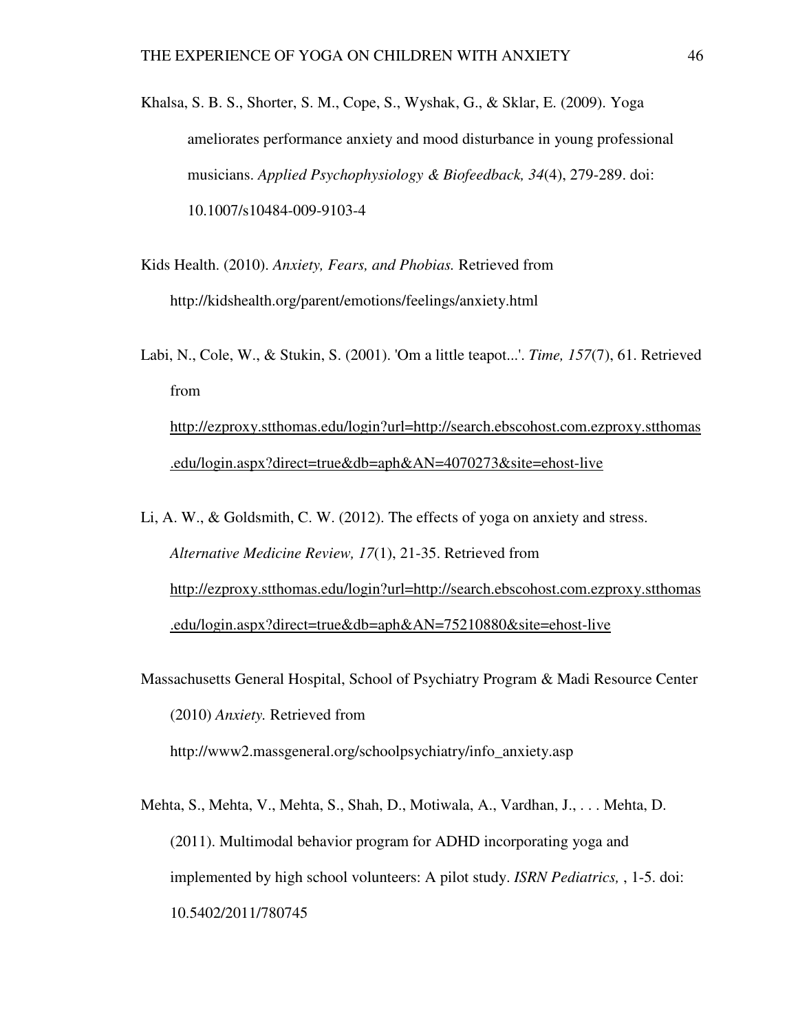Khalsa, S. B. S., Shorter, S. M., Cope, S., Wyshak, G., & Sklar, E. (2009). Yoga ameliorates performance anxiety and mood disturbance in young professional musicians. *Applied Psychophysiology & Biofeedback, 34*(4), 279-289. doi: 10.1007/s10484-009-9103-4

Kids Health. (2010). *Anxiety, Fears, and Phobias.* Retrieved from http://kidshealth.org/parent/emotions/feelings/anxiety.html

Labi, N., Cole, W., & Stukin, S. (2001). 'Om a little teapot...'. *Time, 157*(7), 61. Retrieved from http://ezproxy.stthomas.edu/login?url=http://search.ebscohost.com.ezproxy.stthomas.edu/login.aspx?direct=true&db=aph&AN=4070273&site=ehost-live

Li, A. W., & Goldsmith, C. W. (2012). The effects of yoga on anxiety and stress. *Alternative Medicine Review, 17*(1), 21-35. Retrieved from http://ezproxy.stthomas.edu/login?url=http://search.ebscohost.com.ezproxy.stthomas.edu/login.aspx?direct=true&db=aph&AN=75210880&site=ehost-live

Massachusetts General Hospital, School of Psychiatry Program & Madi Resource Center (2010) *Anxiety.* Retrieved from http://www2.massgeneral.org/schoolpsychiatry/info_anxiety.asp

Mehta, S., Mehta, V., Mehta, S., Shah, D., Motiwala, A., Vardhan, J., . . . Mehta, D. (2011). Multimodal behavior program for ADHD incorporating yoga and implemented by high school volunteers: A pilot study. *ISRN Pediatrics,* , 1-5. doi: 10.5402/2011/780745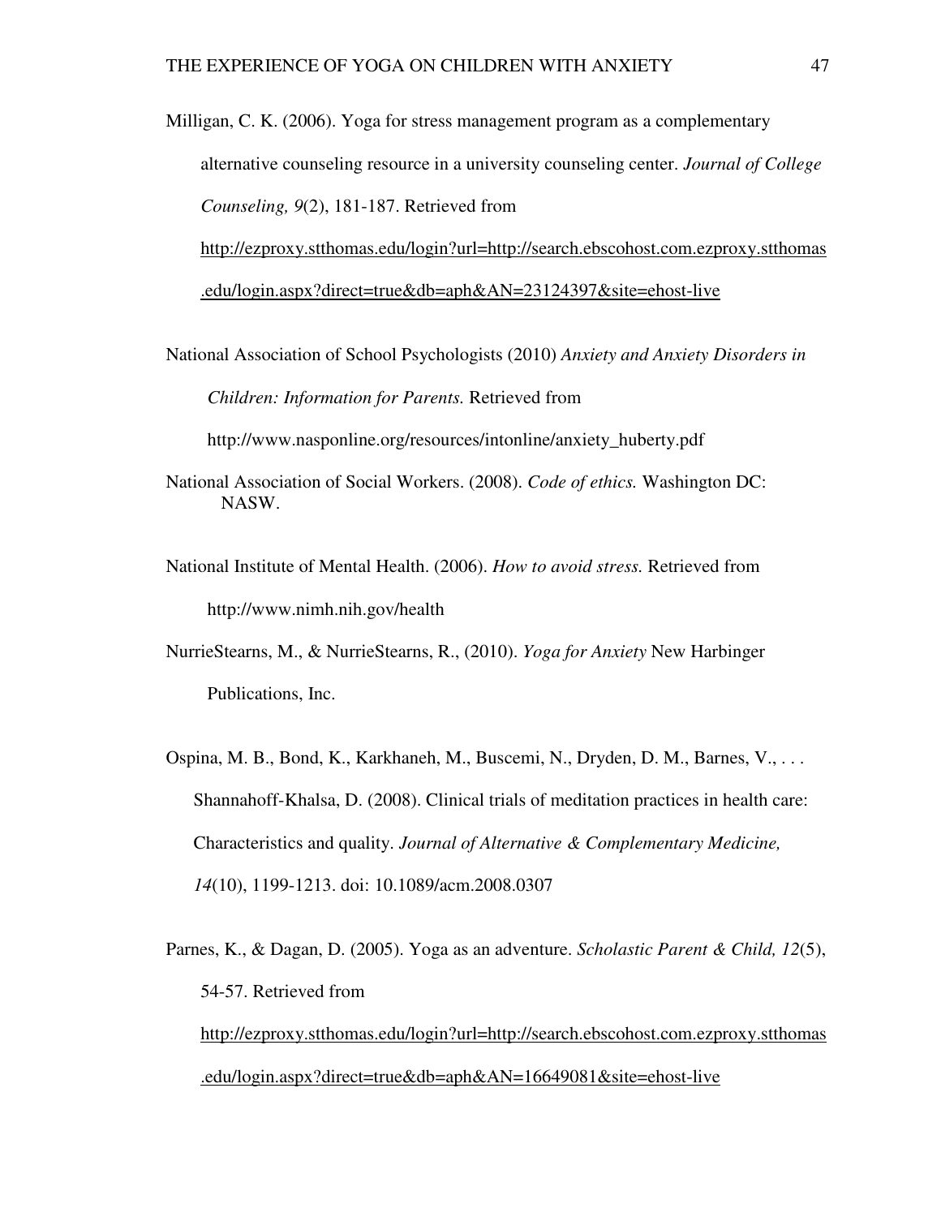Milligan, C. K. (2006). Yoga for stress management program as a complementary alternative counseling resource in a university counseling center. *Journal of College Counseling, 9*(2), 181-187. Retrieved from http://ezproxy.stthomas.edu/login?url=http://search.ebscohost.com.ezproxy.stthomas.edu/login.aspx?direct=true&db=aph&AN=23124397&site=ehost-live

National Association of School Psychologists (2010) *Anxiety and Anxiety Disorders in Children: Information for Parents.* Retrieved from http://www.nasponline.org/resources/intonline/anxiety_huberty.pdf

National Association of Social Workers. (2008). *Code of ethics.* Washington DC: NASW.

National Institute of Mental Health. (2006). *How to avoid stress.* Retrieved from http://www.nimh.nih.gov/health

NurrieStearns, M., & NurrieStearns, R., (2010). *Yoga for Anxiety* New Harbinger Publications, Inc.

Ospina, M. B., Bond, K., Karkhaneh, M., Buscemi, N., Dryden, D. M., Barnes, V., . . . Shannahoff-Khalsa, D. (2008). Clinical trials of meditation practices in health care: Characteristics and quality. *Journal of Alternative & Complementary Medicine, 14*(10), 1199-1213. doi: 10.1089/acm.2008.0307

Parnes, K., & Dagan, D. (2005). Yoga as an adventure. *Scholastic Parent & Child, 12*(5), 54-57. Retrieved from http://ezproxy.stthomas.edu/login?url=http://search.ebscohost.com.ezproxy.stthomas.edu/login.aspx?direct=true&db=aph&AN=16649081&site=ehost-live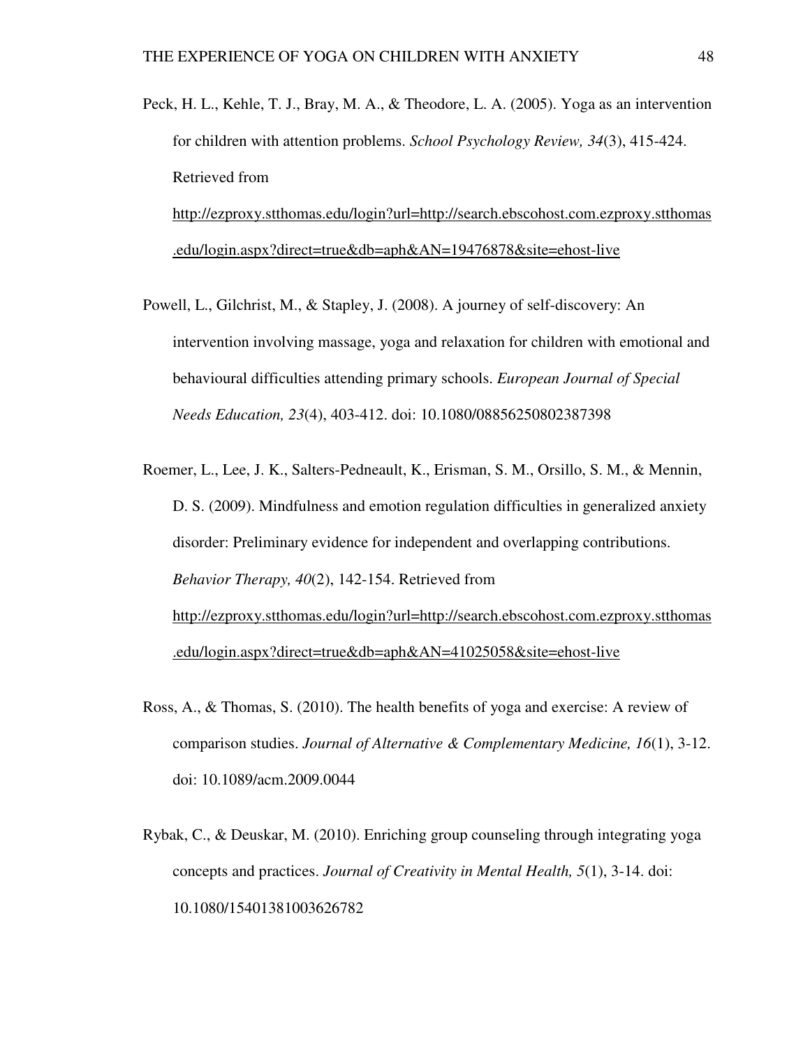Peck, H. L., Kehle, T. J., Bray, M. A., & Theodore, L. A. (2005). Yoga as an intervention for children with attention problems. *School Psychology Review, 34*(3), 415-424. Retrieved from http://ezproxy.stthomas.edu/login?url=http://search.ebscohost.com.ezproxy.stthomas.edu/login.aspx?direct=true&db=aph&AN=19476878&site=ehost-live

Powell, L., Gilchrist, M., & Stapley, J. (2008). A journey of self-discovery: An intervention involving massage, yoga and relaxation for children with emotional and behavioural difficulties attending primary schools. *European Journal of Special Needs Education, 23*(4), 403-412. doi: 10.1080/08856250802387398

Roemer, L., Lee, J. K., Salters-Pedneault, K., Erisman, S. M., Orsillo, S. M., & Mennin, D. S. (2009). Mindfulness and emotion regulation difficulties in generalized anxiety disorder: Preliminary evidence for independent and overlapping contributions. *Behavior Therapy, 40*(2), 142-154. Retrieved from http://ezproxy.stthomas.edu/login?url=http://search.ebscohost.com.ezproxy.stthomas.edu/login.aspx?direct=true&db=aph&AN=41025058&site=ehost-live

Ross, A., & Thomas, S. (2010). The health benefits of yoga and exercise: A review of comparison studies. *Journal of Alternative & Complementary Medicine, 16*(1), 3-12. doi: 10.1089/acm.2009.0044

Rybak, C., & Deuskar, M. (2010). Enriching group counseling through integrating yoga concepts and practices. *Journal of Creativity in Mental Health, 5*(1), 3-14. doi: 10.1080/15401381003626782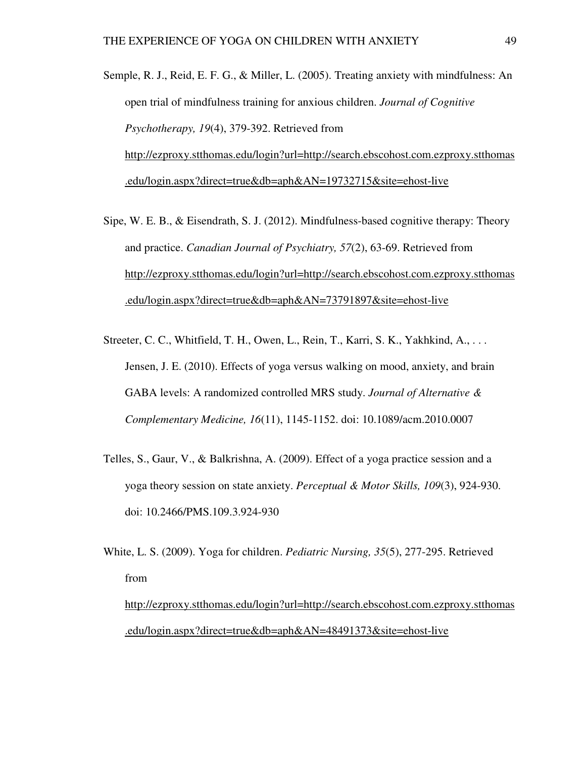Semple, R. J., Reid, E. F. G., & Miller, L. (2005). Treating anxiety with mindfulness: An open trial of mindfulness training for anxious children. *Journal of Cognitive Psychotherapy, 19*(4), 379-392. Retrieved from http://ezproxy.stthomas.edu/login?url=http://search.ebscohost.com.ezproxy.stthomas.edu/login.aspx?direct=true&db=aph&AN=19732715&site=ehost-live

Sipe, W. E. B., & Eisendrath, S. J. (2012). Mindfulness-based cognitive therapy: Theory and practice. *Canadian Journal of Psychiatry, 57*(2), 63-69. Retrieved from http://ezproxy.stthomas.edu/login?url=http://search.ebscohost.com.ezproxy.stthomas.edu/login.aspx?direct=true&db=aph&AN=73791897&site=ehost-live

Streeter, C. C., Whitfield, T. H., Owen, L., Rein, T., Karri, S. K., Yakhkind, A., . . . Jensen, J. E. (2010). Effects of yoga versus walking on mood, anxiety, and brain GABA levels: A randomized controlled MRS study. *Journal of Alternative & Complementary Medicine, 16*(11), 1145-1152. doi: 10.1089/acm.2010.0007

Telles, S., Gaur, V., & Balkrishna, A. (2009). Effect of a yoga practice session and a yoga theory session on state anxiety. *Perceptual & Motor Skills, 109*(3), 924-930. doi: 10.2466/PMS.109.3.924-930

White, L. S. (2009). Yoga for children. *Pediatric Nursing, 35*(5), 277-295. Retrieved from http://ezproxy.stthomas.edu/login?url=http://search.ebscohost.com.ezproxy.stthomas.edu/login.aspx?direct=true&db=aph&AN=48491373&site=ehost-live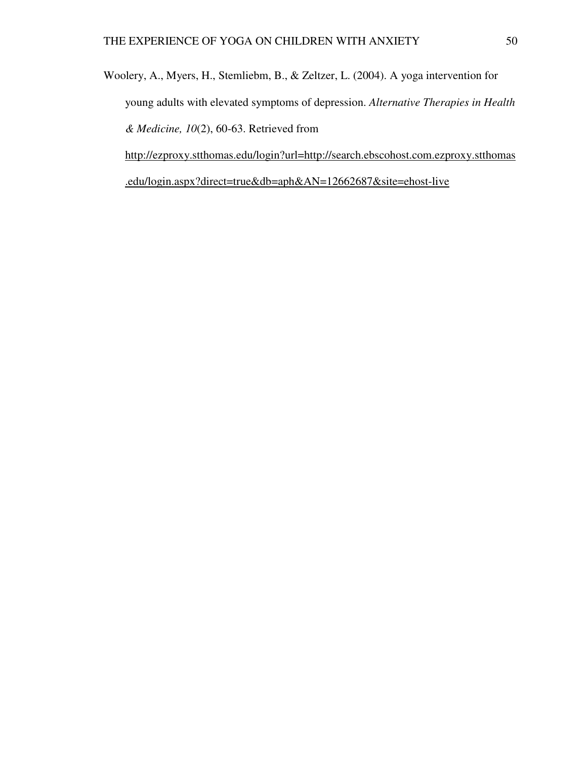Woolery, A., Myers, H., Stemliebm, B., & Zeltzer, L. (2004). A yoga intervention for young adults with elevated symptoms of depression. *Alternative Therapies in Health & Medicine, 10*(2), 60-63. Retrieved from http://ezproxy.stthomas.edu/login?url=http://search.ebscohost.com.ezproxy.stthomas.edu/login.aspx?direct=true&db=aph&AN=12662687&site=ehost-live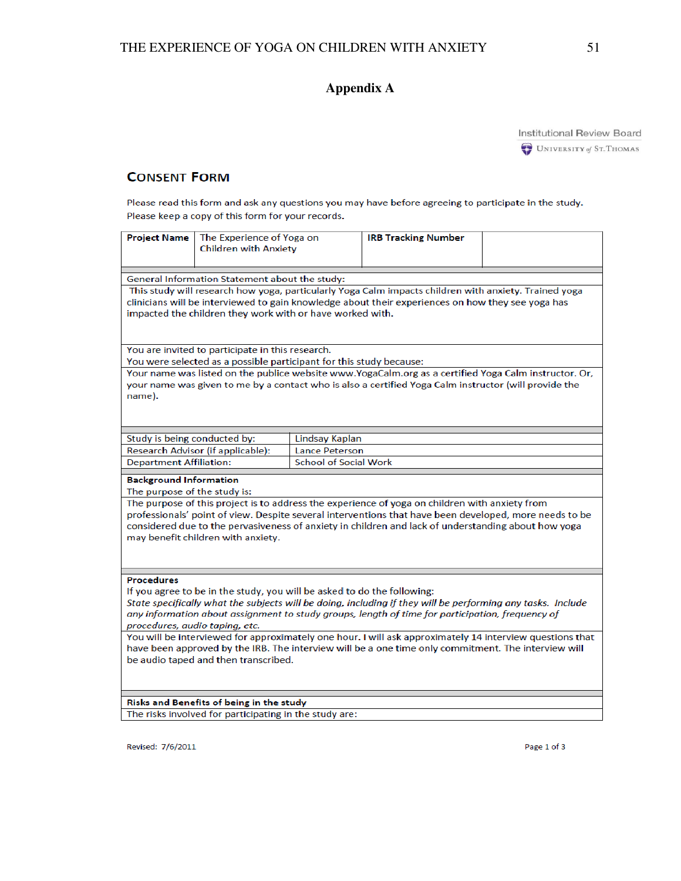# Appendix A

Institutional Review Board
UNIVERSITY of ST. THOMAS

## CONSENT FORM

Please read this form and ask any questions you may have before agreeing to participate in the study. Please keep a copy of this form for your records.

| **Project Name** | The Experience of Yoga on Children with Anxiety | **IRB Tracking Number** | |
|---|---|---|---|

General Information Statement about the study:

This study will research how yoga, particularly Yoga Calm impacts children with anxiety. Trained yoga clinicians will be interviewed to gain knowledge about their experiences on how they see yoga has impacted the children they work with or have worked with.

You are invited to participate in this research.
You were selected as a possible participant for this study because:

Your name was listed on the publice website www.YogaCalm.org as a certified Yoga Calm instructor. Or, your name was given to me by a contact who is also a certified Yoga Calm instructor (will provide the name).

| Study is being conducted by: | Lindsay Kaplan |
|---|---|
| Research Advisor (if applicable): | Lance Peterson |
| Department Affiliation: | School of Social Work |

**Background Information**
The purpose of the study is:

The purpose of this project is to address the experience of yoga on children with anxiety from professionals' point of view. Despite several interventions that have been developed, more needs to be considered due to the pervasiveness of anxiety in children and lack of understanding about how yoga may benefit children with anxiety.

**Procedures**
If you agree to be in the study, you will be asked to do the following:
*State specifically what the subjects will be doing, including if they will be performing any tasks. Include any information about assignment to study groups, length of time for participation, frequency of procedures, audio taping, etc.*

You will be interviewed for approximately one hour. I will ask approximately 14 interview questions that have been approved by the IRB. The interview will be a one time only commitment. The interview will be audio taped and then transcribed.

**Risks and Benefits of being in the study**
The risks involved for participating in the study are:

Revised: 7/6/2011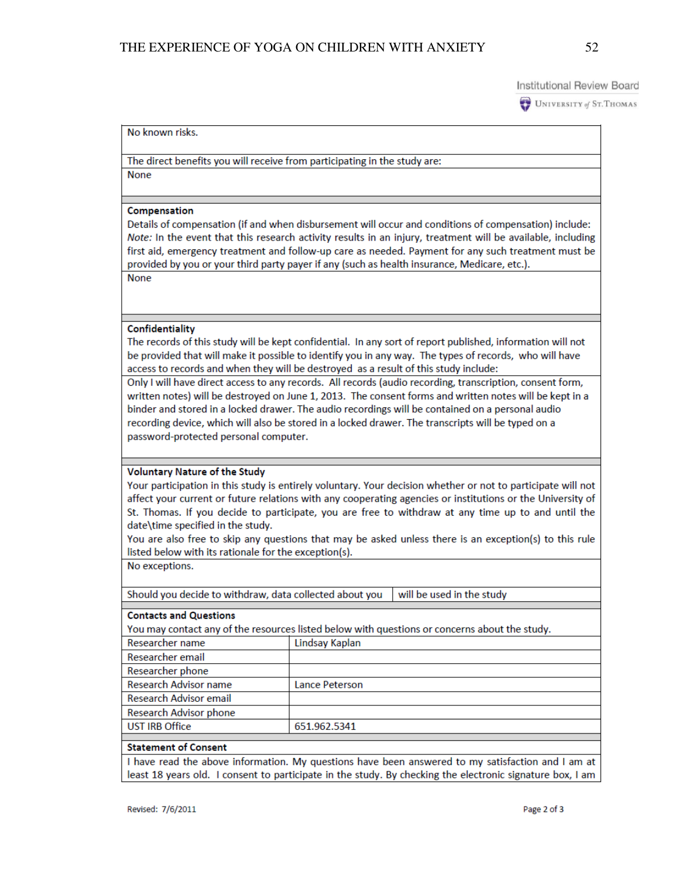Institutional Review Board
UNIVERSITY of ST. THOMAS

No known risks.

The direct benefits you will receive from participating in the study are:

None

**Compensation**

Details of compensation (if and when disbursement will occur and conditions of compensation) include:

*Note:* In the event that this research activity results in an injury, treatment will be available, including first aid, emergency treatment and follow-up care as needed. Payment for any such treatment must be provided by you or your third party payer if any (such as health insurance, Medicare, etc.).

None

**Confidentiality**

The records of this study will be kept confidential. In any sort of report published, information will not be provided that will make it possible to identify you in any way. The types of records, who will have access to records and when they will be destroyed as a result of this study include:

Only I will have direct access to any records. All records (audio recording, transcription, consent form, written notes) will be destroyed on June 1, 2013. The consent forms and written notes will be kept in a binder and stored in a locked drawer. The audio recordings will be contained on a personal audio recording device, which will also be stored in a locked drawer. The transcripts will be typed on a password-protected personal computer.

**Voluntary Nature of the Study**

Your participation in this study is entirely voluntary. Your decision whether or not to participate will not affect your current or future relations with any cooperating agencies or institutions or the University of St. Thomas. If you decide to participate, you are free to withdraw at any time up to and until the date\time specified in the study.

You are also free to skip any questions that may be asked unless there is an exception(s) to this rule listed below with its rationale for the exception(s).

No exceptions.

| Should you decide to withdraw, data collected about you | will be used in the study |
|---|---|

**Contacts and Questions**

You may contact any of the resources listed below with questions or concerns about the study.

| Researcher name | Lindsay Kaplan |
|---|---|
| Researcher email | |
| Researcher phone | |
| Research Advisor name | Lance Peterson |
| Research Advisor email | |
| Research Advisor phone | |
| UST IRB Office | 651.962.5341 |

**Statement of Consent**

I have read the above information. My questions have been answered to my satisfaction and I am at least 18 years old. I consent to participate in the study. By checking the electronic signature box, I am

Revised: 7/6/2011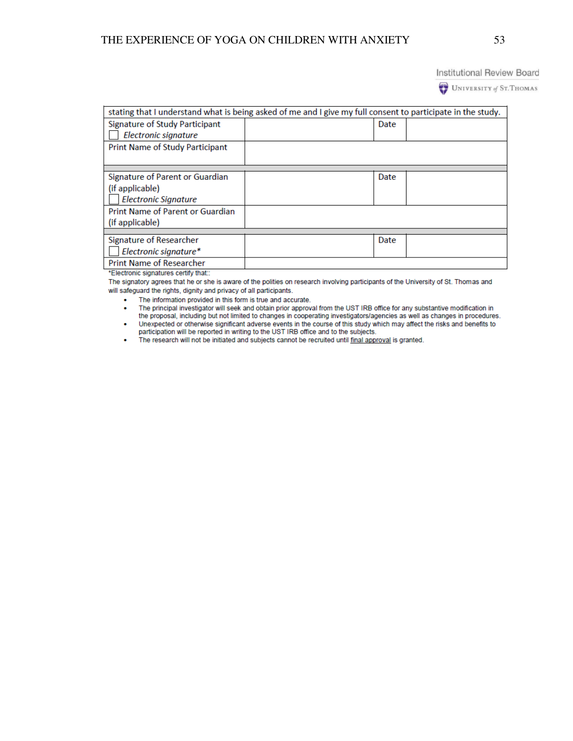Institutional Review Board
University of St. Thomas

| stating that I understand what is being asked of me and I give my full consent to participate in the study. | | | |
|---|---|---|---|
| Signature of Study Participant<br>☐ *Electronic signature* | | Date | |
| Print Name of Study Participant | | | |
| | | | |
| Signature of Parent or Guardian (if applicable)<br>☐ *Electronic Signature* | | Date | |
| Print Name of Parent or Guardian (if applicable) | | | |
| | | | |
| Signature of Researcher<br>☐ *Electronic signature** | | Date | |
| Print Name of Researcher | | | |

*Electronic signatures certify that::

The signatory agrees that he or she is aware of the polities on research involving participants of the University of St. Thomas and will safeguard the rights, dignity and privacy of all participants.

- The information provided in this form is true and accurate.
- The principal investigator will seek and obtain prior approval from the UST IRB office for any substantive modification in the proposal, including but not limited to changes in cooperating investigators/agencies as well as changes in procedures.
- Unexpected or otherwise significant adverse events in the course of this study which may affect the risks and benefits to participation will be reported in writing to the UST IRB office and to the subjects.
- The research will not be initiated and subjects cannot be recruited until final approval is granted.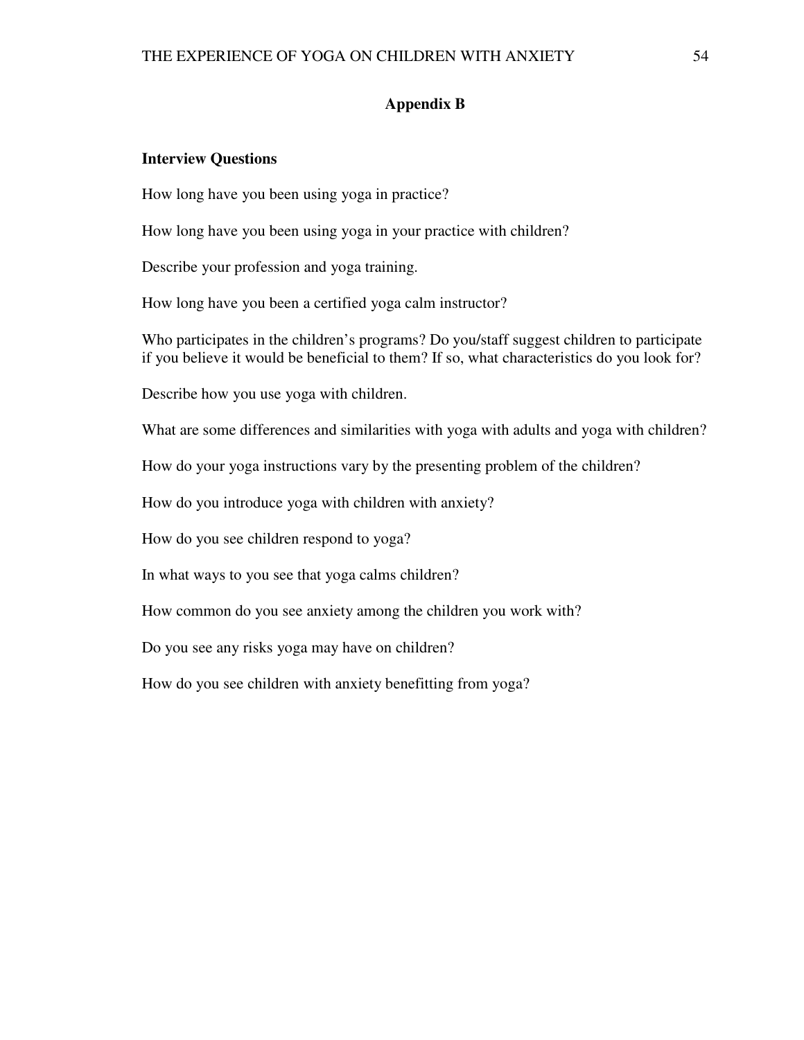# Appendix B

## Interview Questions

How long have you been using yoga in practice?

How long have you been using yoga in your practice with children?

Describe your profession and yoga training.

How long have you been a certified yoga calm instructor?

Who participates in the children's programs? Do you/staff suggest children to participate if you believe it would be beneficial to them? If so, what characteristics do you look for?

Describe how you use yoga with children.

What are some differences and similarities with yoga with adults and yoga with children?

How do your yoga instructions vary by the presenting problem of the children?

How do you introduce yoga with children with anxiety?

How do you see children respond to yoga?

In what ways to you see that yoga calms children?

How common do you see anxiety among the children you work with?

Do you see any risks yoga may have on children?

How do you see children with anxiety benefitting from yoga?